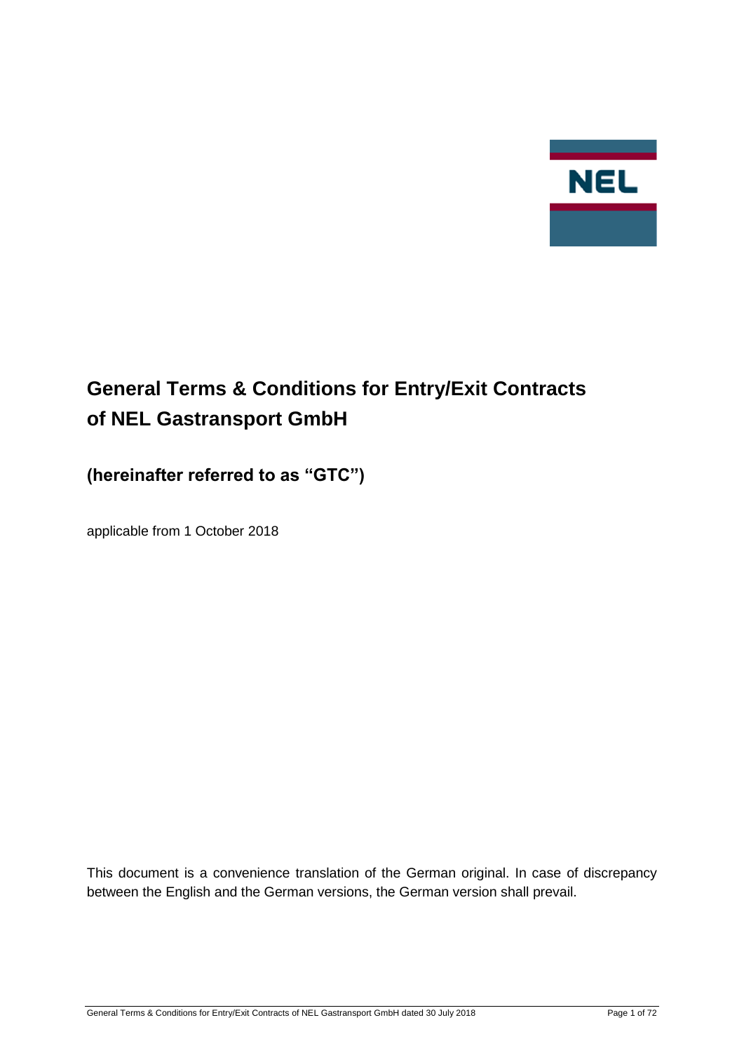NEL

# General Terms & Conditions for Entry/Exit Contracts of NEL Gastransport GmbH

## (hereinafter referred to as "GTC")

applicable from 1 October 2018

This document is a convenience translation of the German original. In case of discrepancy between the English and the German versions, the German version shall prevail.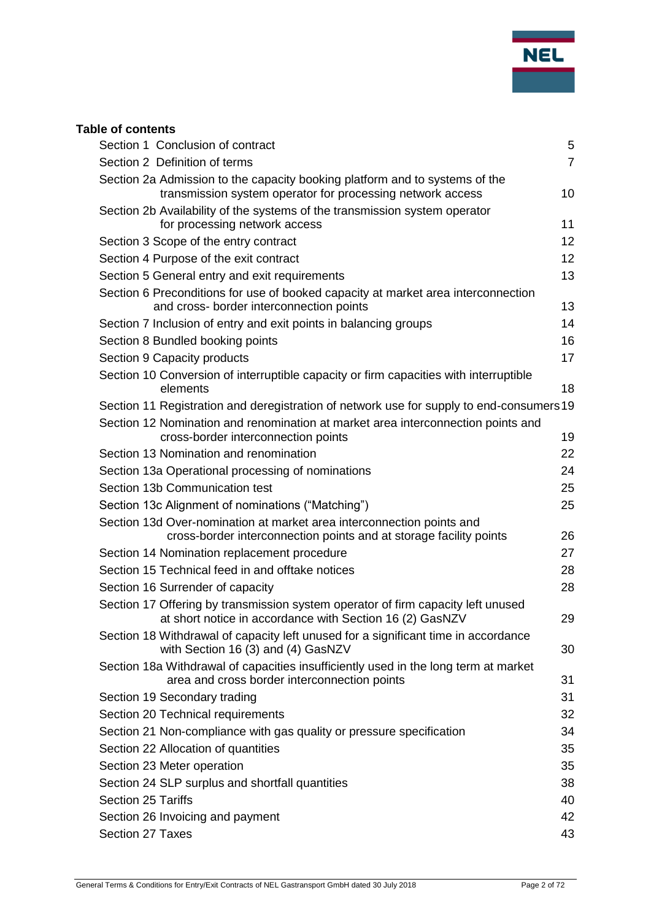**Table of contents**

| | |
|---|---|
| Section 1 Conclusion of contract | 5 |
| Section 2 Definition of terms | 7 |
| Section 2a Admission to the capacity booking platform and to systems of the transmission system operator for processing network access | 10 |
| Section 2b Availability of the systems of the transmission system operator for processing network access | 11 |
| Section 3 Scope of the entry contract | 12 |
| Section 4 Purpose of the exit contract | 12 |
| Section 5 General entry and exit requirements | 13 |
| Section 6 Preconditions for use of booked capacity at market area interconnection and cross- border interconnection points | 13 |
| Section 7 Inclusion of entry and exit points in balancing groups | 14 |
| Section 8 Bundled booking points | 16 |
| Section 9 Capacity products | 17 |
| Section 10 Conversion of interruptible capacity or firm capacities with interruptible elements | 18 |
| Section 11 Registration and deregistration of network use for supply to end-consumers | 19 |
| Section 12 Nomination and renomination at market area interconnection points and cross-border interconnection points | 19 |
| Section 13 Nomination and renomination | 22 |
| Section 13a Operational processing of nominations | 24 |
| Section 13b Communication test | 25 |
| Section 13c Alignment of nominations ("Matching") | 25 |
| Section 13d Over-nomination at market area interconnection points and cross-border interconnection points and at storage facility points | 26 |
| Section 14 Nomination replacement procedure | 27 |
| Section 15 Technical feed in and offtake notices | 28 |
| Section 16 Surrender of capacity | 28 |
| Section 17 Offering by transmission system operator of firm capacity left unused at short notice in accordance with Section 16 (2) GasNZV | 29 |
| Section 18 Withdrawal of capacity left unused for a significant time in accordance with Section 16 (3) and (4) GasNZV | 30 |
| Section 18a Withdrawal of capacities insufficiently used in the long term at market area and cross border interconnection points | 31 |
| Section 19 Secondary trading | 31 |
| Section 20 Technical requirements | 32 |
| Section 21 Non-compliance with gas quality or pressure specification | 34 |
| Section 22 Allocation of quantities | 35 |
| Section 23 Meter operation | 35 |
| Section 24 SLP surplus and shortfall quantities | 38 |
| Section 25 Tariffs | 40 |
| Section 26 Invoicing and payment | 42 |
| Section 27 Taxes | 43 |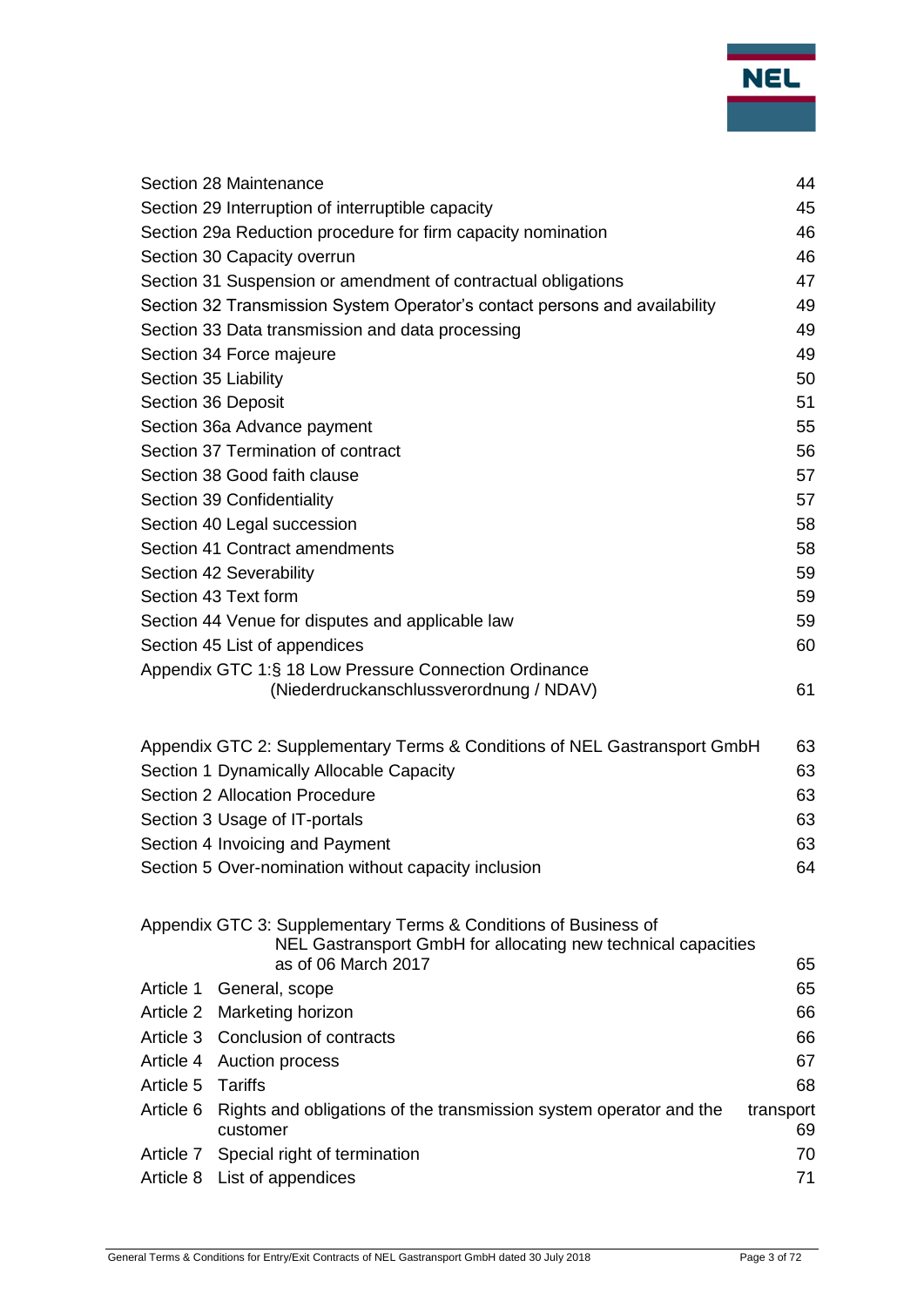| | |
|---|---|
| Section 28 Maintenance | 44 |
| Section 29 Interruption of interruptible capacity | 45 |
| Section 29a Reduction procedure for firm capacity nomination | 46 |
| Section 30 Capacity overrun | 46 |
| Section 31 Suspension or amendment of contractual obligations | 47 |
| Section 32 Transmission System Operator's contact persons and availability | 49 |
| Section 33 Data transmission and data processing | 49 |
| Section 34 Force majeure | 49 |
| Section 35 Liability | 50 |
| Section 36 Deposit | 51 |
| Section 36a Advance payment | 55 |
| Section 37 Termination of contract | 56 |
| Section 38 Good faith clause | 57 |
| Section 39 Confidentiality | 57 |
| Section 40 Legal succession | 58 |
| Section 41 Contract amendments | 58 |
| Section 42 Severability | 59 |
| Section 43 Text form | 59 |
| Section 44 Venue for disputes and applicable law | 59 |
| Section 45 List of appendices | 60 |
| Appendix GTC 1:§ 18 Low Pressure Connection Ordinance (Niederdruckanschlussverordnung / NDAV) | 61 |

| | |
|---|---|
| Appendix GTC 2: Supplementary Terms & Conditions of NEL Gastransport GmbH | 63 |
| Section 1 Dynamically Allocable Capacity | 63 |
| Section 2 Allocation Procedure | 63 |
| Section 3 Usage of IT-portals | 63 |
| Section 4 Invoicing and Payment | 63 |
| Section 5 Over-nomination without capacity inclusion | 64 |

| | | |
|---|---|---|
| Appendix GTC 3: Supplementary Terms & Conditions of Business of NEL Gastransport GmbH for allocating new technical capacities as of 06 March 2017 | | 65 |
| Article 1 | General, scope | 65 |
| Article 2 | Marketing horizon | 66 |
| Article 3 | Conclusion of contracts | 66 |
| Article 4 | Auction process | 67 |
| Article 5 | Tariffs | 68 |
| Article 6 | Rights and obligations of the transmission system operator and the transport customer | 69 |
| Article 7 | Special right of termination | 70 |
| Article 8 | List of appendices | 71 |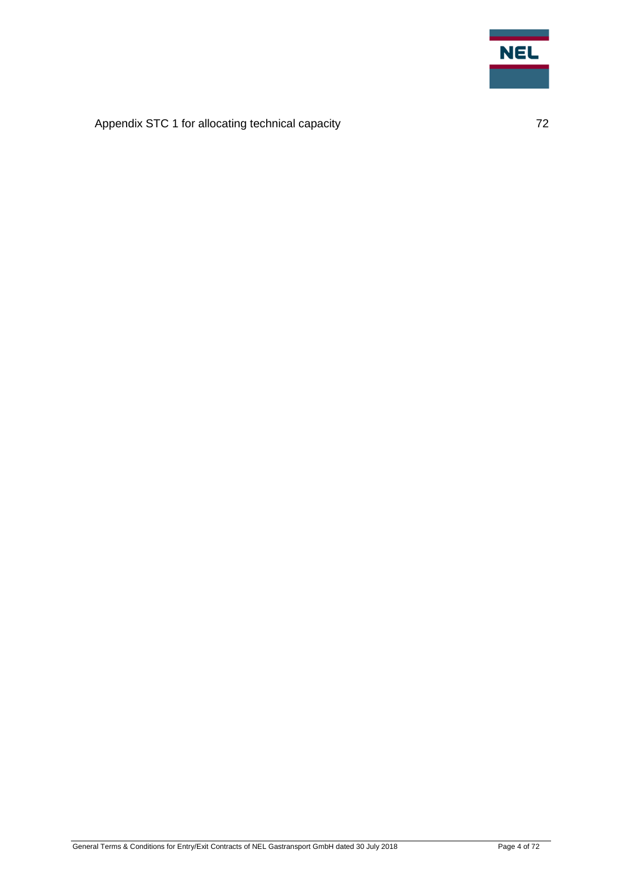Appendix STC 1 for allocating technical capacity 72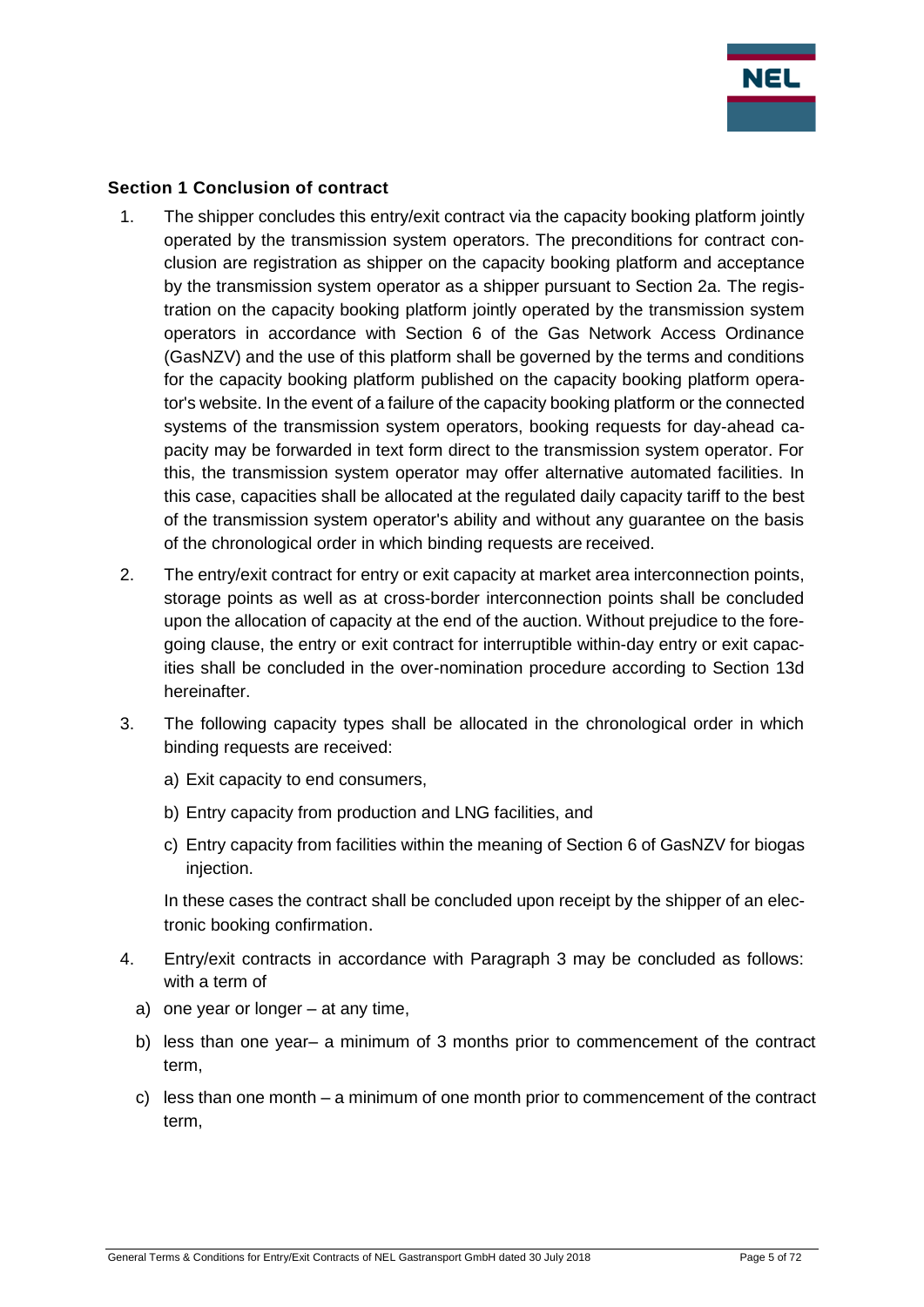### Section 1 Conclusion of contract

1. The shipper concludes this entry/exit contract via the capacity booking platform jointly operated by the transmission system operators. The preconditions for contract conclusion are registration as shipper on the capacity booking platform and acceptance by the transmission system operator as a shipper pursuant to Section 2a. The registration on the capacity booking platform jointly operated by the transmission system operators in accordance with Section 6 of the Gas Network Access Ordinance (GasNZV) and the use of this platform shall be governed by the terms and conditions for the capacity booking platform published on the capacity booking platform operator's website. In the event of a failure of the capacity booking platform or the connected systems of the transmission system operators, booking requests for day-ahead capacity may be forwarded in text form direct to the transmission system operator. For this, the transmission system operator may offer alternative automated facilities. In this case, capacities shall be allocated at the regulated daily capacity tariff to the best of the transmission system operator's ability and without any guarantee on the basis of the chronological order in which binding requests are received.

2. The entry/exit contract for entry or exit capacity at market area interconnection points, storage points as well as at cross-border interconnection points shall be concluded upon the allocation of capacity at the end of the auction. Without prejudice to the foregoing clause, the entry or exit contract for interruptible within-day entry or exit capacities shall be concluded in the over-nomination procedure according to Section 13d hereinafter.

3. The following capacity types shall be allocated in the chronological order in which binding requests are received:

   a) Exit capacity to end consumers,

   b) Entry capacity from production and LNG facilities, and

   c) Entry capacity from facilities within the meaning of Section 6 of GasNZV for biogas injection.

   In these cases the contract shall be concluded upon receipt by the shipper of an electronic booking confirmation.

4. Entry/exit contracts in accordance with Paragraph 3 may be concluded as follows: with a term of

   a) one year or longer – at any time,

   b) less than one year– a minimum of 3 months prior to commencement of the contract term,

   c) less than one month – a minimum of one month prior to commencement of the contract term,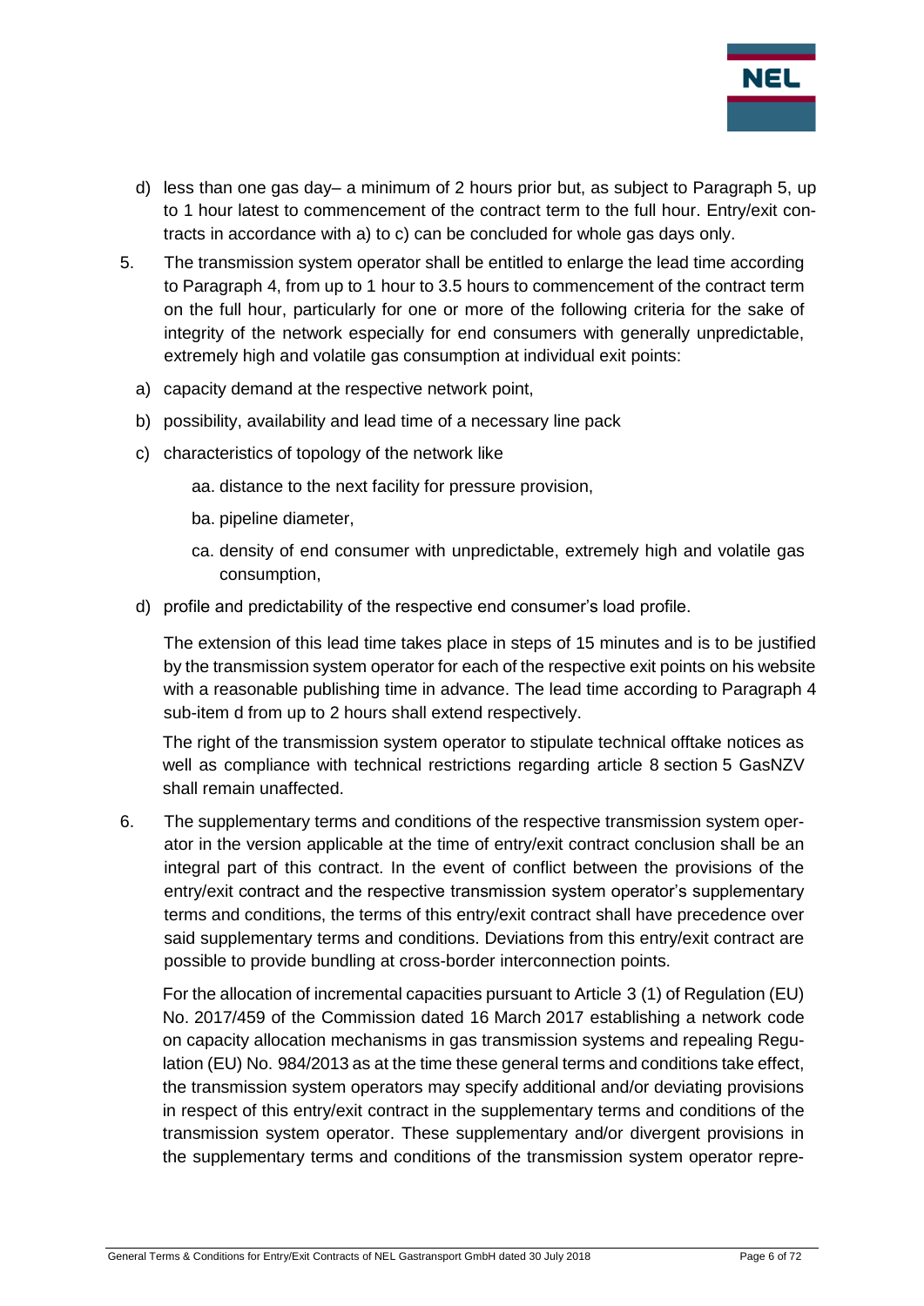d) less than one gas day– a minimum of 2 hours prior but, as subject to Paragraph 5, up to 1 hour latest to commencement of the contract term to the full hour. Entry/exit contracts in accordance with a) to c) can be concluded for whole gas days only.

5. The transmission system operator shall be entitled to enlarge the lead time according to Paragraph 4, from up to 1 hour to 3.5 hours to commencement of the contract term on the full hour, particularly for one or more of the following criteria for the sake of integrity of the network especially for end consumers with generally unpredictable, extremely high and volatile gas consumption at individual exit points:

   a) capacity demand at the respective network point,

   b) possibility, availability and lead time of a necessary line pack

   c) characteristics of topology of the network like

      aa. distance to the next facility for pressure provision,

      ba. pipeline diameter,

      ca. density of end consumer with unpredictable, extremely high and volatile gas consumption,

   d) profile and predictability of the respective end consumer's load profile.

   The extension of this lead time takes place in steps of 15 minutes and is to be justified by the transmission system operator for each of the respective exit points on his website with a reasonable publishing time in advance. The lead time according to Paragraph 4 sub-item d from up to 2 hours shall extend respectively.

   The right of the transmission system operator to stipulate technical offtake notices as well as compliance with technical restrictions regarding article 8 section 5 GasNZV shall remain unaffected.

6. The supplementary terms and conditions of the respective transmission system operator in the version applicable at the time of entry/exit contract conclusion shall be an integral part of this contract. In the event of conflict between the provisions of the entry/exit contract and the respective transmission system operator's supplementary terms and conditions, the terms of this entry/exit contract shall have precedence over said supplementary terms and conditions. Deviations from this entry/exit contract are possible to provide bundling at cross-border interconnection points.

   For the allocation of incremental capacities pursuant to Article 3 (1) of Regulation (EU) No. 2017/459 of the Commission dated 16 March 2017 establishing a network code on capacity allocation mechanisms in gas transmission systems and repealing Regulation (EU) No. 984/2013 as at the time these general terms and conditions take effect, the transmission system operators may specify additional and/or deviating provisions in respect of this entry/exit contract in the supplementary terms and conditions of the transmission system operator. These supplementary and/or divergent provisions in the supplementary terms and conditions of the transmission system operator repre-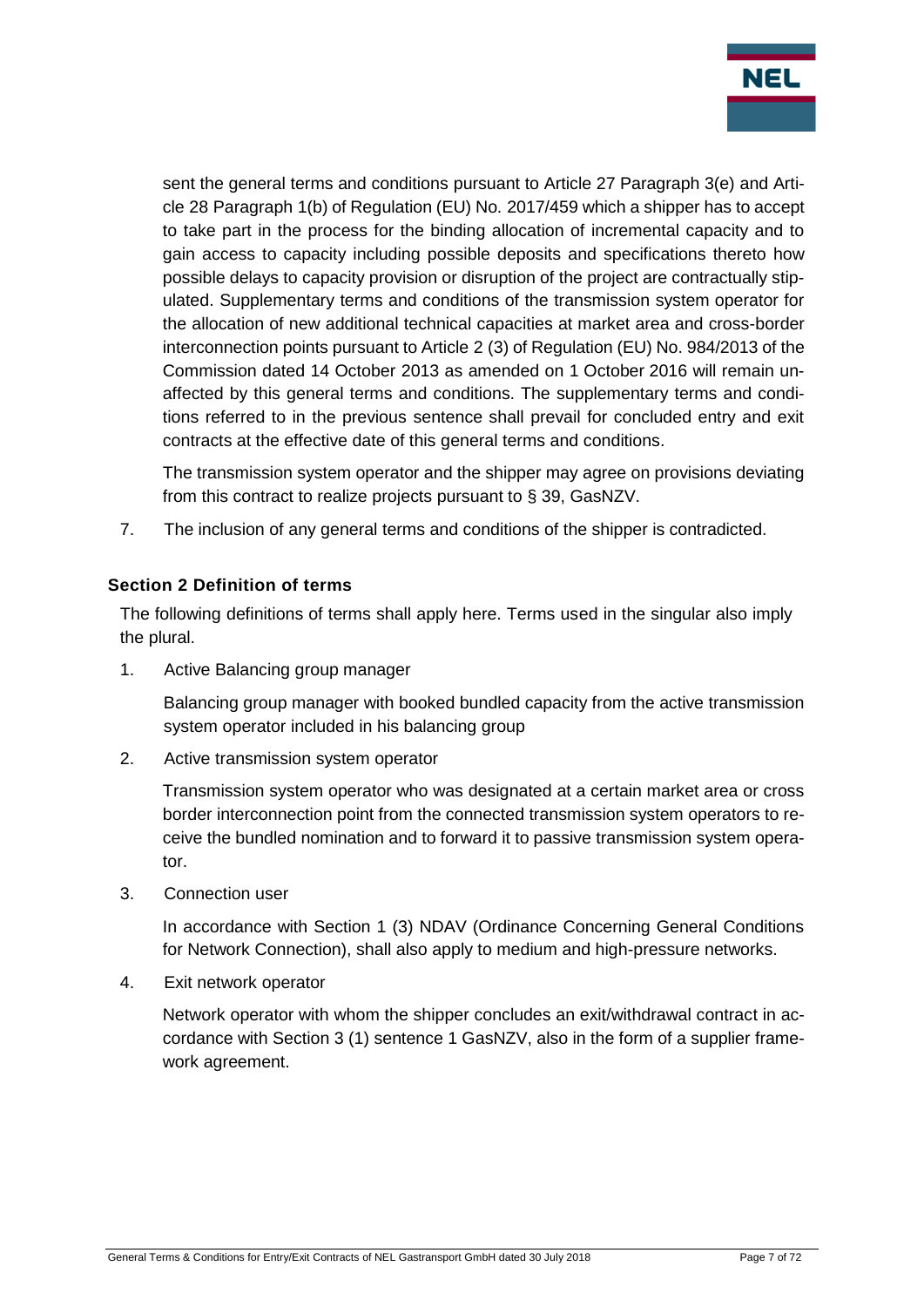sent the general terms and conditions pursuant to Article 27 Paragraph 3(e) and Article 28 Paragraph 1(b) of Regulation (EU) No. 2017/459 which a shipper has to accept to take part in the process for the binding allocation of incremental capacity and to gain access to capacity including possible deposits and specifications thereto how possible delays to capacity provision or disruption of the project are contractually stipulated. Supplementary terms and conditions of the transmission system operator for the allocation of new additional technical capacities at market area and cross-border interconnection points pursuant to Article 2 (3) of Regulation (EU) No. 984/2013 of the Commission dated 14 October 2013 as amended on 1 October 2016 will remain unaffected by this general terms and conditions. The supplementary terms and conditions referred to in the previous sentence shall prevail for concluded entry and exit contracts at the effective date of this general terms and conditions.

The transmission system operator and the shipper may agree on provisions deviating from this contract to realize projects pursuant to § 39, GasNZV.

7. The inclusion of any general terms and conditions of the shipper is contradicted.

## Section 2 Definition of terms

The following definitions of terms shall apply here. Terms used in the singular also imply the plural.

1. Active Balancing group manager

   Balancing group manager with booked bundled capacity from the active transmission system operator included in his balancing group

2. Active transmission system operator

   Transmission system operator who was designated at a certain market area or cross border interconnection point from the connected transmission system operators to receive the bundled nomination and to forward it to passive transmission system operator.

3. Connection user

   In accordance with Section 1 (3) NDAV (Ordinance Concerning General Conditions for Network Connection), shall also apply to medium and high-pressure networks.

4. Exit network operator

   Network operator with whom the shipper concludes an exit/withdrawal contract in accordance with Section 3 (1) sentence 1 GasNZV, also in the form of a supplier framework agreement.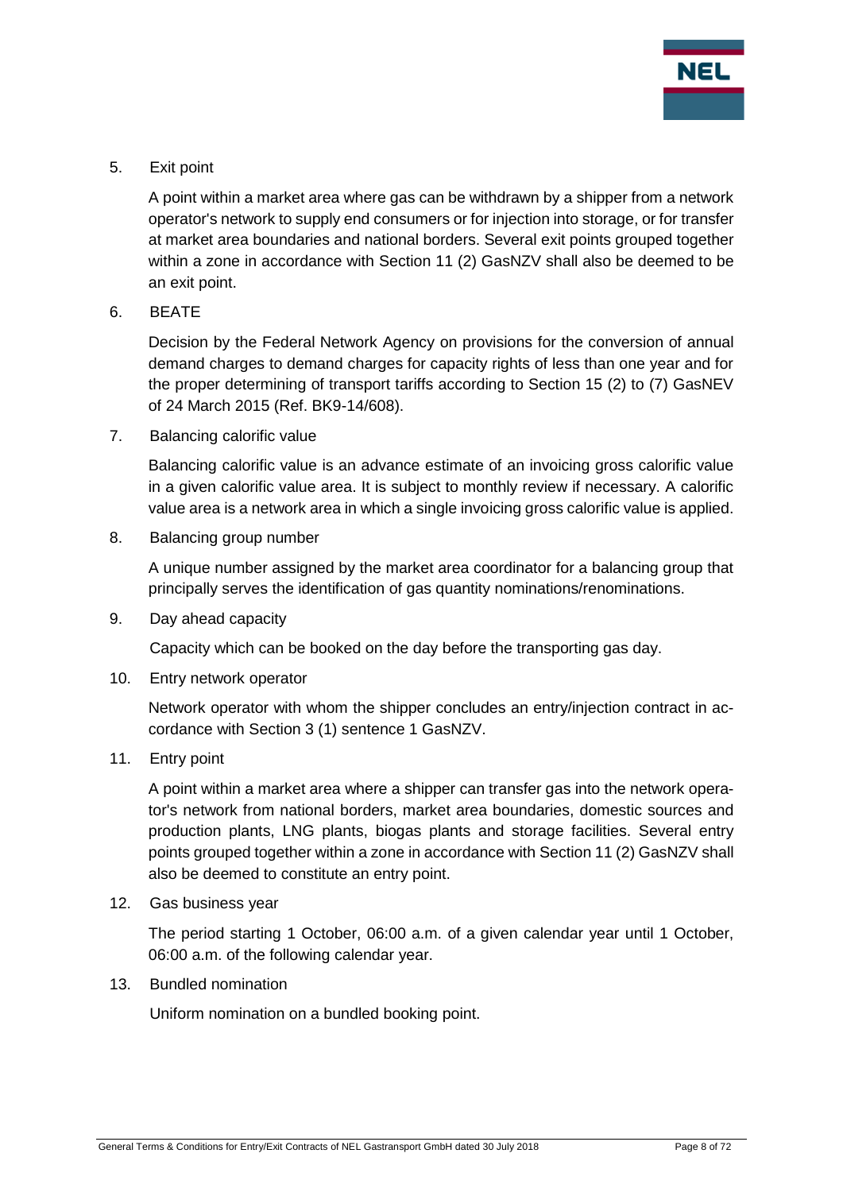5. Exit point

   A point within a market area where gas can be withdrawn by a shipper from a network operator's network to supply end consumers or for injection into storage, or for transfer at market area boundaries and national borders. Several exit points grouped together within a zone in accordance with Section 11 (2) GasNZV shall also be deemed to be an exit point.

6. BEATE

   Decision by the Federal Network Agency on provisions for the conversion of annual demand charges to demand charges for capacity rights of less than one year and for the proper determining of transport tariffs according to Section 15 (2) to (7) GasNEV of 24 March 2015 (Ref. BK9-14/608).

7. Balancing calorific value

   Balancing calorific value is an advance estimate of an invoicing gross calorific value in a given calorific value area. It is subject to monthly review if necessary. A calorific value area is a network area in which a single invoicing gross calorific value is applied.

8. Balancing group number

   A unique number assigned by the market area coordinator for a balancing group that principally serves the identification of gas quantity nominations/renominations.

9. Day ahead capacity

   Capacity which can be booked on the day before the transporting gas day.

10. Entry network operator

    Network operator with whom the shipper concludes an entry/injection contract in accordance with Section 3 (1) sentence 1 GasNZV.

11. Entry point

    A point within a market area where a shipper can transfer gas into the network operator's network from national borders, market area boundaries, domestic sources and production plants, LNG plants, biogas plants and storage facilities. Several entry points grouped together within a zone in accordance with Section 11 (2) GasNZV shall also be deemed to constitute an entry point.

12. Gas business year

    The period starting 1 October, 06:00 a.m. of a given calendar year until 1 October, 06:00 a.m. of the following calendar year.

13. Bundled nomination

    Uniform nomination on a bundled booking point.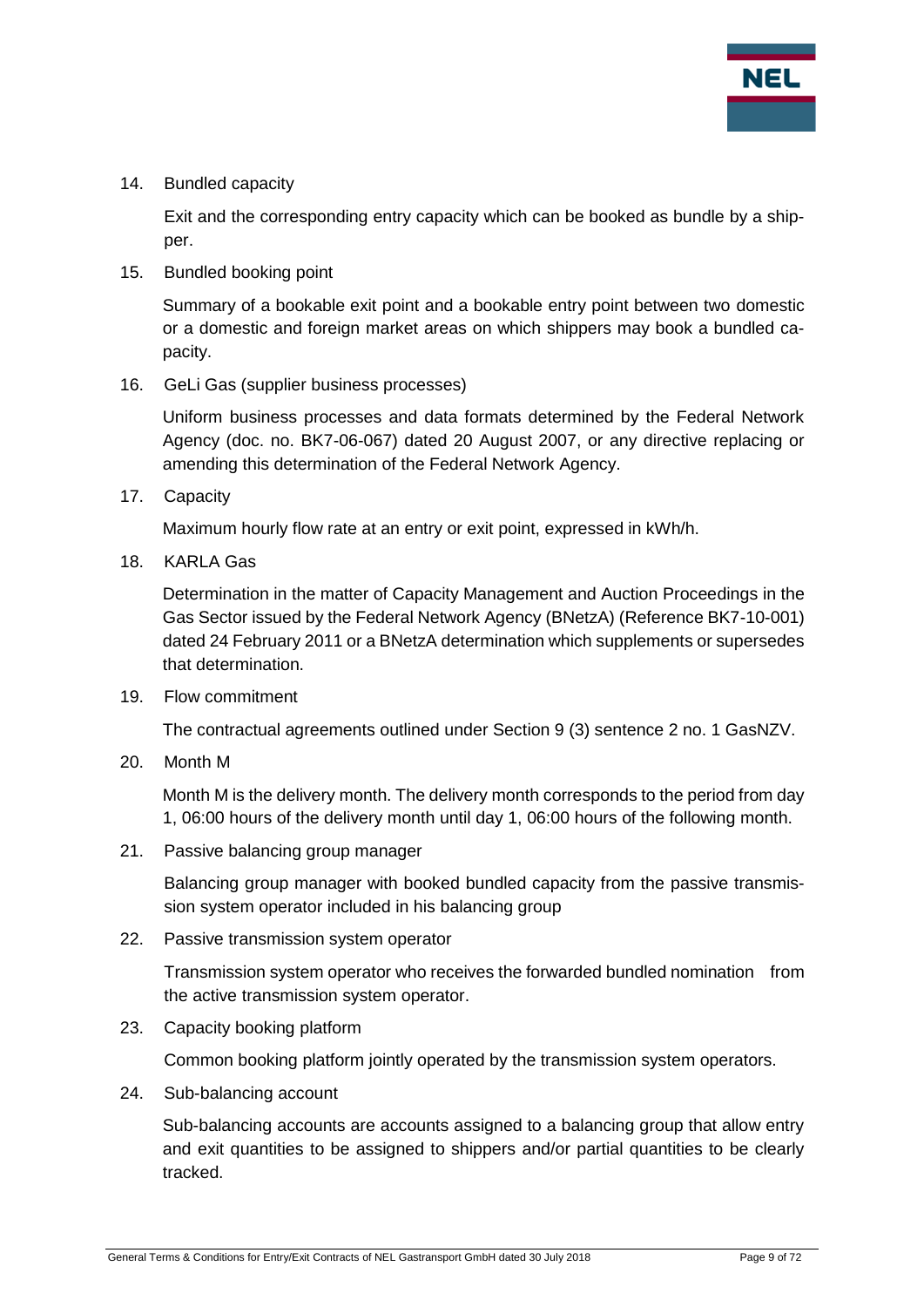14. Bundled capacity

    Exit and the corresponding entry capacity which can be booked as bundle by a shipper.

15. Bundled booking point

    Summary of a bookable exit point and a bookable entry point between two domestic or a domestic and foreign market areas on which shippers may book a bundled capacity.

16. GeLi Gas (supplier business processes)

    Uniform business processes and data formats determined by the Federal Network Agency (doc. no. BK7-06-067) dated 20 August 2007, or any directive replacing or amending this determination of the Federal Network Agency.

17. Capacity

    Maximum hourly flow rate at an entry or exit point, expressed in kWh/h.

18. KARLA Gas

    Determination in the matter of Capacity Management and Auction Proceedings in the Gas Sector issued by the Federal Network Agency (BNetzA) (Reference BK7-10-001) dated 24 February 2011 or a BNetzA determination which supplements or supersedes that determination.

19. Flow commitment

    The contractual agreements outlined under Section 9 (3) sentence 2 no. 1 GasNZV.

20. Month M

    Month M is the delivery month. The delivery month corresponds to the period from day 1, 06:00 hours of the delivery month until day 1, 06:00 hours of the following month.

21. Passive balancing group manager

    Balancing group manager with booked bundled capacity from the passive transmission system operator included in his balancing group

22. Passive transmission system operator

    Transmission system operator who receives the forwarded bundled nomination from the active transmission system operator.

23. Capacity booking platform

    Common booking platform jointly operated by the transmission system operators.

24. Sub-balancing account

    Sub-balancing accounts are accounts assigned to a balancing group that allow entry and exit quantities to be assigned to shippers and/or partial quantities to be clearly tracked.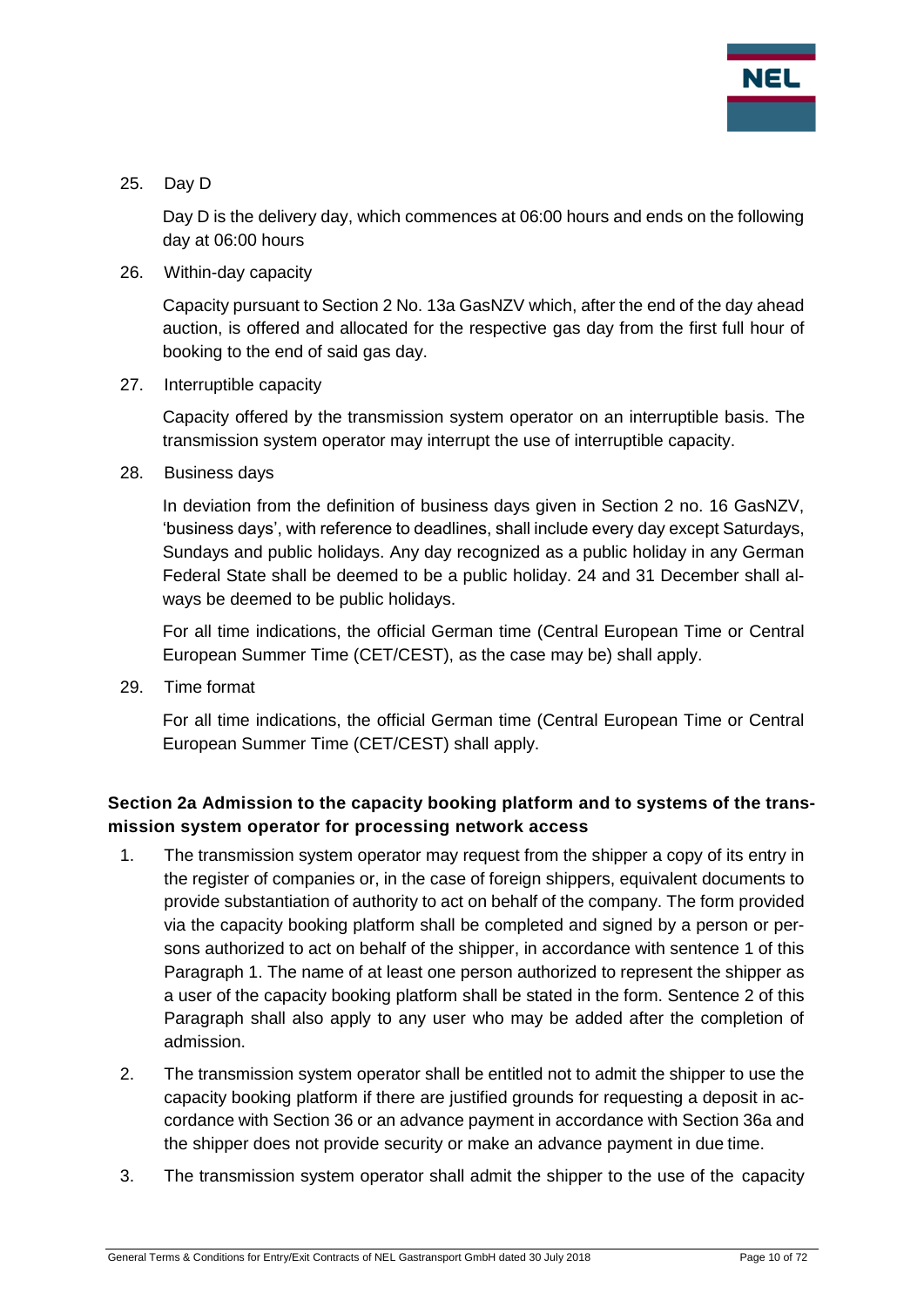25. Day D

    Day D is the delivery day, which commences at 06:00 hours and ends on the following day at 06:00 hours

26. Within-day capacity

    Capacity pursuant to Section 2 No. 13a GasNZV which, after the end of the day ahead auction, is offered and allocated for the respective gas day from the first full hour of booking to the end of said gas day.

27. Interruptible capacity

    Capacity offered by the transmission system operator on an interruptible basis. The transmission system operator may interrupt the use of interruptible capacity.

28. Business days

    In deviation from the definition of business days given in Section 2 no. 16 GasNZV, 'business days', with reference to deadlines, shall include every day except Saturdays, Sundays and public holidays. Any day recognized as a public holiday in any German Federal State shall be deemed to be a public holiday. 24 and 31 December shall always be deemed to be public holidays.

    For all time indications, the official German time (Central European Time or Central European Summer Time (CET/CEST), as the case may be) shall apply.

29. Time format

    For all time indications, the official German time (Central European Time or Central European Summer Time (CET/CEST) shall apply.

### Section 2a Admission to the capacity booking platform and to systems of the transmission system operator for processing network access

1. The transmission system operator may request from the shipper a copy of its entry in the register of companies or, in the case of foreign shippers, equivalent documents to provide substantiation of authority to act on behalf of the company. The form provided via the capacity booking platform shall be completed and signed by a person or persons authorized to act on behalf of the shipper, in accordance with sentence 1 of this Paragraph 1. The name of at least one person authorized to represent the shipper as a user of the capacity booking platform shall be stated in the form. Sentence 2 of this Paragraph shall also apply to any user who may be added after the completion of admission.

2. The transmission system operator shall be entitled not to admit the shipper to use the capacity booking platform if there are justified grounds for requesting a deposit in accordance with Section 36 or an advance payment in accordance with Section 36a and the shipper does not provide security or make an advance payment in due time.

3. The transmission system operator shall admit the shipper to the use of the capacity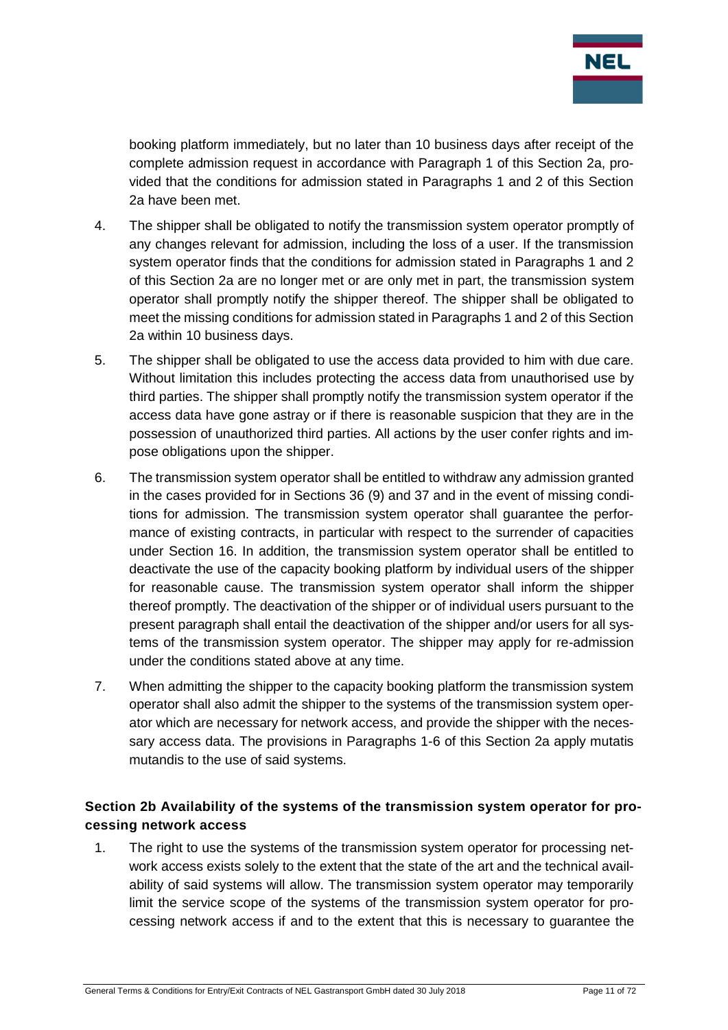booking platform immediately, but no later than 10 business days after receipt of the complete admission request in accordance with Paragraph 1 of this Section 2a, provided that the conditions for admission stated in Paragraphs 1 and 2 of this Section 2a have been met.

4. The shipper shall be obligated to notify the transmission system operator promptly of any changes relevant for admission, including the loss of a user. If the transmission system operator finds that the conditions for admission stated in Paragraphs 1 and 2 of this Section 2a are no longer met or are only met in part, the transmission system operator shall promptly notify the shipper thereof. The shipper shall be obligated to meet the missing conditions for admission stated in Paragraphs 1 and 2 of this Section 2a within 10 business days.

5. The shipper shall be obligated to use the access data provided to him with due care. Without limitation this includes protecting the access data from unauthorised use by third parties. The shipper shall promptly notify the transmission system operator if the access data have gone astray or if there is reasonable suspicion that they are in the possession of unauthorized third parties. All actions by the user confer rights and impose obligations upon the shipper.

6. The transmission system operator shall be entitled to withdraw any admission granted in the cases provided for in Sections 36 (9) and 37 and in the event of missing conditions for admission. The transmission system operator shall guarantee the performance of existing contracts, in particular with respect to the surrender of capacities under Section 16. In addition, the transmission system operator shall be entitled to deactivate the use of the capacity booking platform by individual users of the shipper for reasonable cause. The transmission system operator shall inform the shipper thereof promptly. The deactivation of the shipper or of individual users pursuant to the present paragraph shall entail the deactivation of the shipper and/or users for all systems of the transmission system operator. The shipper may apply for re-admission under the conditions stated above at any time.

7. When admitting the shipper to the capacity booking platform the transmission system operator shall also admit the shipper to the systems of the transmission system operator which are necessary for network access, and provide the shipper with the necessary access data. The provisions in Paragraphs 1-6 of this Section 2a apply mutatis mutandis to the use of said systems.

### Section 2b Availability of the systems of the transmission system operator for processing network access

1. The right to use the systems of the transmission system operator for processing network access exists solely to the extent that the state of the art and the technical availability of said systems will allow. The transmission system operator may temporarily limit the service scope of the systems of the transmission system operator for processing network access if and to the extent that this is necessary to guarantee the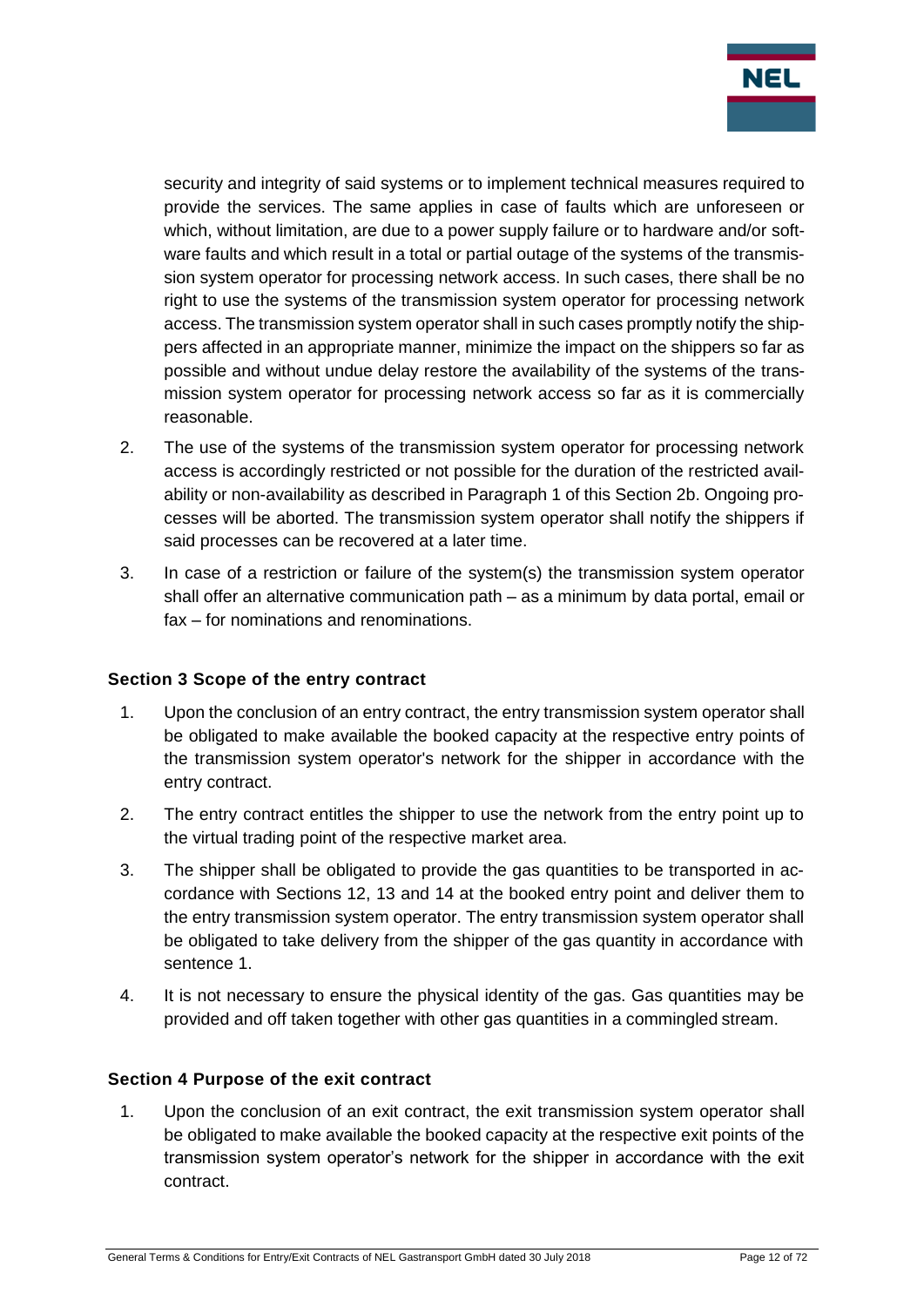security and integrity of said systems or to implement technical measures required to provide the services. The same applies in case of faults which are unforeseen or which, without limitation, are due to a power supply failure or to hardware and/or software faults and which result in a total or partial outage of the systems of the transmission system operator for processing network access. In such cases, there shall be no right to use the systems of the transmission system operator for processing network access. The transmission system operator shall in such cases promptly notify the shippers affected in an appropriate manner, minimize the impact on the shippers so far as possible and without undue delay restore the availability of the systems of the transmission system operator for processing network access so far as it is commercially reasonable.

2. The use of the systems of the transmission system operator for processing network access is accordingly restricted or not possible for the duration of the restricted availability or non-availability as described in Paragraph 1 of this Section 2b. Ongoing processes will be aborted. The transmission system operator shall notify the shippers if said processes can be recovered at a later time.

3. In case of a restriction or failure of the system(s) the transmission system operator shall offer an alternative communication path – as a minimum by data portal, email or fax – for nominations and renominations.

### Section 3 Scope of the entry contract

1. Upon the conclusion of an entry contract, the entry transmission system operator shall be obligated to make available the booked capacity at the respective entry points of the transmission system operator's network for the shipper in accordance with the entry contract.

2. The entry contract entitles the shipper to use the network from the entry point up to the virtual trading point of the respective market area.

3. The shipper shall be obligated to provide the gas quantities to be transported in accordance with Sections 12, 13 and 14 at the booked entry point and deliver them to the entry transmission system operator. The entry transmission system operator shall be obligated to take delivery from the shipper of the gas quantity in accordance with sentence 1.

4. It is not necessary to ensure the physical identity of the gas. Gas quantities may be provided and off taken together with other gas quantities in a commingled stream.

### Section 4 Purpose of the exit contract

1. Upon the conclusion of an exit contract, the exit transmission system operator shall be obligated to make available the booked capacity at the respective exit points of the transmission system operator's network for the shipper in accordance with the exit contract.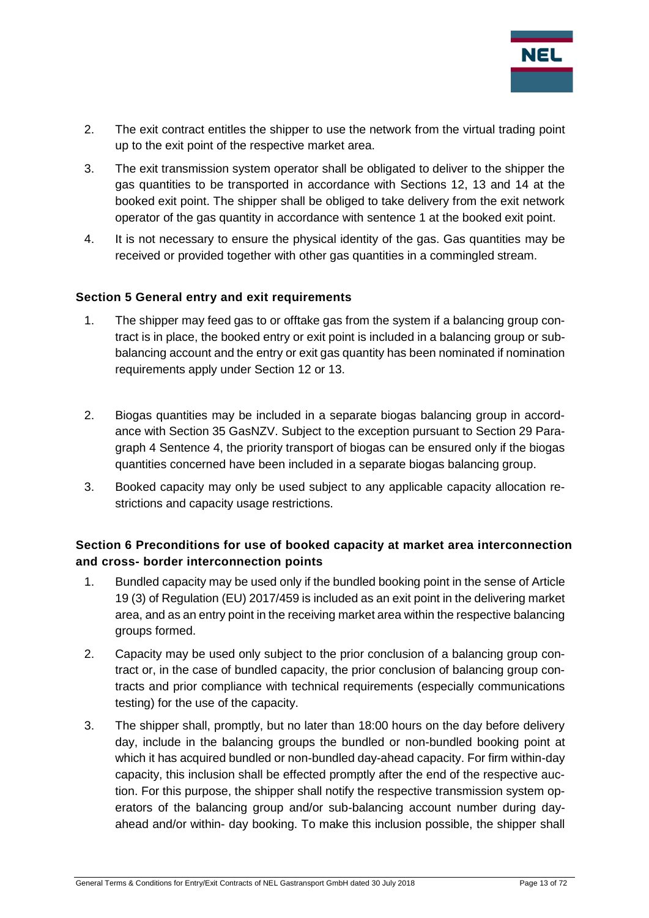2. The exit contract entitles the shipper to use the network from the virtual trading point up to the exit point of the respective market area.
3. The exit transmission system operator shall be obligated to deliver to the shipper the gas quantities to be transported in accordance with Sections 12, 13 and 14 at the booked exit point. The shipper shall be obliged to take delivery from the exit network operator of the gas quantity in accordance with sentence 1 at the booked exit point.
4. It is not necessary to ensure the physical identity of the gas. Gas quantities may be received or provided together with other gas quantities in a commingled stream.

### Section 5 General entry and exit requirements

1. The shipper may feed gas to or offtake gas from the system if a balancing group contract is in place, the booked entry or exit point is included in a balancing group or sub-balancing account and the entry or exit gas quantity has been nominated if nomination requirements apply under Section 12 or 13.
2. Biogas quantities may be included in a separate biogas balancing group in accordance with Section 35 GasNZV. Subject to the exception pursuant to Section 29 Paragraph 4 Sentence 4, the priority transport of biogas can be ensured only if the biogas quantities concerned have been included in a separate biogas balancing group.
3. Booked capacity may only be used subject to any applicable capacity allocation restrictions and capacity usage restrictions.

### Section 6 Preconditions for use of booked capacity at market area interconnection and cross- border interconnection points

1. Bundled capacity may be used only if the bundled booking point in the sense of Article 19 (3) of Regulation (EU) 2017/459 is included as an exit point in the delivering market area, and as an entry point in the receiving market area within the respective balancing groups formed.
2. Capacity may be used only subject to the prior conclusion of a balancing group contract or, in the case of bundled capacity, the prior conclusion of balancing group contracts and prior compliance with technical requirements (especially communications testing) for the use of the capacity.
3. The shipper shall, promptly, but no later than 18:00 hours on the day before delivery day, include in the balancing groups the bundled or non-bundled booking point at which it has acquired bundled or non-bundled day-ahead capacity. For firm within-day capacity, this inclusion shall be effected promptly after the end of the respective auction. For this purpose, the shipper shall notify the respective transmission system operators of the balancing group and/or sub-balancing account number during day-ahead and/or within- day booking. To make this inclusion possible, the shipper shall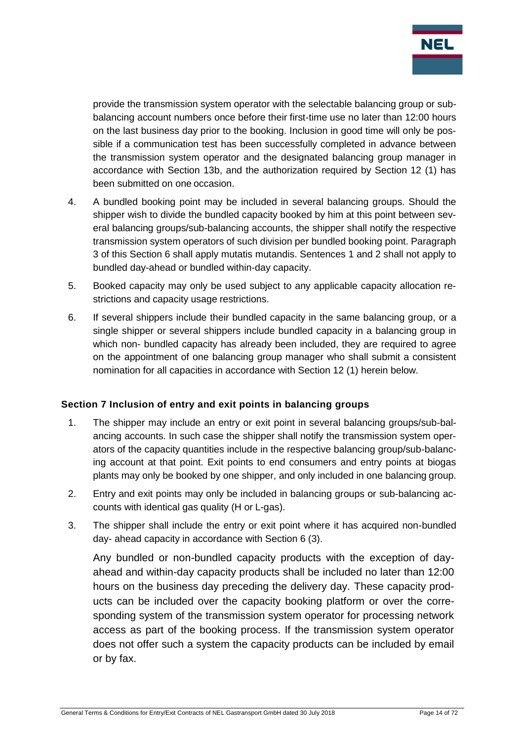provide the transmission system operator with the selectable balancing group or sub-balancing account numbers once before their first-time use no later than 12:00 hours on the last business day prior to the booking. Inclusion in good time will only be possible if a communication test has been successfully completed in advance between the transmission system operator and the designated balancing group manager in accordance with Section 13b, and the authorization required by Section 12 (1) has been submitted on one occasion.

4. A bundled booking point may be included in several balancing groups. Should the shipper wish to divide the bundled capacity booked by him at this point between several balancing groups/sub-balancing accounts, the shipper shall notify the respective transmission system operators of such division per bundled booking point. Paragraph 3 of this Section 6 shall apply mutatis mutandis. Sentences 1 and 2 shall not apply to bundled day-ahead or bundled within-day capacity.
5. Booked capacity may only be used subject to any applicable capacity allocation restrictions and capacity usage restrictions.
6. If several shippers include their bundled capacity in the same balancing group, or a single shipper or several shippers include bundled capacity in a balancing group in which non- bundled capacity has already been included, they are required to agree on the appointment of one balancing group manager who shall submit a consistent nomination for all capacities in accordance with Section 12 (1) herein below.

## Section 7 Inclusion of entry and exit points in balancing groups

1. The shipper may include an entry or exit point in several balancing groups/sub-balancing accounts. In such case the shipper shall notify the transmission system operators of the capacity quantities include in the respective balancing group/sub-balancing account at that point. Exit points to end consumers and entry points at biogas plants may only be booked by one shipper, and only included in one balancing group.
2. Entry and exit points may only be included in balancing groups or sub-balancing accounts with identical gas quality (H or L-gas).
3. The shipper shall include the entry or exit point where it has acquired non-bundled day- ahead capacity in accordance with Section 6 (3).

   Any bundled or non-bundled capacity products with the exception of day-ahead and within-day capacity products shall be included no later than 12:00 hours on the business day preceding the delivery day. These capacity products can be included over the capacity booking platform or over the corresponding system of the transmission system operator for processing network access as part of the booking process. If the transmission system operator does not offer such a system the capacity products can be included by email or by fax.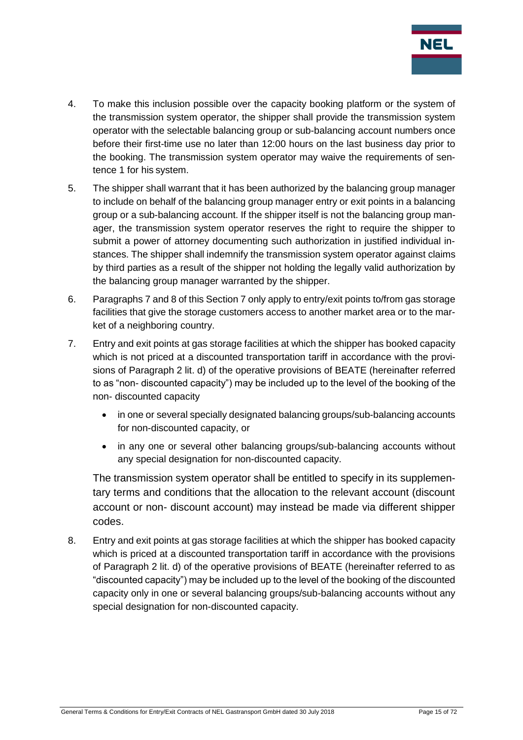4. To make this inclusion possible over the capacity booking platform or the system of the transmission system operator, the shipper shall provide the transmission system operator with the selectable balancing group or sub-balancing account numbers once before their first-time use no later than 12:00 hours on the last business day prior to the booking. The transmission system operator may waive the requirements of sentence 1 for his system.

5. The shipper shall warrant that it has been authorized by the balancing group manager to include on behalf of the balancing group manager entry or exit points in a balancing group or a sub-balancing account. If the shipper itself is not the balancing group manager, the transmission system operator reserves the right to require the shipper to submit a power of attorney documenting such authorization in justified individual instances. The shipper shall indemnify the transmission system operator against claims by third parties as a result of the shipper not holding the legally valid authorization by the balancing group manager warranted by the shipper.

6. Paragraphs 7 and 8 of this Section 7 only apply to entry/exit points to/from gas storage facilities that give the storage customers access to another market area or to the market of a neighboring country.

7. Entry and exit points at gas storage facilities at which the shipper has booked capacity which is not priced at a discounted transportation tariff in accordance with the provisions of Paragraph 2 lit. d) of the operative provisions of BEATE (hereinafter referred to as "non- discounted capacity") may be included up to the level of the booking of the non- discounted capacity

   - in one or several specially designated balancing groups/sub-balancing accounts for non-discounted capacity, or
   - in any one or several other balancing groups/sub-balancing accounts without any special designation for non-discounted capacity.

   The transmission system operator shall be entitled to specify in its supplementary terms and conditions that the allocation to the relevant account (discount account or non- discount account) may instead be made via different shipper codes.

8. Entry and exit points at gas storage facilities at which the shipper has booked capacity which is priced at a discounted transportation tariff in accordance with the provisions of Paragraph 2 lit. d) of the operative provisions of BEATE (hereinafter referred to as "discounted capacity") may be included up to the level of the booking of the discounted capacity only in one or several balancing groups/sub-balancing accounts without any special designation for non-discounted capacity.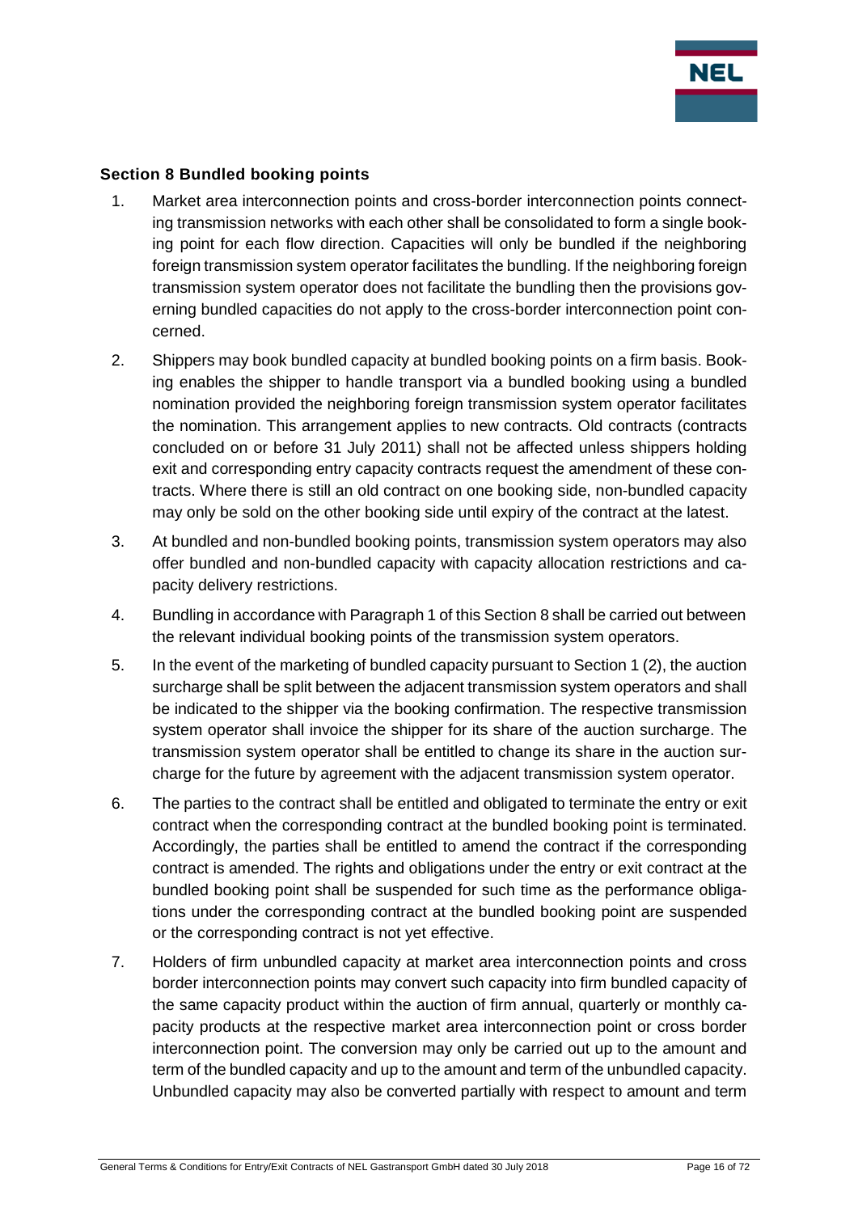## Section 8 Bundled booking points

1. Market area interconnection points and cross-border interconnection points connecting transmission networks with each other shall be consolidated to form a single booking point for each flow direction. Capacities will only be bundled if the neighboring foreign transmission system operator facilitates the bundling. If the neighboring foreign transmission system operator does not facilitate the bundling then the provisions governing bundled capacities do not apply to the cross-border interconnection point concerned.
2. Shippers may book bundled capacity at bundled booking points on a firm basis. Booking enables the shipper to handle transport via a bundled booking using a bundled nomination provided the neighboring foreign transmission system operator facilitates the nomination. This arrangement applies to new contracts. Old contracts (contracts concluded on or before 31 July 2011) shall not be affected unless shippers holding exit and corresponding entry capacity contracts request the amendment of these contracts. Where there is still an old contract on one booking side, non-bundled capacity may only be sold on the other booking side until expiry of the contract at the latest.
3. At bundled and non-bundled booking points, transmission system operators may also offer bundled and non-bundled capacity with capacity allocation restrictions and capacity delivery restrictions.
4. Bundling in accordance with Paragraph 1 of this Section 8 shall be carried out between the relevant individual booking points of the transmission system operators.
5. In the event of the marketing of bundled capacity pursuant to Section 1 (2), the auction surcharge shall be split between the adjacent transmission system operators and shall be indicated to the shipper via the booking confirmation. The respective transmission system operator shall invoice the shipper for its share of the auction surcharge. The transmission system operator shall be entitled to change its share in the auction surcharge for the future by agreement with the adjacent transmission system operator.
6. The parties to the contract shall be entitled and obligated to terminate the entry or exit contract when the corresponding contract at the bundled booking point is terminated. Accordingly, the parties shall be entitled to amend the contract if the corresponding contract is amended. The rights and obligations under the entry or exit contract at the bundled booking point shall be suspended for such time as the performance obligations under the corresponding contract at the bundled booking point are suspended or the corresponding contract is not yet effective.
7. Holders of firm unbundled capacity at market area interconnection points and cross border interconnection points may convert such capacity into firm bundled capacity of the same capacity product within the auction of firm annual, quarterly or monthly capacity products at the respective market area interconnection point or cross border interconnection point. The conversion may only be carried out up to the amount and term of the bundled capacity and up to the amount and term of the unbundled capacity. Unbundled capacity may also be converted partially with respect to amount and term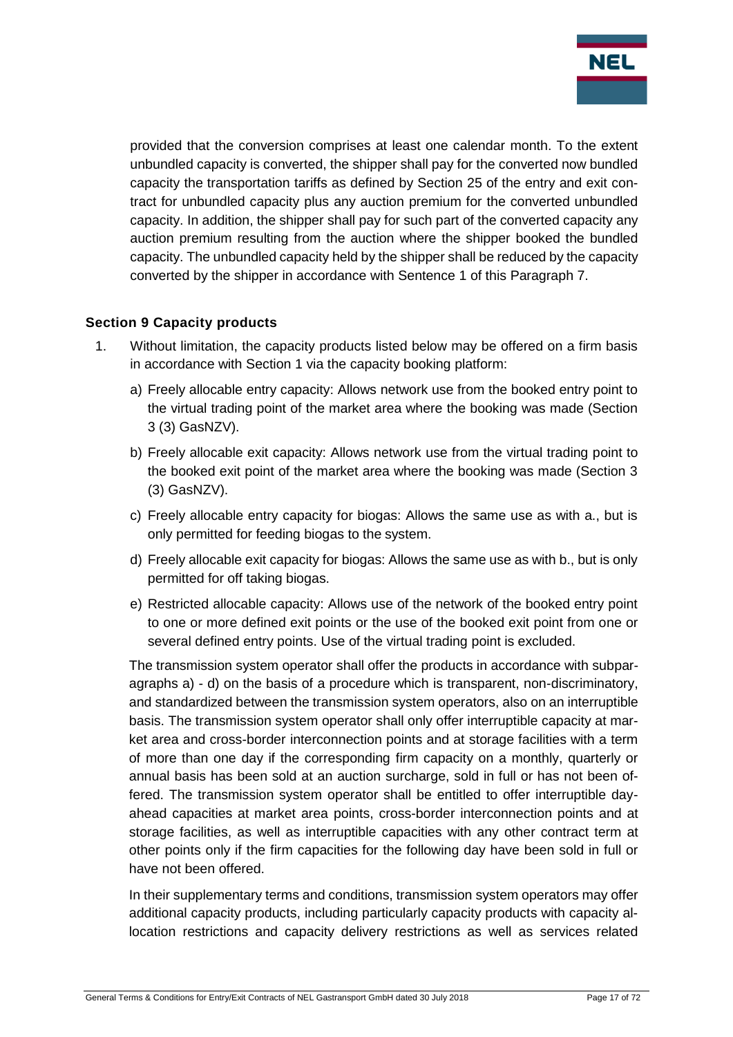provided that the conversion comprises at least one calendar month. To the extent unbundled capacity is converted, the shipper shall pay for the converted now bundled capacity the transportation tariffs as defined by Section 25 of the entry and exit contract for unbundled capacity plus any auction premium for the converted unbundled capacity. In addition, the shipper shall pay for such part of the converted capacity any auction premium resulting from the auction where the shipper booked the bundled capacity. The unbundled capacity held by the shipper shall be reduced by the capacity converted by the shipper in accordance with Sentence 1 of this Paragraph 7.

## Section 9 Capacity products

1. Without limitation, the capacity products listed below may be offered on a firm basis in accordance with Section 1 via the capacity booking platform:

   a) Freely allocable entry capacity: Allows network use from the booked entry point to the virtual trading point of the market area where the booking was made (Section 3 (3) GasNZV).

   b) Freely allocable exit capacity: Allows network use from the virtual trading point to the booked exit point of the market area where the booking was made (Section 3 (3) GasNZV).

   c) Freely allocable entry capacity for biogas: Allows the same use as with a., but is only permitted for feeding biogas to the system.

   d) Freely allocable exit capacity for biogas: Allows the same use as with b., but is only permitted for off taking biogas.

   e) Restricted allocable capacity: Allows use of the network of the booked entry point to one or more defined exit points or the use of the booked exit point from one or several defined entry points. Use of the virtual trading point is excluded.

   The transmission system operator shall offer the products in accordance with subparagraphs a) - d) on the basis of a procedure which is transparent, non-discriminatory, and standardized between the transmission system operators, also on an interruptible basis. The transmission system operator shall only offer interruptible capacity at market area and cross-border interconnection points and at storage facilities with a term of more than one day if the corresponding firm capacity on a monthly, quarterly or annual basis has been sold at an auction surcharge, sold in full or has not been offered. The transmission system operator shall be entitled to offer interruptible day-ahead capacities at market area points, cross-border interconnection points and at storage facilities, as well as interruptible capacities with any other contract term at other points only if the firm capacities for the following day have been sold in full or have not been offered.

   In their supplementary terms and conditions, transmission system operators may offer additional capacity products, including particularly capacity products with capacity allocation restrictions and capacity delivery restrictions as well as services related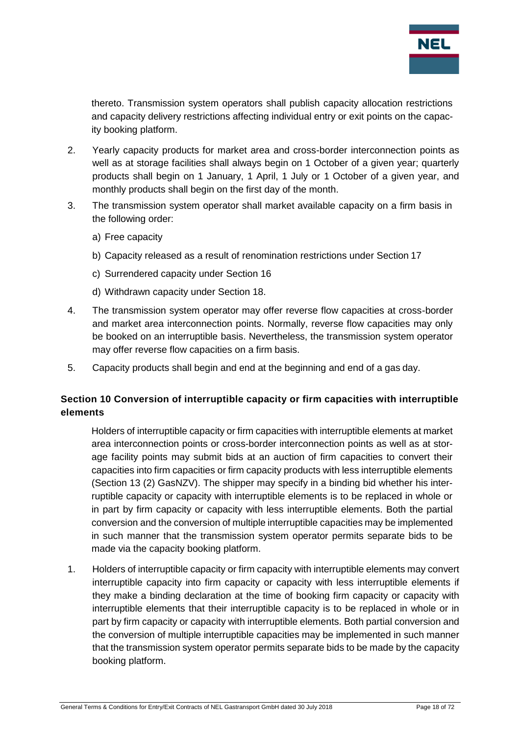thereto. Transmission system operators shall publish capacity allocation restrictions and capacity delivery restrictions affecting individual entry or exit points on the capacity booking platform.

2. Yearly capacity products for market area and cross-border interconnection points as well as at storage facilities shall always begin on 1 October of a given year; quarterly products shall begin on 1 January, 1 April, 1 July or 1 October of a given year, and monthly products shall begin on the first day of the month.

3. The transmission system operator shall market available capacity on a firm basis in the following order:

   a) Free capacity

   b) Capacity released as a result of renomination restrictions under Section 17

   c) Surrendered capacity under Section 16

   d) Withdrawn capacity under Section 18.

4. The transmission system operator may offer reverse flow capacities at cross-border and market area interconnection points. Normally, reverse flow capacities may only be booked on an interruptible basis. Nevertheless, the transmission system operator may offer reverse flow capacities on a firm basis.

5. Capacity products shall begin and end at the beginning and end of a gas day.

## Section 10 Conversion of interruptible capacity or firm capacities with interruptible elements

Holders of interruptible capacity or firm capacities with interruptible elements at market area interconnection points or cross-border interconnection points as well as at storage facility points may submit bids at an auction of firm capacities to convert their capacities into firm capacities or firm capacity products with less interruptible elements (Section 13 (2) GasNZV). The shipper may specify in a binding bid whether his interruptible capacity or capacity with interruptible elements is to be replaced in whole or in part by firm capacity or capacity with less interruptible elements. Both the partial conversion and the conversion of multiple interruptible capacities may be implemented in such manner that the transmission system operator permits separate bids to be made via the capacity booking platform.

1. Holders of interruptible capacity or firm capacity with interruptible elements may convert interruptible capacity into firm capacity or capacity with less interruptible elements if they make a binding declaration at the time of booking firm capacity or capacity with interruptible elements that their interruptible capacity is to be replaced in whole or in part by firm capacity or capacity with interruptible elements. Both partial conversion and the conversion of multiple interruptible capacities may be implemented in such manner that the transmission system operator permits separate bids to be made by the capacity booking platform.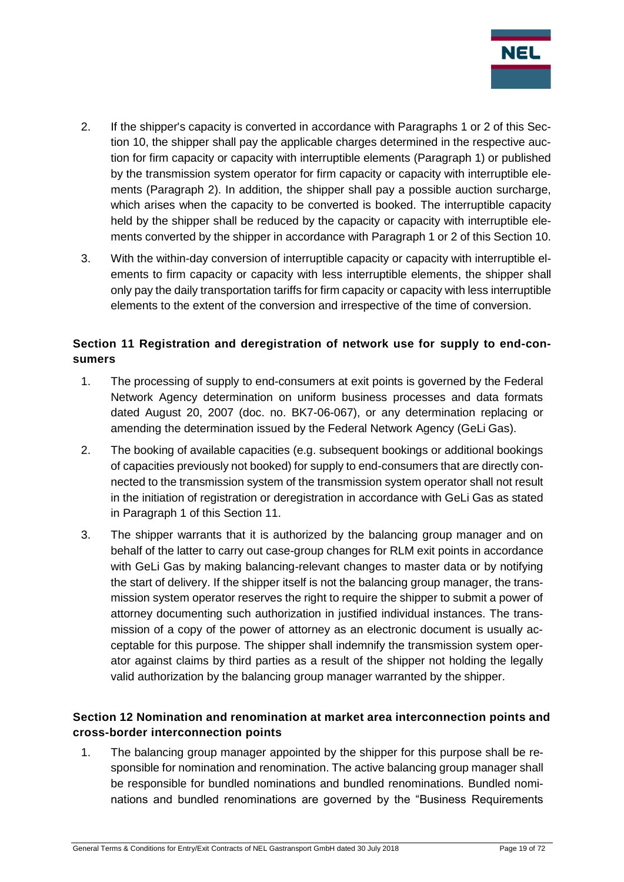2. If the shipper's capacity is converted in accordance with Paragraphs 1 or 2 of this Section 10, the shipper shall pay the applicable charges determined in the respective auction for firm capacity or capacity with interruptible elements (Paragraph 1) or published by the transmission system operator for firm capacity or capacity with interruptible elements (Paragraph 2). In addition, the shipper shall pay a possible auction surcharge, which arises when the capacity to be converted is booked. The interruptible capacity held by the shipper shall be reduced by the capacity or capacity with interruptible elements converted by the shipper in accordance with Paragraph 1 or 2 of this Section 10.

3. With the within-day conversion of interruptible capacity or capacity with interruptible elements to firm capacity or capacity with less interruptible elements, the shipper shall only pay the daily transportation tariffs for firm capacity or capacity with less interruptible elements to the extent of the conversion and irrespective of the time of conversion.

### Section 11 Registration and deregistration of network use for supply to end-consumers

1. The processing of supply to end-consumers at exit points is governed by the Federal Network Agency determination on uniform business processes and data formats dated August 20, 2007 (doc. no. BK7-06-067), or any determination replacing or amending the determination issued by the Federal Network Agency (GeLi Gas).

2. The booking of available capacities (e.g. subsequent bookings or additional bookings of capacities previously not booked) for supply to end-consumers that are directly connected to the transmission system of the transmission system operator shall not result in the initiation of registration or deregistration in accordance with GeLi Gas as stated in Paragraph 1 of this Section 11.

3. The shipper warrants that it is authorized by the balancing group manager and on behalf of the latter to carry out case-group changes for RLM exit points in accordance with GeLi Gas by making balancing-relevant changes to master data or by notifying the start of delivery. If the shipper itself is not the balancing group manager, the transmission system operator reserves the right to require the shipper to submit a power of attorney documenting such authorization in justified individual instances. The transmission of a copy of the power of attorney as an electronic document is usually acceptable for this purpose. The shipper shall indemnify the transmission system operator against claims by third parties as a result of the shipper not holding the legally valid authorization by the balancing group manager warranted by the shipper.

### Section 12 Nomination and renomination at market area interconnection points and cross-border interconnection points

1. The balancing group manager appointed by the shipper for this purpose shall be responsible for nomination and renomination. The active balancing group manager shall be responsible for bundled nominations and bundled renominations. Bundled nominations and bundled renominations are governed by the “Business Requirements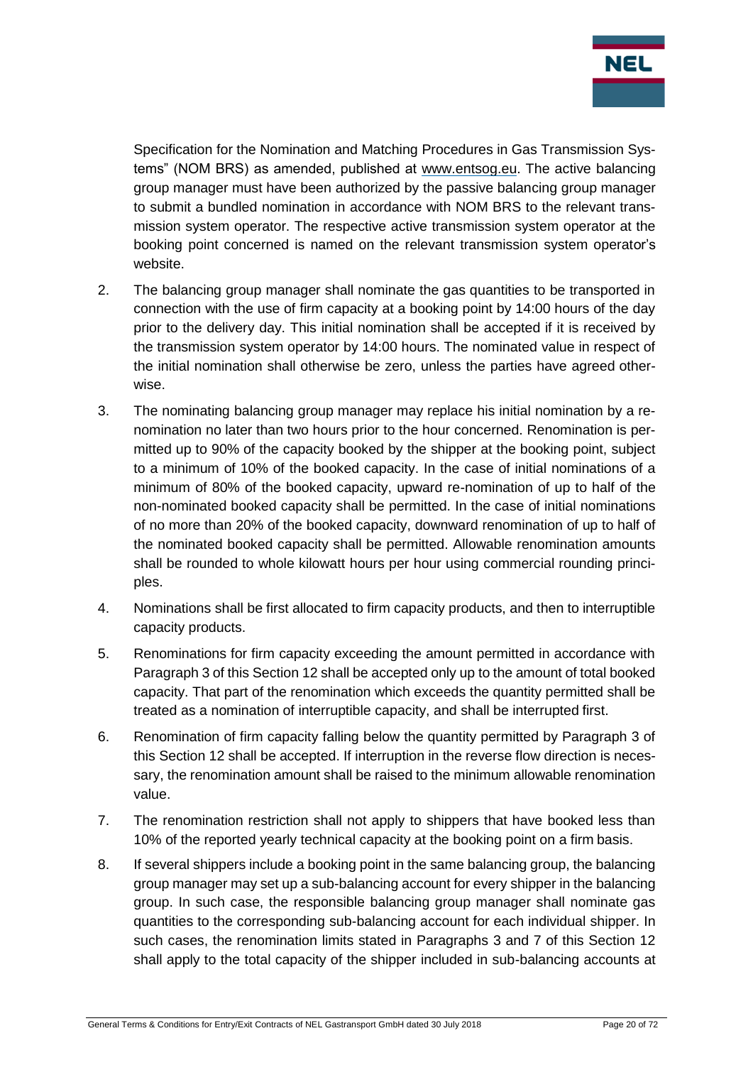Specification for the Nomination and Matching Procedures in Gas Transmission Systems" (NOM BRS) as amended, published at www.entsog.eu. The active balancing group manager must have been authorized by the passive balancing group manager to submit a bundled nomination in accordance with NOM BRS to the relevant transmission system operator. The respective active transmission system operator at the booking point concerned is named on the relevant transmission system operator's website.

2. The balancing group manager shall nominate the gas quantities to be transported in connection with the use of firm capacity at a booking point by 14:00 hours of the day prior to the delivery day. This initial nomination shall be accepted if it is received by the transmission system operator by 14:00 hours. The nominated value in respect of the initial nomination shall otherwise be zero, unless the parties have agreed otherwise.

3. The nominating balancing group manager may replace his initial nomination by a renomination no later than two hours prior to the hour concerned. Renomination is permitted up to 90% of the capacity booked by the shipper at the booking point, subject to a minimum of 10% of the booked capacity. In the case of initial nominations of a minimum of 80% of the booked capacity, upward re-nomination of up to half of the non-nominated booked capacity shall be permitted. In the case of initial nominations of no more than 20% of the booked capacity, downward renomination of up to half of the nominated booked capacity shall be permitted. Allowable renomination amounts shall be rounded to whole kilowatt hours per hour using commercial rounding principles.

4. Nominations shall be first allocated to firm capacity products, and then to interruptible capacity products.

5. Renominations for firm capacity exceeding the amount permitted in accordance with Paragraph 3 of this Section 12 shall be accepted only up to the amount of total booked capacity. That part of the renomination which exceeds the quantity permitted shall be treated as a nomination of interruptible capacity, and shall be interrupted first.

6. Renomination of firm capacity falling below the quantity permitted by Paragraph 3 of this Section 12 shall be accepted. If interruption in the reverse flow direction is necessary, the renomination amount shall be raised to the minimum allowable renomination value.

7. The renomination restriction shall not apply to shippers that have booked less than 10% of the reported yearly technical capacity at the booking point on a firm basis.

8. If several shippers include a booking point in the same balancing group, the balancing group manager may set up a sub-balancing account for every shipper in the balancing group. In such case, the responsible balancing group manager shall nominate gas quantities to the corresponding sub-balancing account for each individual shipper. In such cases, the renomination limits stated in Paragraphs 3 and 7 of this Section 12 shall apply to the total capacity of the shipper included in sub-balancing accounts at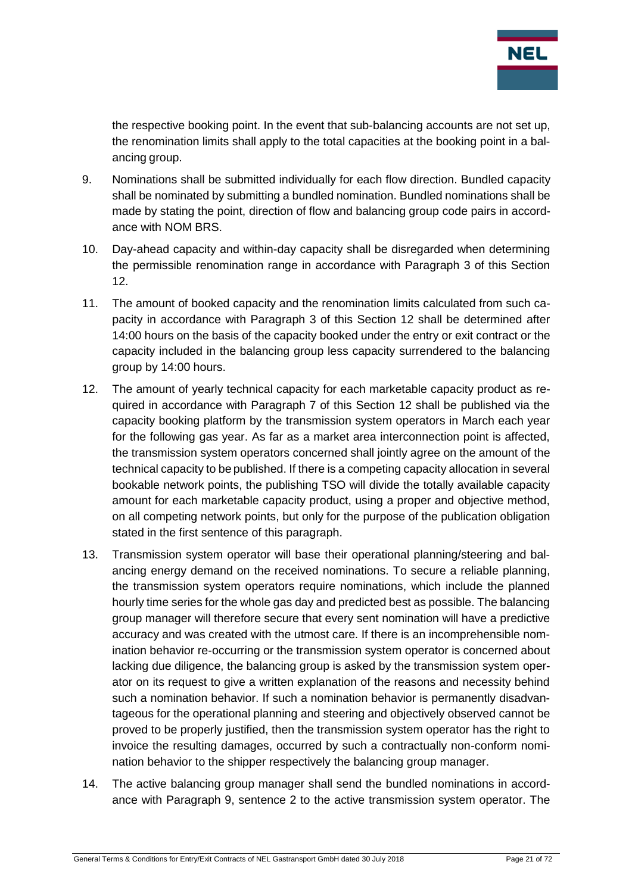the respective booking point. In the event that sub-balancing accounts are not set up, the renomination limits shall apply to the total capacities at the booking point in a balancing group.

9. Nominations shall be submitted individually for each flow direction. Bundled capacity shall be nominated by submitting a bundled nomination. Bundled nominations shall be made by stating the point, direction of flow and balancing group code pairs in accordance with NOM BRS.

10. Day-ahead capacity and within-day capacity shall be disregarded when determining the permissible renomination range in accordance with Paragraph 3 of this Section 12.

11. The amount of booked capacity and the renomination limits calculated from such capacity in accordance with Paragraph 3 of this Section 12 shall be determined after 14:00 hours on the basis of the capacity booked under the entry or exit contract or the capacity included in the balancing group less capacity surrendered to the balancing group by 14:00 hours.

12. The amount of yearly technical capacity for each marketable capacity product as required in accordance with Paragraph 7 of this Section 12 shall be published via the capacity booking platform by the transmission system operators in March each year for the following gas year. As far as a market area interconnection point is affected, the transmission system operators concerned shall jointly agree on the amount of the technical capacity to be published. If there is a competing capacity allocation in several bookable network points, the publishing TSO will divide the totally available capacity amount for each marketable capacity product, using a proper and objective method, on all competing network points, but only for the purpose of the publication obligation stated in the first sentence of this paragraph.

13. Transmission system operator will base their operational planning/steering and balancing energy demand on the received nominations. To secure a reliable planning, the transmission system operators require nominations, which include the planned hourly time series for the whole gas day and predicted best as possible. The balancing group manager will therefore secure that every sent nomination will have a predictive accuracy and was created with the utmost care. If there is an incomprehensible nomination behavior re-occurring or the transmission system operator is concerned about lacking due diligence, the balancing group is asked by the transmission system operator on its request to give a written explanation of the reasons and necessity behind such a nomination behavior. If such a nomination behavior is permanently disadvantageous for the operational planning and steering and objectively observed cannot be proved to be properly justified, then the transmission system operator has the right to invoice the resulting damages, occurred by such a contractually non-conform nomination behavior to the shipper respectively the balancing group manager.

14. The active balancing group manager shall send the bundled nominations in accordance with Paragraph 9, sentence 2 to the active transmission system operator. The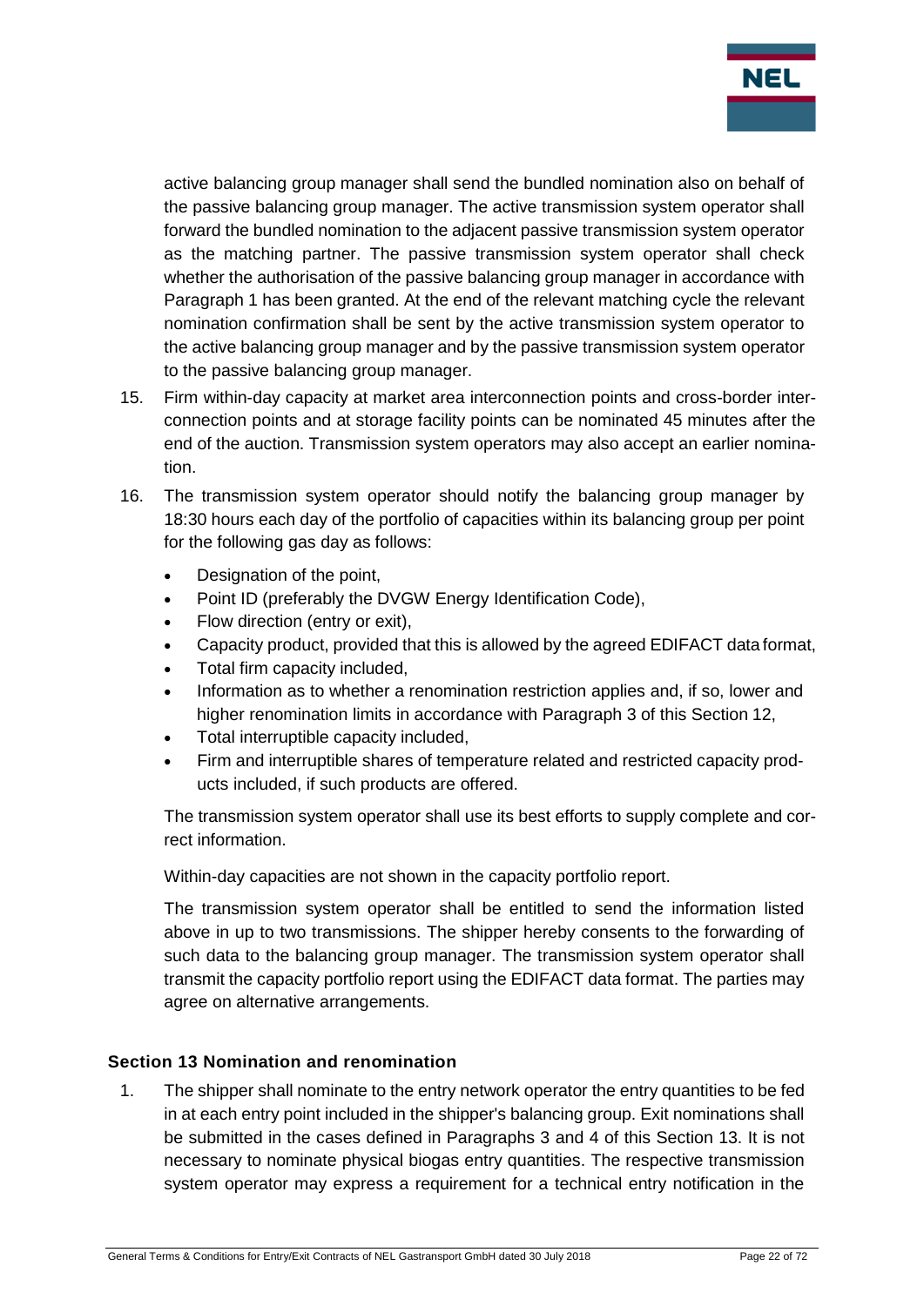active balancing group manager shall send the bundled nomination also on behalf of the passive balancing group manager. The active transmission system operator shall forward the bundled nomination to the adjacent passive transmission system operator as the matching partner. The passive transmission system operator shall check whether the authorisation of the passive balancing group manager in accordance with Paragraph 1 has been granted. At the end of the relevant matching cycle the relevant nomination confirmation shall be sent by the active transmission system operator to the active balancing group manager and by the passive transmission system operator to the passive balancing group manager.

15. Firm within-day capacity at market area interconnection points and cross-border interconnection points and at storage facility points can be nominated 45 minutes after the end of the auction. Transmission system operators may also accept an earlier nomination.

16. The transmission system operator should notify the balancing group manager by 18:30 hours each day of the portfolio of capacities within its balancing group per point for the following gas day as follows:

    - Designation of the point,
    - Point ID (preferably the DVGW Energy Identification Code),
    - Flow direction (entry or exit),
    - Capacity product, provided that this is allowed by the agreed EDIFACT data format,
    - Total firm capacity included,
    - Information as to whether a renomination restriction applies and, if so, lower and higher renomination limits in accordance with Paragraph 3 of this Section 12,
    - Total interruptible capacity included,
    - Firm and interruptible shares of temperature related and restricted capacity products included, if such products are offered.

    The transmission system operator shall use its best efforts to supply complete and correct information.

    Within-day capacities are not shown in the capacity portfolio report.

    The transmission system operator shall be entitled to send the information listed above in up to two transmissions. The shipper hereby consents to the forwarding of such data to the balancing group manager. The transmission system operator shall transmit the capacity portfolio report using the EDIFACT data format. The parties may agree on alternative arrangements.

### Section 13 Nomination and renomination

1. The shipper shall nominate to the entry network operator the entry quantities to be fed in at each entry point included in the shipper's balancing group. Exit nominations shall be submitted in the cases defined in Paragraphs 3 and 4 of this Section 13. It is not necessary to nominate physical biogas entry quantities. The respective transmission system operator may express a requirement for a technical entry notification in the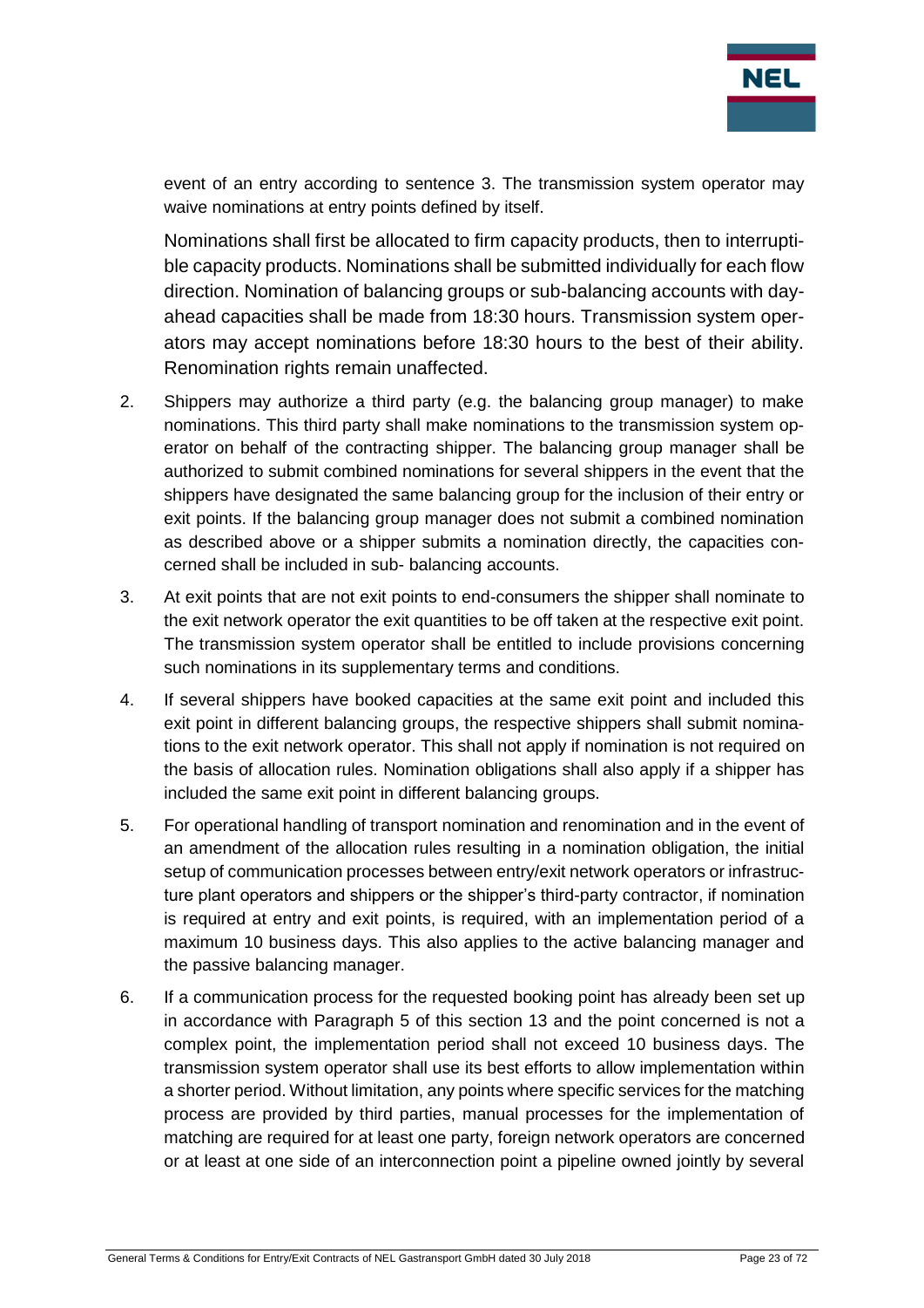event of an entry according to sentence 3. The transmission system operator may waive nominations at entry points defined by itself.

Nominations shall first be allocated to firm capacity products, then to interruptible capacity products. Nominations shall be submitted individually for each flow direction. Nomination of balancing groups or sub-balancing accounts with day-ahead capacities shall be made from 18:30 hours. Transmission system operators may accept nominations before 18:30 hours to the best of their ability. Renomination rights remain unaffected.

2. Shippers may authorize a third party (e.g. the balancing group manager) to make nominations. This third party shall make nominations to the transmission system operator on behalf of the contracting shipper. The balancing group manager shall be authorized to submit combined nominations for several shippers in the event that the shippers have designated the same balancing group for the inclusion of their entry or exit points. If the balancing group manager does not submit a combined nomination as described above or a shipper submits a nomination directly, the capacities concerned shall be included in sub- balancing accounts.

3. At exit points that are not exit points to end-consumers the shipper shall nominate to the exit network operator the exit quantities to be off taken at the respective exit point. The transmission system operator shall be entitled to include provisions concerning such nominations in its supplementary terms and conditions.

4. If several shippers have booked capacities at the same exit point and included this exit point in different balancing groups, the respective shippers shall submit nominations to the exit network operator. This shall not apply if nomination is not required on the basis of allocation rules. Nomination obligations shall also apply if a shipper has included the same exit point in different balancing groups.

5. For operational handling of transport nomination and renomination and in the event of an amendment of the allocation rules resulting in a nomination obligation, the initial setup of communication processes between entry/exit network operators or infrastructure plant operators and shippers or the shipper's third-party contractor, if nomination is required at entry and exit points, is required, with an implementation period of a maximum 10 business days. This also applies to the active balancing manager and the passive balancing manager.

6. If a communication process for the requested booking point has already been set up in accordance with Paragraph 5 of this section 13 and the point concerned is not a complex point, the implementation period shall not exceed 10 business days. The transmission system operator shall use its best efforts to allow implementation within a shorter period. Without limitation, any points where specific services for the matching process are provided by third parties, manual processes for the implementation of matching are required for at least one party, foreign network operators are concerned or at least at one side of an interconnection point a pipeline owned jointly by several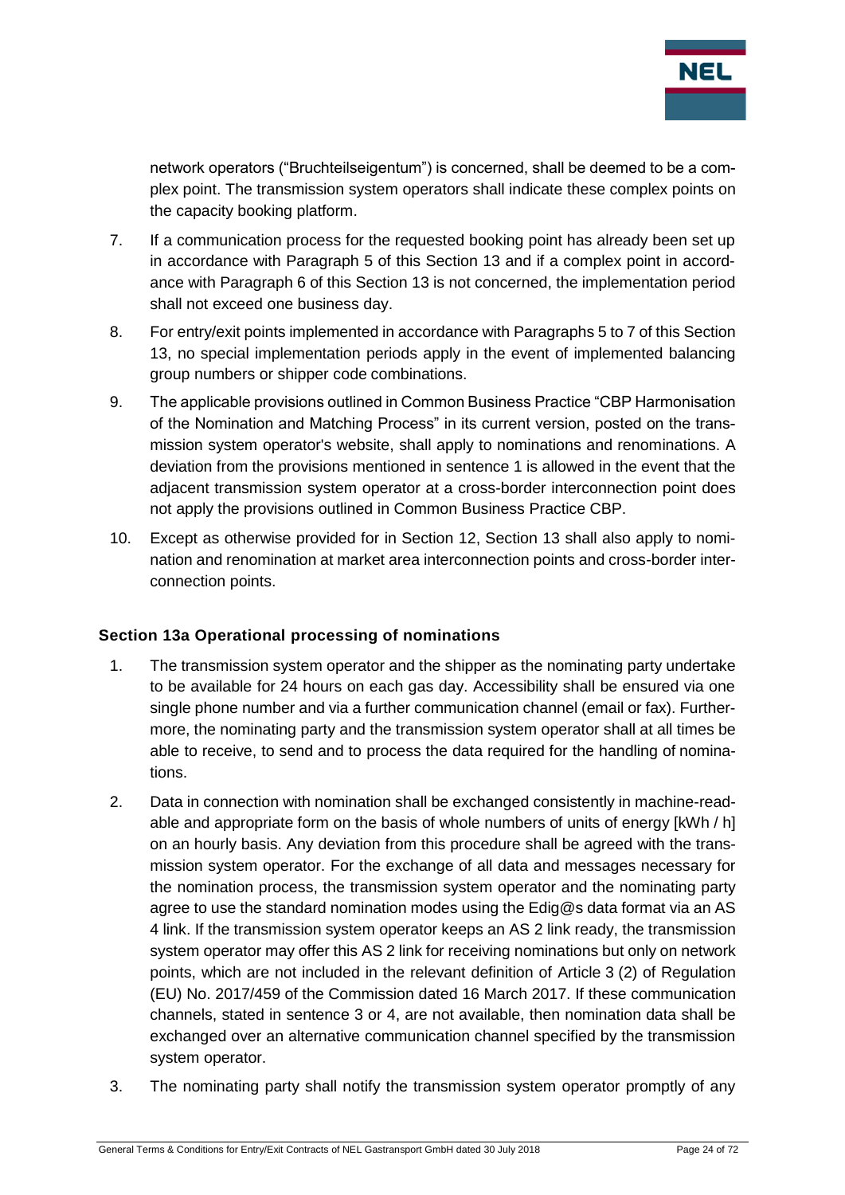network operators ("Bruchteilseigentum") is concerned, shall be deemed to be a complex point. The transmission system operators shall indicate these complex points on the capacity booking platform.

7. If a communication process for the requested booking point has already been set up in accordance with Paragraph 5 of this Section 13 and if a complex point in accordance with Paragraph 6 of this Section 13 is not concerned, the implementation period shall not exceed one business day.

8. For entry/exit points implemented in accordance with Paragraphs 5 to 7 of this Section 13, no special implementation periods apply in the event of implemented balancing group numbers or shipper code combinations.

9. The applicable provisions outlined in Common Business Practice "CBP Harmonisation of the Nomination and Matching Process" in its current version, posted on the transmission system operator's website, shall apply to nominations and renominations. A deviation from the provisions mentioned in sentence 1 is allowed in the event that the adjacent transmission system operator at a cross-border interconnection point does not apply the provisions outlined in Common Business Practice CBP.

10. Except as otherwise provided for in Section 12, Section 13 shall also apply to nomination and renomination at market area interconnection points and cross-border interconnection points.

## Section 13a Operational processing of nominations

1. The transmission system operator and the shipper as the nominating party undertake to be available for 24 hours on each gas day. Accessibility shall be ensured via one single phone number and via a further communication channel (email or fax). Furthermore, the nominating party and the transmission system operator shall at all times be able to receive, to send and to process the data required for the handling of nominations.

2. Data in connection with nomination shall be exchanged consistently in machine-readable and appropriate form on the basis of whole numbers of units of energy [kWh / h] on an hourly basis. Any deviation from this procedure shall be agreed with the transmission system operator. For the exchange of all data and messages necessary for the nomination process, the transmission system operator and the nominating party agree to use the standard nomination modes using the Edig@s data format via an AS 4 link. If the transmission system operator keeps an AS 2 link ready, the transmission system operator may offer this AS 2 link for receiving nominations but only on network points, which are not included in the relevant definition of Article 3 (2) of Regulation (EU) No. 2017/459 of the Commission dated 16 March 2017. If these communication channels, stated in sentence 3 or 4, are not available, then nomination data shall be exchanged over an alternative communication channel specified by the transmission system operator.

3. The nominating party shall notify the transmission system operator promptly of any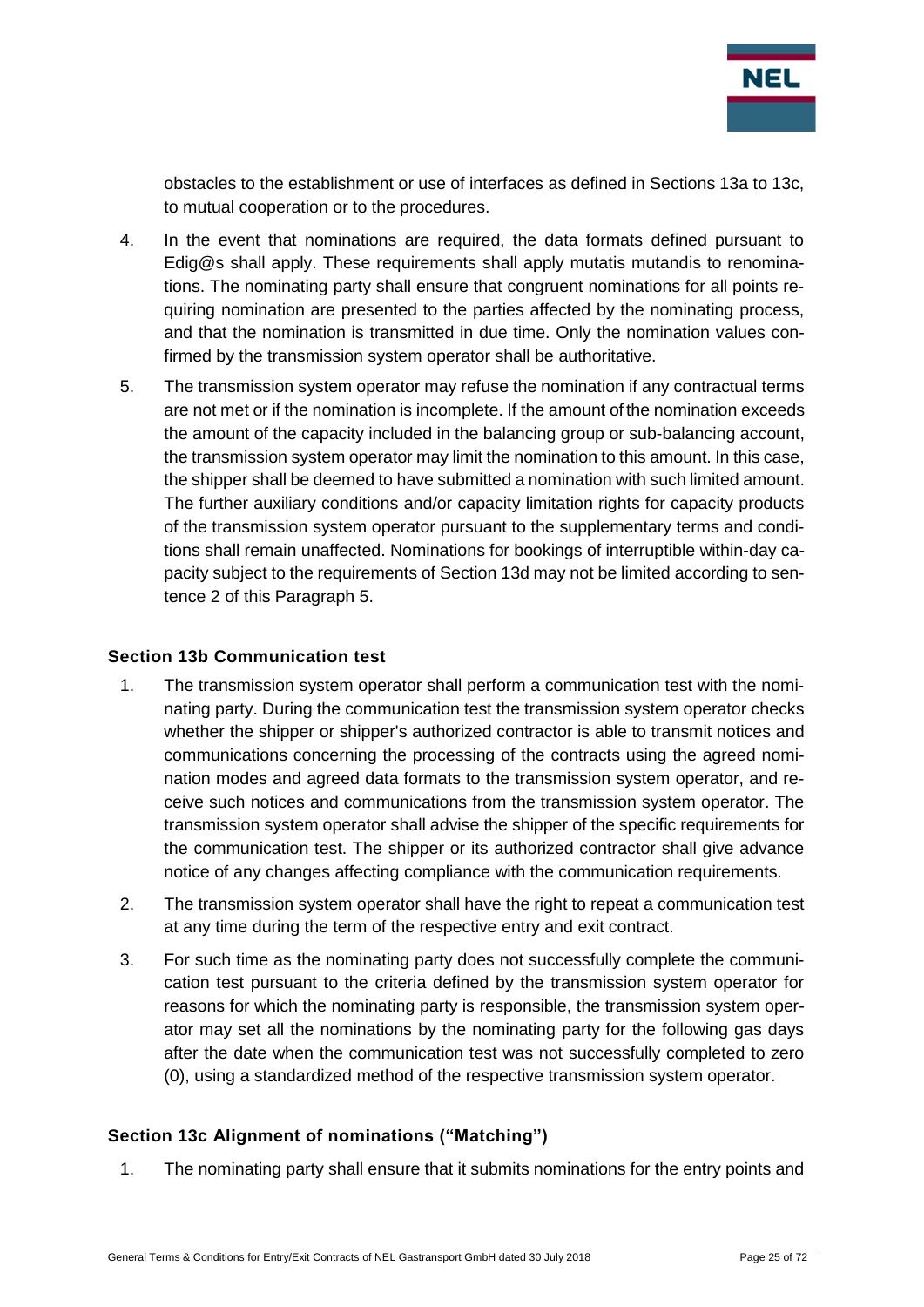obstacles to the establishment or use of interfaces as defined in Sections 13a to 13c, to mutual cooperation or to the procedures.

4. In the event that nominations are required, the data formats defined pursuant to Edig@s shall apply. These requirements shall apply mutatis mutandis to renominations. The nominating party shall ensure that congruent nominations for all points requiring nomination are presented to the parties affected by the nominating process, and that the nomination is transmitted in due time. Only the nomination values confirmed by the transmission system operator shall be authoritative.

5. The transmission system operator may refuse the nomination if any contractual terms are not met or if the nomination is incomplete. If the amount of the nomination exceeds the amount of the capacity included in the balancing group or sub-balancing account, the transmission system operator may limit the nomination to this amount. In this case, the shipper shall be deemed to have submitted a nomination with such limited amount. The further auxiliary conditions and/or capacity limitation rights for capacity products of the transmission system operator pursuant to the supplementary terms and conditions shall remain unaffected. Nominations for bookings of interruptible within-day capacity subject to the requirements of Section 13d may not be limited according to sentence 2 of this Paragraph 5.

### Section 13b Communication test

1. The transmission system operator shall perform a communication test with the nominating party. During the communication test the transmission system operator checks whether the shipper or shipper's authorized contractor is able to transmit notices and communications concerning the processing of the contracts using the agreed nomination modes and agreed data formats to the transmission system operator, and receive such notices and communications from the transmission system operator. The transmission system operator shall advise the shipper of the specific requirements for the communication test. The shipper or its authorized contractor shall give advance notice of any changes affecting compliance with the communication requirements.

2. The transmission system operator shall have the right to repeat a communication test at any time during the term of the respective entry and exit contract.

3. For such time as the nominating party does not successfully complete the communication test pursuant to the criteria defined by the transmission system operator for reasons for which the nominating party is responsible, the transmission system operator may set all the nominations by the nominating party for the following gas days after the date when the communication test was not successfully completed to zero (0), using a standardized method of the respective transmission system operator.

### Section 13c Alignment of nominations ("Matching")

1. The nominating party shall ensure that it submits nominations for the entry points and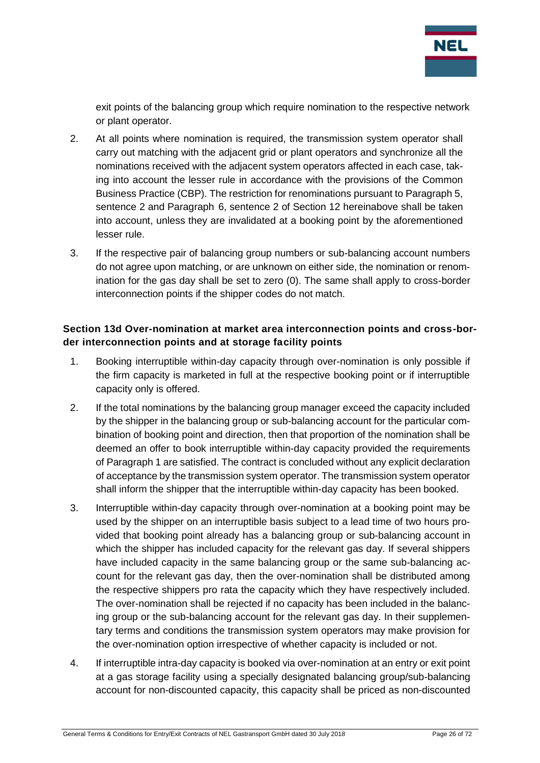exit points of the balancing group which require nomination to the respective network or plant operator.

2. At all points where nomination is required, the transmission system operator shall carry out matching with the adjacent grid or plant operators and synchronize all the nominations received with the adjacent system operators affected in each case, taking into account the lesser rule in accordance with the provisions of the Common Business Practice (CBP). The restriction for renominations pursuant to Paragraph 5, sentence 2 and Paragraph 6, sentence 2 of Section 12 hereinabove shall be taken into account, unless they are invalidated at a booking point by the aforementioned lesser rule.

3. If the respective pair of balancing group numbers or sub-balancing account numbers do not agree upon matching, or are unknown on either side, the nomination or renomination for the gas day shall be set to zero (0). The same shall apply to cross-border interconnection points if the shipper codes do not match.

**Section 13d Over-nomination at market area interconnection points and cross-border interconnection points and at storage facility points**

1. Booking interruptible within-day capacity through over-nomination is only possible if the firm capacity is marketed in full at the respective booking point or if interruptible capacity only is offered.

2. If the total nominations by the balancing group manager exceed the capacity included by the shipper in the balancing group or sub-balancing account for the particular combination of booking point and direction, then that proportion of the nomination shall be deemed an offer to book interruptible within-day capacity provided the requirements of Paragraph 1 are satisfied. The contract is concluded without any explicit declaration of acceptance by the transmission system operator. The transmission system operator shall inform the shipper that the interruptible within-day capacity has been booked.

3. Interruptible within-day capacity through over-nomination at a booking point may be used by the shipper on an interruptible basis subject to a lead time of two hours provided that booking point already has a balancing group or sub-balancing account in which the shipper has included capacity for the relevant gas day. If several shippers have included capacity in the same balancing group or the same sub-balancing account for the relevant gas day, then the over-nomination shall be distributed among the respective shippers pro rata the capacity which they have respectively included. The over-nomination shall be rejected if no capacity has been included in the balancing group or the sub-balancing account for the relevant gas day. In their supplementary terms and conditions the transmission system operators may make provision for the over-nomination option irrespective of whether capacity is included or not.

4. If interruptible intra-day capacity is booked via over-nomination at an entry or exit point at a gas storage facility using a specially designated balancing group/sub-balancing account for non-discounted capacity, this capacity shall be priced as non-discounted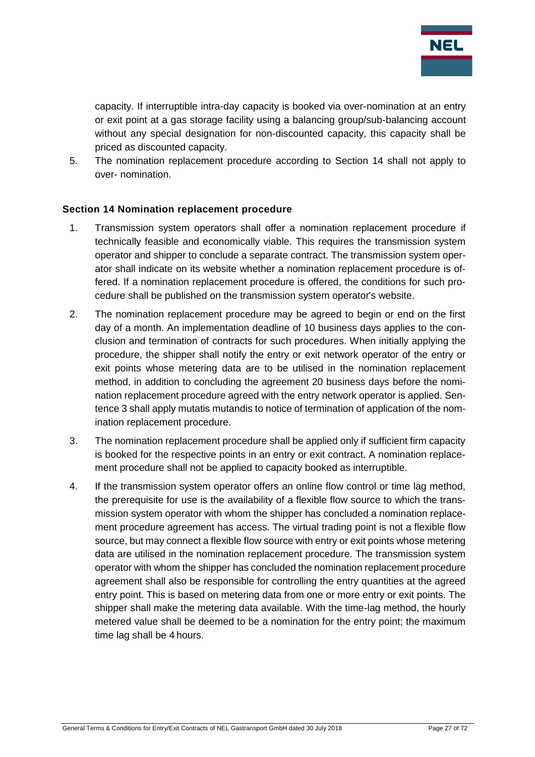capacity. If interruptible intra-day capacity is booked via over-nomination at an entry or exit point at a gas storage facility using a balancing group/sub-balancing account without any special designation for non-discounted capacity, this capacity shall be priced as discounted capacity.

5. The nomination replacement procedure according to Section 14 shall not apply to over- nomination.

## Section 14 Nomination replacement procedure

1. Transmission system operators shall offer a nomination replacement procedure if technically feasible and economically viable. This requires the transmission system operator and shipper to conclude a separate contract. The transmission system operator shall indicate on its website whether a nomination replacement procedure is offered. If a nomination replacement procedure is offered, the conditions for such procedure shall be published on the transmission system operator's website.
2. The nomination replacement procedure may be agreed to begin or end on the first day of a month. An implementation deadline of 10 business days applies to the conclusion and termination of contracts for such procedures. When initially applying the procedure, the shipper shall notify the entry or exit network operator of the entry or exit points whose metering data are to be utilised in the nomination replacement method, in addition to concluding the agreement 20 business days before the nomination replacement procedure agreed with the entry network operator is applied. Sentence 3 shall apply mutatis mutandis to notice of termination of application of the nomination replacement procedure.
3. The nomination replacement procedure shall be applied only if sufficient firm capacity is booked for the respective points in an entry or exit contract. A nomination replacement procedure shall not be applied to capacity booked as interruptible.
4. If the transmission system operator offers an online flow control or time lag method, the prerequisite for use is the availability of a flexible flow source to which the transmission system operator with whom the shipper has concluded a nomination replacement procedure agreement has access. The virtual trading point is not a flexible flow source, but may connect a flexible flow source with entry or exit points whose metering data are utilised in the nomination replacement procedure. The transmission system operator with whom the shipper has concluded the nomination replacement procedure agreement shall also be responsible for controlling the entry quantities at the agreed entry point. This is based on metering data from one or more entry or exit points. The shipper shall make the metering data available. With the time-lag method, the hourly metered value shall be deemed to be a nomination for the entry point; the maximum time lag shall be 4 hours.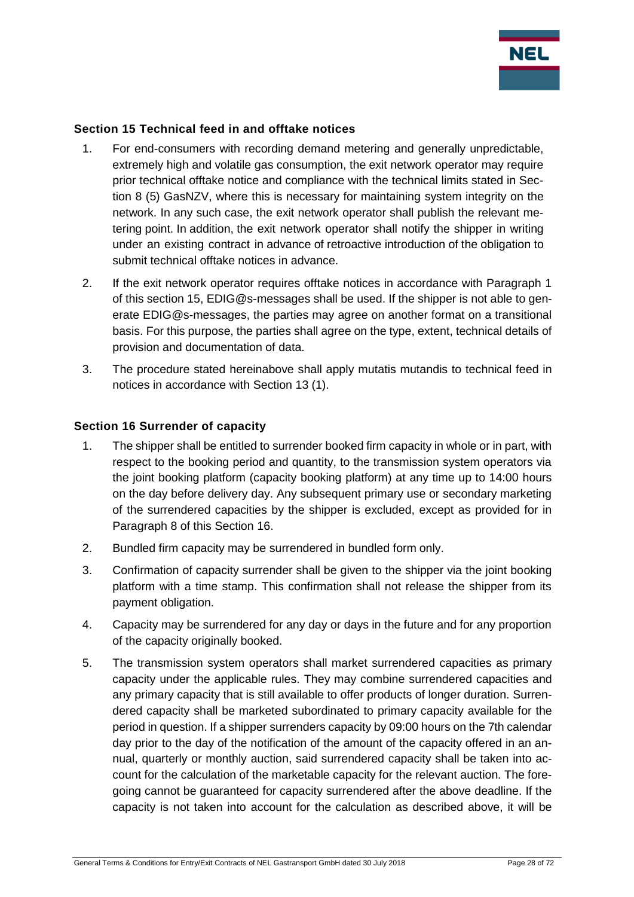## Section 15 Technical feed in and offtake notices

1. For end-consumers with recording demand metering and generally unpredictable, extremely high and volatile gas consumption, the exit network operator may require prior technical offtake notice and compliance with the technical limits stated in Section 8 (5) GasNZV, where this is necessary for maintaining system integrity on the network. In any such case, the exit network operator shall publish the relevant metering point. In addition, the exit network operator shall notify the shipper in writing under an existing contract in advance of retroactive introduction of the obligation to submit technical offtake notices in advance.
2. If the exit network operator requires offtake notices in accordance with Paragraph 1 of this section 15, EDIG@s-messages shall be used. If the shipper is not able to generate EDIG@s-messages, the parties may agree on another format on a transitional basis. For this purpose, the parties shall agree on the type, extent, technical details of provision and documentation of data.
3. The procedure stated hereinabove shall apply mutatis mutandis to technical feed in notices in accordance with Section 13 (1).

## Section 16 Surrender of capacity

1. The shipper shall be entitled to surrender booked firm capacity in whole or in part, with respect to the booking period and quantity, to the transmission system operators via the joint booking platform (capacity booking platform) at any time up to 14:00 hours on the day before delivery day. Any subsequent primary use or secondary marketing of the surrendered capacities by the shipper is excluded, except as provided for in Paragraph 8 of this Section 16.
2. Bundled firm capacity may be surrendered in bundled form only.
3. Confirmation of capacity surrender shall be given to the shipper via the joint booking platform with a time stamp. This confirmation shall not release the shipper from its payment obligation.
4. Capacity may be surrendered for any day or days in the future and for any proportion of the capacity originally booked.
5. The transmission system operators shall market surrendered capacities as primary capacity under the applicable rules. They may combine surrendered capacities and any primary capacity that is still available to offer products of longer duration. Surrendered capacity shall be marketed subordinated to primary capacity available for the period in question. If a shipper surrenders capacity by 09:00 hours on the 7th calendar day prior to the day of the notification of the amount of the capacity offered in an annual, quarterly or monthly auction, said surrendered capacity shall be taken into account for the calculation of the marketable capacity for the relevant auction. The foregoing cannot be guaranteed for capacity surrendered after the above deadline. If the capacity is not taken into account for the calculation as described above, it will be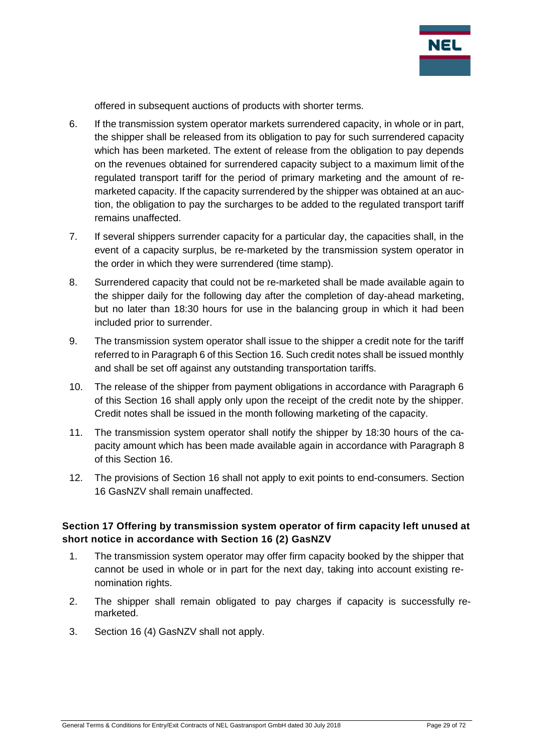offered in subsequent auctions of products with shorter terms.

6. If the transmission system operator markets surrendered capacity, in whole or in part, the shipper shall be released from its obligation to pay for such surrendered capacity which has been marketed. The extent of release from the obligation to pay depends on the revenues obtained for surrendered capacity subject to a maximum limit of the regulated transport tariff for the period of primary marketing and the amount of re-marketed capacity. If the capacity surrendered by the shipper was obtained at an auction, the obligation to pay the surcharges to be added to the regulated transport tariff remains unaffected.
7. If several shippers surrender capacity for a particular day, the capacities shall, in the event of a capacity surplus, be re-marketed by the transmission system operator in the order in which they were surrendered (time stamp).
8. Surrendered capacity that could not be re-marketed shall be made available again to the shipper daily for the following day after the completion of day-ahead marketing, but no later than 18:30 hours for use in the balancing group in which it had been included prior to surrender.
9. The transmission system operator shall issue to the shipper a credit note for the tariff referred to in Paragraph 6 of this Section 16. Such credit notes shall be issued monthly and shall be set off against any outstanding transportation tariffs.
10. The release of the shipper from payment obligations in accordance with Paragraph 6 of this Section 16 shall apply only upon the receipt of the credit note by the shipper. Credit notes shall be issued in the month following marketing of the capacity.
11. The transmission system operator shall notify the shipper by 18:30 hours of the capacity amount which has been made available again in accordance with Paragraph 8 of this Section 16.
12. The provisions of Section 16 shall not apply to exit points to end-consumers. Section 16 GasNZV shall remain unaffected.

### Section 17 Offering by transmission system operator of firm capacity left unused at short notice in accordance with Section 16 (2) GasNZV

1. The transmission system operator may offer firm capacity booked by the shipper that cannot be used in whole or in part for the next day, taking into account existing re-nomination rights.
2. The shipper shall remain obligated to pay charges if capacity is successfully re-marketed.
3. Section 16 (4) GasNZV shall not apply.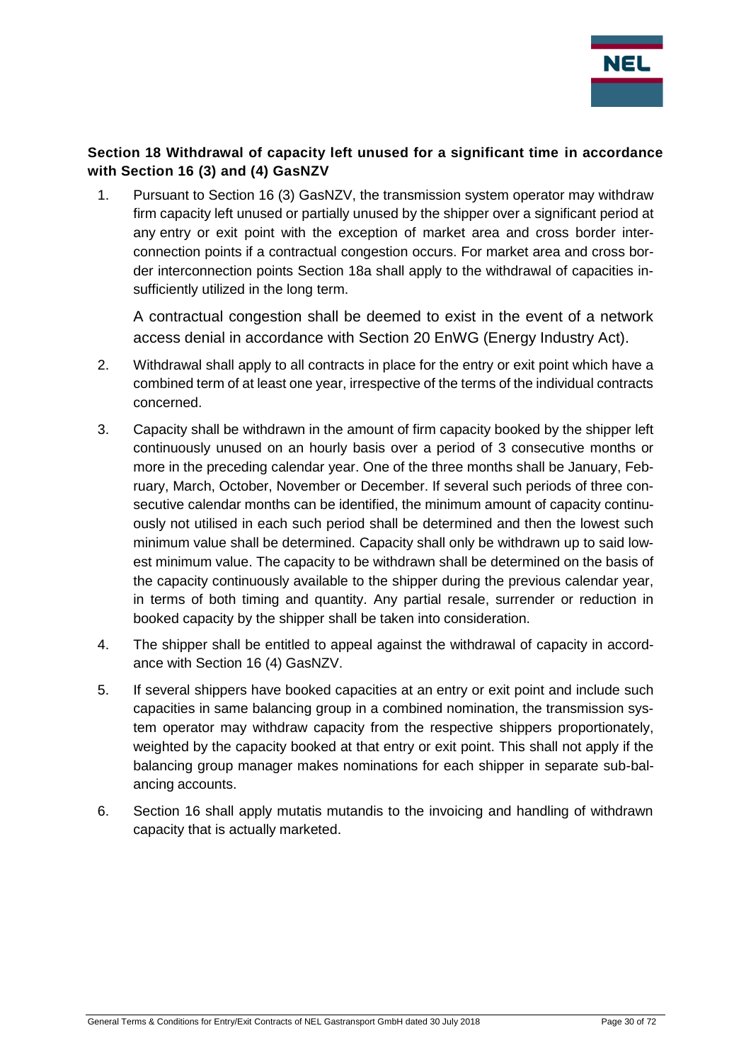## Section 18 Withdrawal of capacity left unused for a significant time in accordance with Section 16 (3) and (4) GasNZV

1. Pursuant to Section 16 (3) GasNZV, the transmission system operator may withdraw firm capacity left unused or partially unused by the shipper over a significant period at any entry or exit point with the exception of market area and cross border interconnection points if a contractual congestion occurs. For market area and cross border interconnection points Section 18a shall apply to the withdrawal of capacities insufficiently utilized in the long term.

   A contractual congestion shall be deemed to exist in the event of a network access denial in accordance with Section 20 EnWG (Energy Industry Act).

2. Withdrawal shall apply to all contracts in place for the entry or exit point which have a combined term of at least one year, irrespective of the terms of the individual contracts concerned.

3. Capacity shall be withdrawn in the amount of firm capacity booked by the shipper left continuously unused on an hourly basis over a period of 3 consecutive months or more in the preceding calendar year. One of the three months shall be January, February, March, October, November or December. If several such periods of three consecutive calendar months can be identified, the minimum amount of capacity continuously not utilised in each such period shall be determined and then the lowest such minimum value shall be determined. Capacity shall only be withdrawn up to said lowest minimum value. The capacity to be withdrawn shall be determined on the basis of the capacity continuously available to the shipper during the previous calendar year, in terms of both timing and quantity. Any partial resale, surrender or reduction in booked capacity by the shipper shall be taken into consideration.

4. The shipper shall be entitled to appeal against the withdrawal of capacity in accordance with Section 16 (4) GasNZV.

5. If several shippers have booked capacities at an entry or exit point and include such capacities in same balancing group in a combined nomination, the transmission system operator may withdraw capacity from the respective shippers proportionately, weighted by the capacity booked at that entry or exit point. This shall not apply if the balancing group manager makes nominations for each shipper in separate sub-balancing accounts.

6. Section 16 shall apply mutatis mutandis to the invoicing and handling of withdrawn capacity that is actually marketed.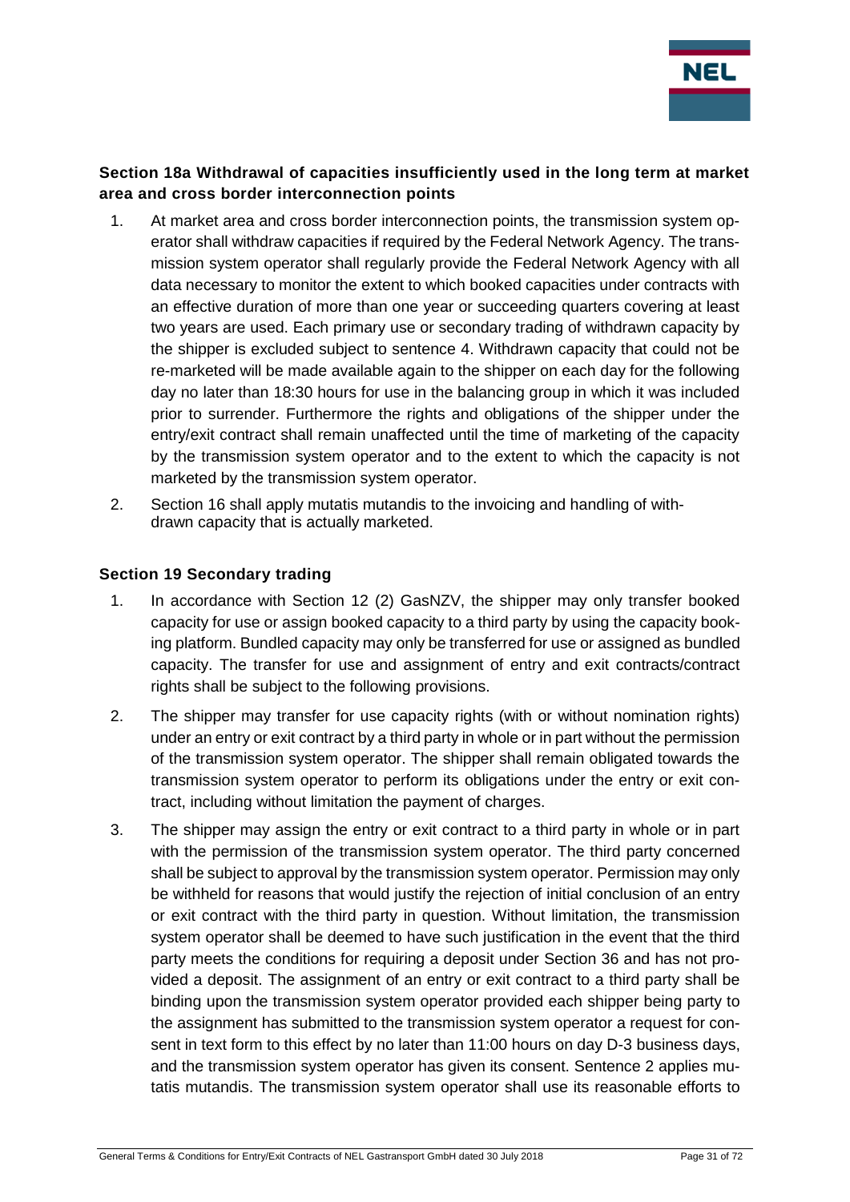## Section 18a Withdrawal of capacities insufficiently used in the long term at market area and cross border interconnection points

1. At market area and cross border interconnection points, the transmission system operator shall withdraw capacities if required by the Federal Network Agency. The transmission system operator shall regularly provide the Federal Network Agency with all data necessary to monitor the extent to which booked capacities under contracts with an effective duration of more than one year or succeeding quarters covering at least two years are used. Each primary use or secondary trading of withdrawn capacity by the shipper is excluded subject to sentence 4. Withdrawn capacity that could not be re-marketed will be made available again to the shipper on each day for the following day no later than 18:30 hours for use in the balancing group in which it was included prior to surrender. Furthermore the rights and obligations of the shipper under the entry/exit contract shall remain unaffected until the time of marketing of the capacity by the transmission system operator and to the extent to which the capacity is not marketed by the transmission system operator.
2. Section 16 shall apply mutatis mutandis to the invoicing and handling of withdrawn capacity that is actually marketed.

## Section 19 Secondary trading

1. In accordance with Section 12 (2) GasNZV, the shipper may only transfer booked capacity for use or assign booked capacity to a third party by using the capacity booking platform. Bundled capacity may only be transferred for use or assigned as bundled capacity. The transfer for use and assignment of entry and exit contracts/contract rights shall be subject to the following provisions.
2. The shipper may transfer for use capacity rights (with or without nomination rights) under an entry or exit contract by a third party in whole or in part without the permission of the transmission system operator. The shipper shall remain obligated towards the transmission system operator to perform its obligations under the entry or exit contract, including without limitation the payment of charges.
3. The shipper may assign the entry or exit contract to a third party in whole or in part with the permission of the transmission system operator. The third party concerned shall be subject to approval by the transmission system operator. Permission may only be withheld for reasons that would justify the rejection of initial conclusion of an entry or exit contract with the third party in question. Without limitation, the transmission system operator shall be deemed to have such justification in the event that the third party meets the conditions for requiring a deposit under Section 36 and has not provided a deposit. The assignment of an entry or exit contract to a third party shall be binding upon the transmission system operator provided each shipper being party to the assignment has submitted to the transmission system operator a request for consent in text form to this effect by no later than 11:00 hours on day D-3 business days, and the transmission system operator has given its consent. Sentence 2 applies mutatis mutandis. The transmission system operator shall use its reasonable efforts to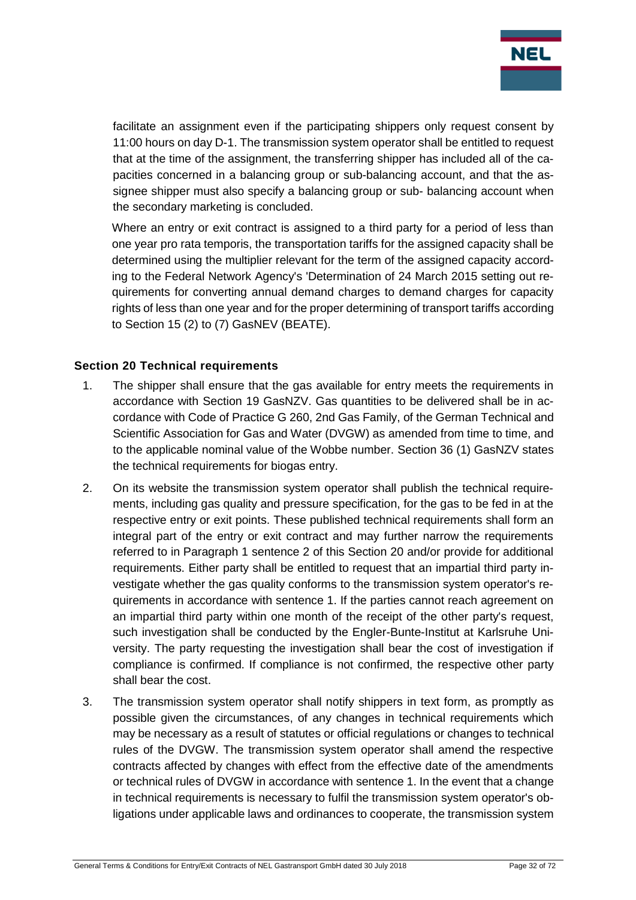facilitate an assignment even if the participating shippers only request consent by 11:00 hours on day D-1. The transmission system operator shall be entitled to request that at the time of the assignment, the transferring shipper has included all of the capacities concerned in a balancing group or sub-balancing account, and that the assignee shipper must also specify a balancing group or sub- balancing account when the secondary marketing is concluded.

Where an entry or exit contract is assigned to a third party for a period of less than one year pro rata temporis, the transportation tariffs for the assigned capacity shall be determined using the multiplier relevant for the term of the assigned capacity according to the Federal Network Agency's 'Determination of 24 March 2015 setting out requirements for converting annual demand charges to demand charges for capacity rights of less than one year and for the proper determining of transport tariffs according to Section 15 (2) to (7) GasNEV (BEATE).

### Section 20 Technical requirements

1. The shipper shall ensure that the gas available for entry meets the requirements in accordance with Section 19 GasNZV. Gas quantities to be delivered shall be in accordance with Code of Practice G 260, 2nd Gas Family, of the German Technical and Scientific Association for Gas and Water (DVGW) as amended from time to time, and to the applicable nominal value of the Wobbe number. Section 36 (1) GasNZV states the technical requirements for biogas entry.
2. On its website the transmission system operator shall publish the technical requirements, including gas quality and pressure specification, for the gas to be fed in at the respective entry or exit points. These published technical requirements shall form an integral part of the entry or exit contract and may further narrow the requirements referred to in Paragraph 1 sentence 2 of this Section 20 and/or provide for additional requirements. Either party shall be entitled to request that an impartial third party investigate whether the gas quality conforms to the transmission system operator's requirements in accordance with sentence 1. If the parties cannot reach agreement on an impartial third party within one month of the receipt of the other party's request, such investigation shall be conducted by the Engler-Bunte-Institut at Karlsruhe University. The party requesting the investigation shall bear the cost of investigation if compliance is confirmed. If compliance is not confirmed, the respective other party shall bear the cost.
3. The transmission system operator shall notify shippers in text form, as promptly as possible given the circumstances, of any changes in technical requirements which may be necessary as a result of statutes or official regulations or changes to technical rules of the DVGW. The transmission system operator shall amend the respective contracts affected by changes with effect from the effective date of the amendments or technical rules of DVGW in accordance with sentence 1. In the event that a change in technical requirements is necessary to fulfil the transmission system operator's obligations under applicable laws and ordinances to cooperate, the transmission system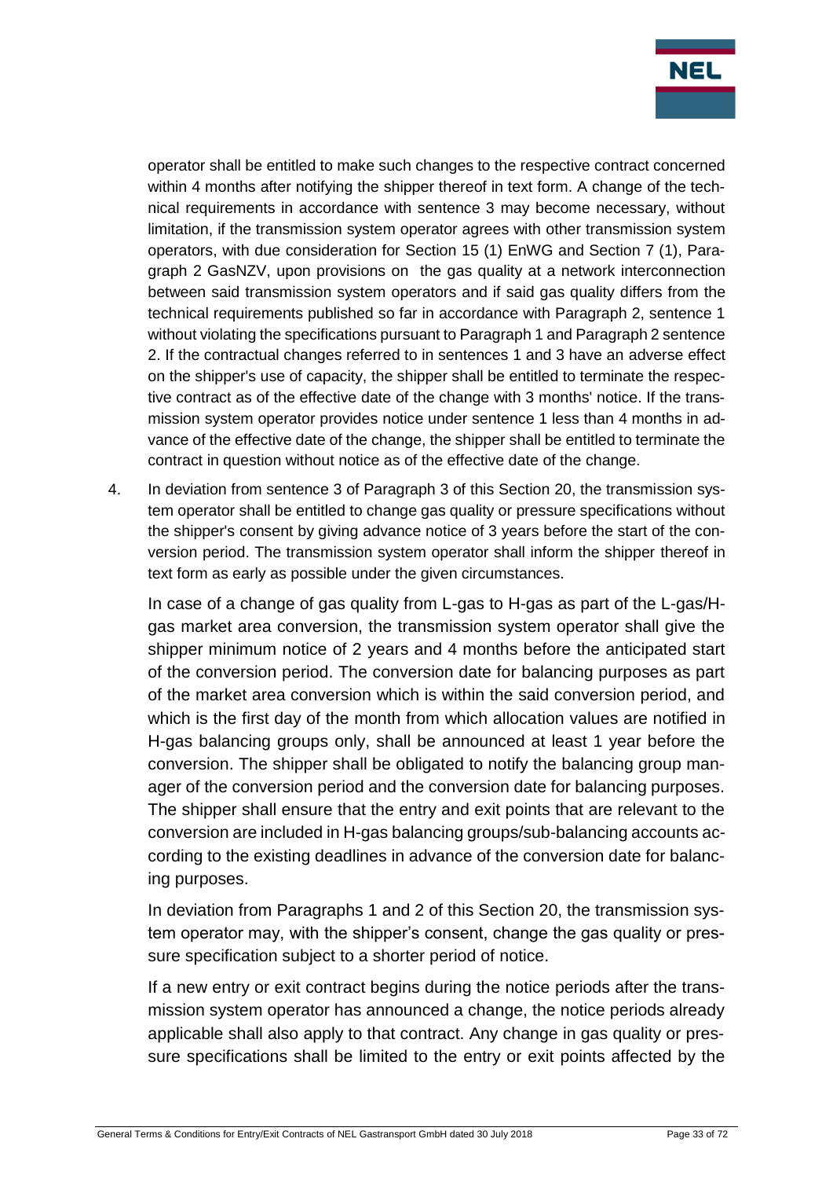operator shall be entitled to make such changes to the respective contract concerned within 4 months after notifying the shipper thereof in text form. A change of the technical requirements in accordance with sentence 3 may become necessary, without limitation, if the transmission system operator agrees with other transmission system operators, with due consideration for Section 15 (1) EnWG and Section 7 (1), Paragraph 2 GasNZV, upon provisions on the gas quality at a network interconnection between said transmission system operators and if said gas quality differs from the technical requirements published so far in accordance with Paragraph 2, sentence 1 without violating the specifications pursuant to Paragraph 1 and Paragraph 2 sentence 2. If the contractual changes referred to in sentences 1 and 3 have an adverse effect on the shipper's use of capacity, the shipper shall be entitled to terminate the respective contract as of the effective date of the change with 3 months' notice. If the transmission system operator provides notice under sentence 1 less than 4 months in advance of the effective date of the change, the shipper shall be entitled to terminate the contract in question without notice as of the effective date of the change.

4. In deviation from sentence 3 of Paragraph 3 of this Section 20, the transmission system operator shall be entitled to change gas quality or pressure specifications without the shipper's consent by giving advance notice of 3 years before the start of the conversion period. The transmission system operator shall inform the shipper thereof in text form as early as possible under the given circumstances.

   In case of a change of gas quality from L-gas to H-gas as part of the L-gas/H-gas market area conversion, the transmission system operator shall give the shipper minimum notice of 2 years and 4 months before the anticipated start of the conversion period. The conversion date for balancing purposes as part of the market area conversion which is within the said conversion period, and which is the first day of the month from which allocation values are notified in H-gas balancing groups only, shall be announced at least 1 year before the conversion. The shipper shall be obligated to notify the balancing group manager of the conversion period and the conversion date for balancing purposes. The shipper shall ensure that the entry and exit points that are relevant to the conversion are included in H-gas balancing groups/sub-balancing accounts according to the existing deadlines in advance of the conversion date for balancing purposes.

   In deviation from Paragraphs 1 and 2 of this Section 20, the transmission system operator may, with the shipper's consent, change the gas quality or pressure specification subject to a shorter period of notice.

   If a new entry or exit contract begins during the notice periods after the transmission system operator has announced a change, the notice periods already applicable shall also apply to that contract. Any change in gas quality or pressure specifications shall be limited to the entry or exit points affected by the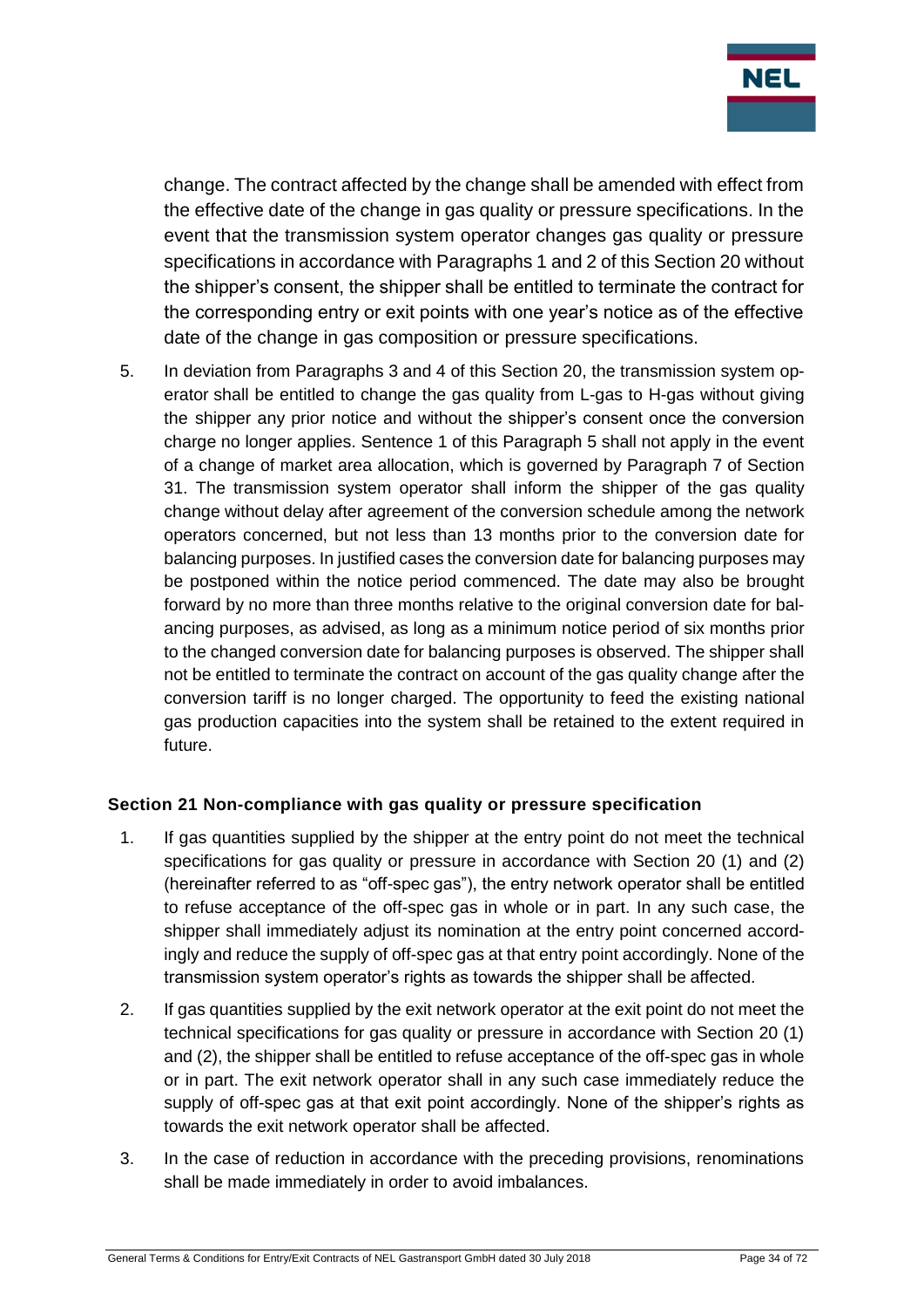change. The contract affected by the change shall be amended with effect from the effective date of the change in gas quality or pressure specifications. In the event that the transmission system operator changes gas quality or pressure specifications in accordance with Paragraphs 1 and 2 of this Section 20 without the shipper's consent, the shipper shall be entitled to terminate the contract for the corresponding entry or exit points with one year's notice as of the effective date of the change in gas composition or pressure specifications.

5. In deviation from Paragraphs 3 and 4 of this Section 20, the transmission system operator shall be entitled to change the gas quality from L-gas to H-gas without giving the shipper any prior notice and without the shipper's consent once the conversion charge no longer applies. Sentence 1 of this Paragraph 5 shall not apply in the event of a change of market area allocation, which is governed by Paragraph 7 of Section 31. The transmission system operator shall inform the shipper of the gas quality change without delay after agreement of the conversion schedule among the network operators concerned, but not less than 13 months prior to the conversion date for balancing purposes. In justified cases the conversion date for balancing purposes may be postponed within the notice period commenced. The date may also be brought forward by no more than three months relative to the original conversion date for balancing purposes, as advised, as long as a minimum notice period of six months prior to the changed conversion date for balancing purposes is observed. The shipper shall not be entitled to terminate the contract on account of the gas quality change after the conversion tariff is no longer charged. The opportunity to feed the existing national gas production capacities into the system shall be retained to the extent required in future.

### Section 21 Non-compliance with gas quality or pressure specification

1. If gas quantities supplied by the shipper at the entry point do not meet the technical specifications for gas quality or pressure in accordance with Section 20 (1) and (2) (hereinafter referred to as "off-spec gas"), the entry network operator shall be entitled to refuse acceptance of the off-spec gas in whole or in part. In any such case, the shipper shall immediately adjust its nomination at the entry point concerned accordingly and reduce the supply of off-spec gas at that entry point accordingly. None of the transmission system operator's rights as towards the shipper shall be affected.

2. If gas quantities supplied by the exit network operator at the exit point do not meet the technical specifications for gas quality or pressure in accordance with Section 20 (1) and (2), the shipper shall be entitled to refuse acceptance of the off-spec gas in whole or in part. The exit network operator shall in any such case immediately reduce the supply of off-spec gas at that exit point accordingly. None of the shipper's rights as towards the exit network operator shall be affected.

3. In the case of reduction in accordance with the preceding provisions, renominations shall be made immediately in order to avoid imbalances.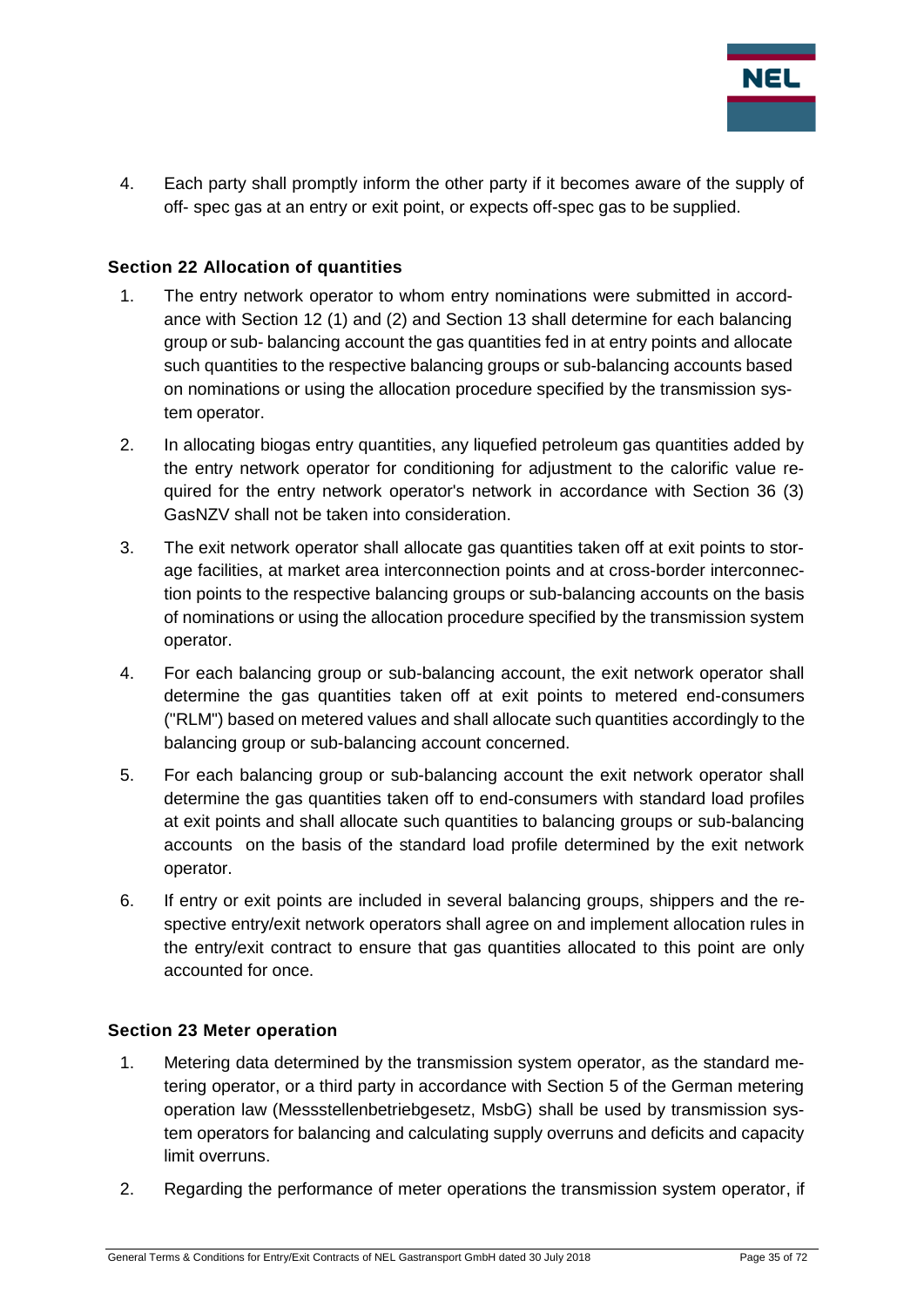4. Each party shall promptly inform the other party if it becomes aware of the supply of off- spec gas at an entry or exit point, or expects off-spec gas to be supplied.

### Section 22 Allocation of quantities

1. The entry network operator to whom entry nominations were submitted in accordance with Section 12 (1) and (2) and Section 13 shall determine for each balancing group or sub- balancing account the gas quantities fed in at entry points and allocate such quantities to the respective balancing groups or sub-balancing accounts based on nominations or using the allocation procedure specified by the transmission system operator.
2. In allocating biogas entry quantities, any liquefied petroleum gas quantities added by the entry network operator for conditioning for adjustment to the calorific value required for the entry network operator's network in accordance with Section 36 (3) GasNZV shall not be taken into consideration.
3. The exit network operator shall allocate gas quantities taken off at exit points to storage facilities, at market area interconnection points and at cross-border interconnection points to the respective balancing groups or sub-balancing accounts on the basis of nominations or using the allocation procedure specified by the transmission system operator.
4. For each balancing group or sub-balancing account, the exit network operator shall determine the gas quantities taken off at exit points to metered end-consumers ("RLM") based on metered values and shall allocate such quantities accordingly to the balancing group or sub-balancing account concerned.
5. For each balancing group or sub-balancing account the exit network operator shall determine the gas quantities taken off to end-consumers with standard load profiles at exit points and shall allocate such quantities to balancing groups or sub-balancing accounts on the basis of the standard load profile determined by the exit network operator.
6. If entry or exit points are included in several balancing groups, shippers and the respective entry/exit network operators shall agree on and implement allocation rules in the entry/exit contract to ensure that gas quantities allocated to this point are only accounted for once.

### Section 23 Meter operation

1. Metering data determined by the transmission system operator, as the standard metering operator, or a third party in accordance with Section 5 of the German metering operation law (Messstellenbetriebgesetz, MsbG) shall be used by transmission system operators for balancing and calculating supply overruns and deficits and capacity limit overruns.
2. Regarding the performance of meter operations the transmission system operator, if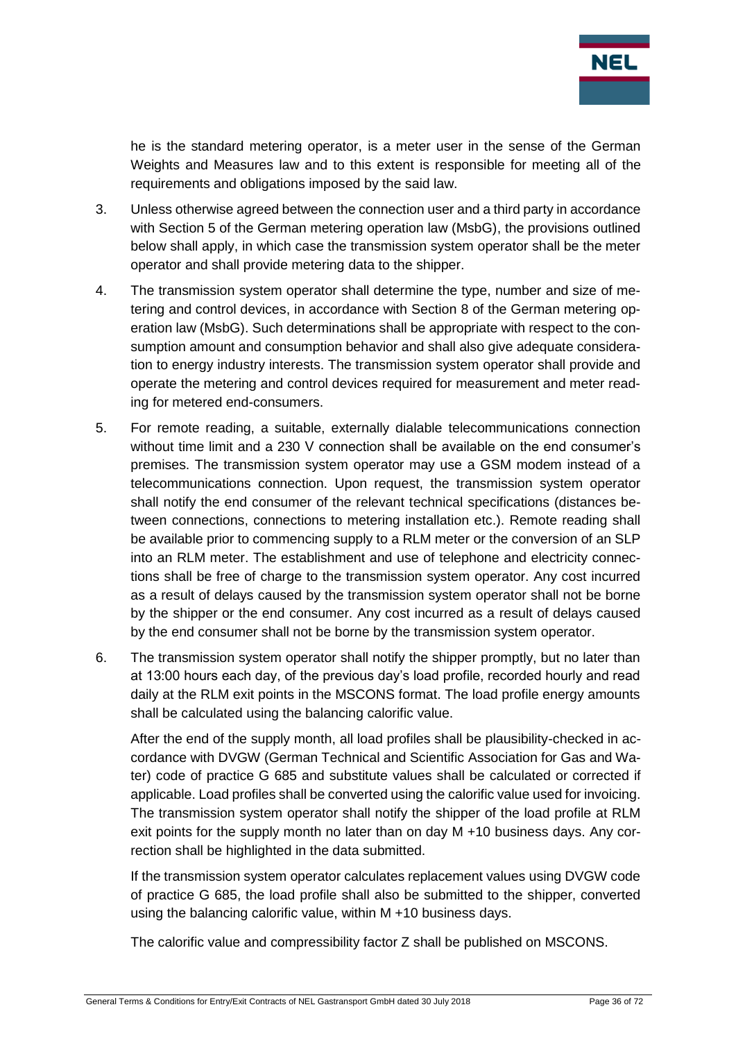he is the standard metering operator, is a meter user in the sense of the German Weights and Measures law and to this extent is responsible for meeting all of the requirements and obligations imposed by the said law.

3. Unless otherwise agreed between the connection user and a third party in accordance with Section 5 of the German metering operation law (MsbG), the provisions outlined below shall apply, in which case the transmission system operator shall be the meter operator and shall provide metering data to the shipper.

4. The transmission system operator shall determine the type, number and size of metering and control devices, in accordance with Section 8 of the German metering operation law (MsbG). Such determinations shall be appropriate with respect to the consumption amount and consumption behavior and shall also give adequate consideration to energy industry interests. The transmission system operator shall provide and operate the metering and control devices required for measurement and meter reading for metered end-consumers.

5. For remote reading, a suitable, externally dialable telecommunications connection without time limit and a 230 V connection shall be available on the end consumer's premises. The transmission system operator may use a GSM modem instead of a telecommunications connection. Upon request, the transmission system operator shall notify the end consumer of the relevant technical specifications (distances between connections, connections to metering installation etc.). Remote reading shall be available prior to commencing supply to a RLM meter or the conversion of an SLP into an RLM meter. The establishment and use of telephone and electricity connections shall be free of charge to the transmission system operator. Any cost incurred as a result of delays caused by the transmission system operator shall not be borne by the shipper or the end consumer. Any cost incurred as a result of delays caused by the end consumer shall not be borne by the transmission system operator.

6. The transmission system operator shall notify the shipper promptly, but no later than at 13:00 hours each day, of the previous day's load profile, recorded hourly and read daily at the RLM exit points in the MSCONS format. The load profile energy amounts shall be calculated using the balancing calorific value.

   After the end of the supply month, all load profiles shall be plausibility-checked in accordance with DVGW (German Technical and Scientific Association for Gas and Water) code of practice G 685 and substitute values shall be calculated or corrected if applicable. Load profiles shall be converted using the calorific value used for invoicing. The transmission system operator shall notify the shipper of the load profile at RLM exit points for the supply month no later than on day M +10 business days. Any correction shall be highlighted in the data submitted.

   If the transmission system operator calculates replacement values using DVGW code of practice G 685, the load profile shall also be submitted to the shipper, converted using the balancing calorific value, within M +10 business days.

   The calorific value and compressibility factor Z shall be published on MSCONS.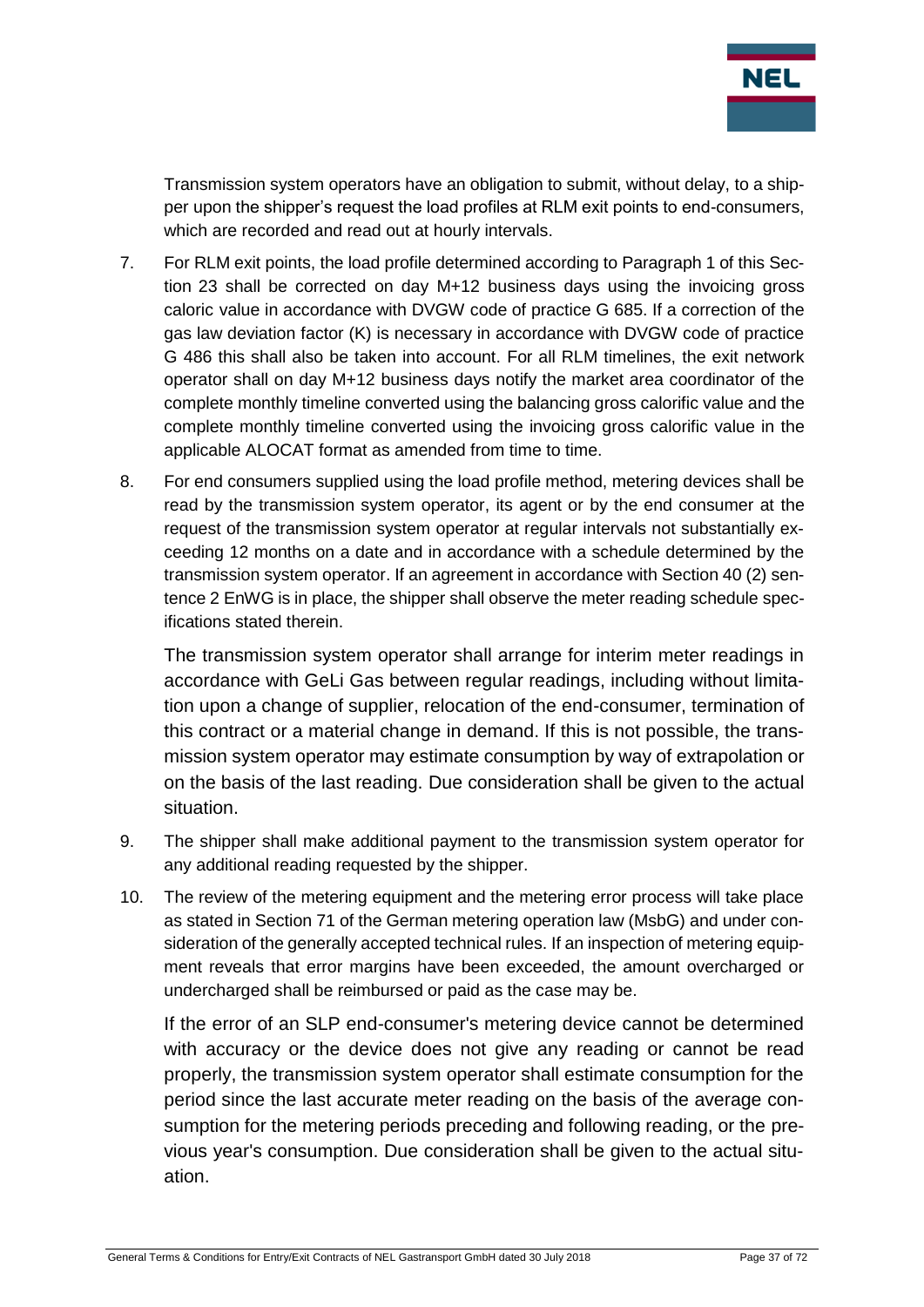Transmission system operators have an obligation to submit, without delay, to a shipper upon the shipper's request the load profiles at RLM exit points to end-consumers, which are recorded and read out at hourly intervals.

7. For RLM exit points, the load profile determined according to Paragraph 1 of this Section 23 shall be corrected on day M+12 business days using the invoicing gross caloric value in accordance with DVGW code of practice G 685. If a correction of the gas law deviation factor (K) is necessary in accordance with DVGW code of practice G 486 this shall also be taken into account. For all RLM timelines, the exit network operator shall on day M+12 business days notify the market area coordinator of the complete monthly timeline converted using the balancing gross calorific value and the complete monthly timeline converted using the invoicing gross calorific value in the applicable ALOCAT format as amended from time to time.

8. For end consumers supplied using the load profile method, metering devices shall be read by the transmission system operator, its agent or by the end consumer at the request of the transmission system operator at regular intervals not substantially exceeding 12 months on a date and in accordance with a schedule determined by the transmission system operator. If an agreement in accordance with Section 40 (2) sentence 2 EnWG is in place, the shipper shall observe the meter reading schedule specifications stated therein.

   The transmission system operator shall arrange for interim meter readings in accordance with GeLi Gas between regular readings, including without limitation upon a change of supplier, relocation of the end-consumer, termination of this contract or a material change in demand. If this is not possible, the transmission system operator may estimate consumption by way of extrapolation or on the basis of the last reading. Due consideration shall be given to the actual situation.

9. The shipper shall make additional payment to the transmission system operator for any additional reading requested by the shipper.

10. The review of the metering equipment and the metering error process will take place as stated in Section 71 of the German metering operation law (MsbG) and under consideration of the generally accepted technical rules. If an inspection of metering equipment reveals that error margins have been exceeded, the amount overcharged or undercharged shall be reimbursed or paid as the case may be.

    If the error of an SLP end-consumer's metering device cannot be determined with accuracy or the device does not give any reading or cannot be read properly, the transmission system operator shall estimate consumption for the period since the last accurate meter reading on the basis of the average consumption for the metering periods preceding and following reading, or the previous year's consumption. Due consideration shall be given to the actual situation.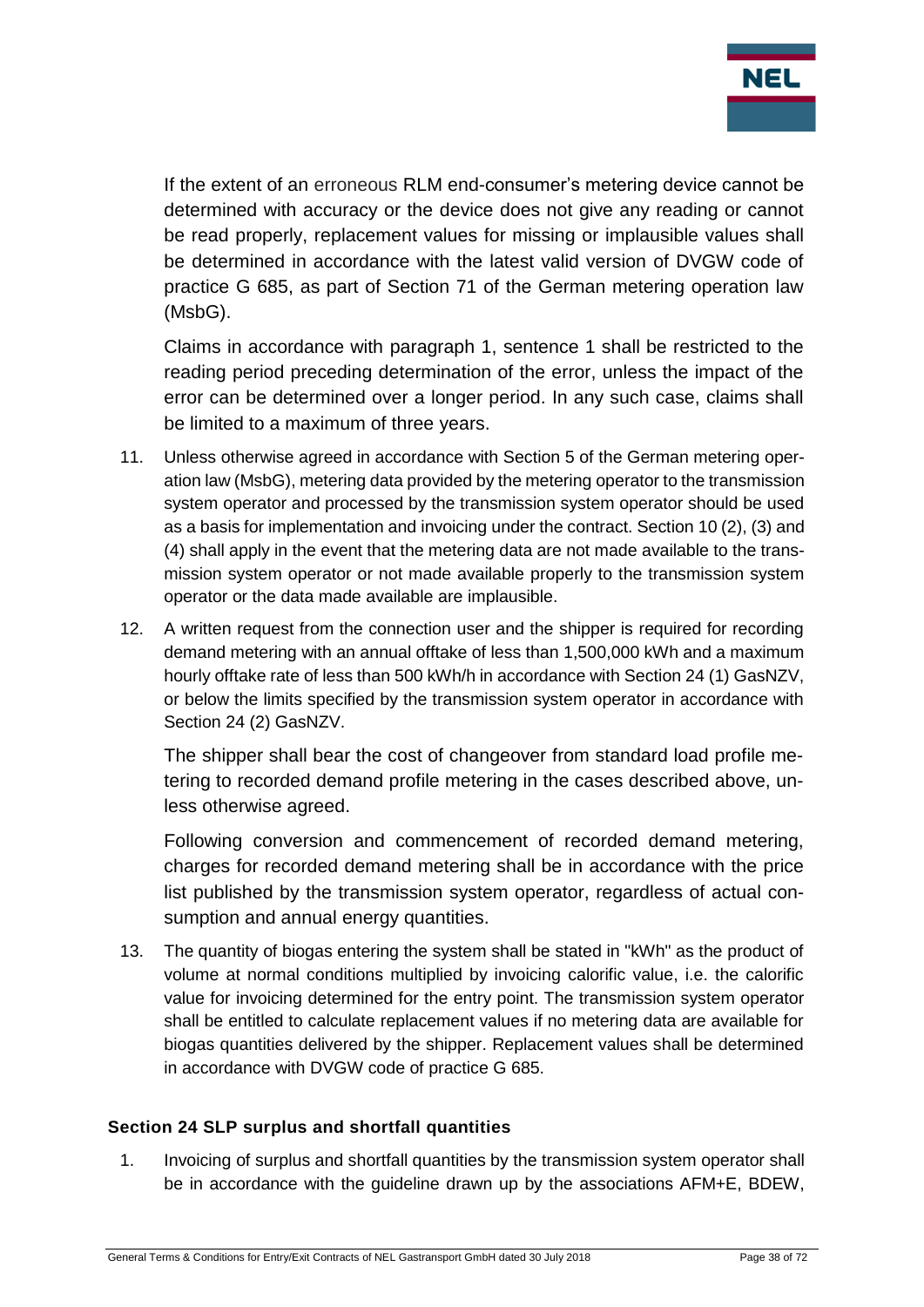If the extent of an erroneous RLM end-consumer's metering device cannot be determined with accuracy or the device does not give any reading or cannot be read properly, replacement values for missing or implausible values shall be determined in accordance with the latest valid version of DVGW code of practice G 685, as part of Section 71 of the German metering operation law (MsbG).

Claims in accordance with paragraph 1, sentence 1 shall be restricted to the reading period preceding determination of the error, unless the impact of the error can be determined over a longer period. In any such case, claims shall be limited to a maximum of three years.

11. Unless otherwise agreed in accordance with Section 5 of the German metering operation law (MsbG), metering data provided by the metering operator to the transmission system operator and processed by the transmission system operator should be used as a basis for implementation and invoicing under the contract. Section 10 (2), (3) and (4) shall apply in the event that the metering data are not made available to the transmission system operator or not made available properly to the transmission system operator or the data made available are implausible.

12. A written request from the connection user and the shipper is required for recording demand metering with an annual offtake of less than 1,500,000 kWh and a maximum hourly offtake rate of less than 500 kWh/h in accordance with Section 24 (1) GasNZV, or below the limits specified by the transmission system operator in accordance with Section 24 (2) GasNZV.

    The shipper shall bear the cost of changeover from standard load profile metering to recorded demand profile metering in the cases described above, unless otherwise agreed.

    Following conversion and commencement of recorded demand metering, charges for recorded demand metering shall be in accordance with the price list published by the transmission system operator, regardless of actual consumption and annual energy quantities.

13. The quantity of biogas entering the system shall be stated in "kWh" as the product of volume at normal conditions multiplied by invoicing calorific value, i.e. the calorific value for invoicing determined for the entry point. The transmission system operator shall be entitled to calculate replacement values if no metering data are available for biogas quantities delivered by the shipper. Replacement values shall be determined in accordance with DVGW code of practice G 685.

## Section 24 SLP surplus and shortfall quantities

1. Invoicing of surplus and shortfall quantities by the transmission system operator shall be in accordance with the guideline drawn up by the associations AFM+E, BDEW,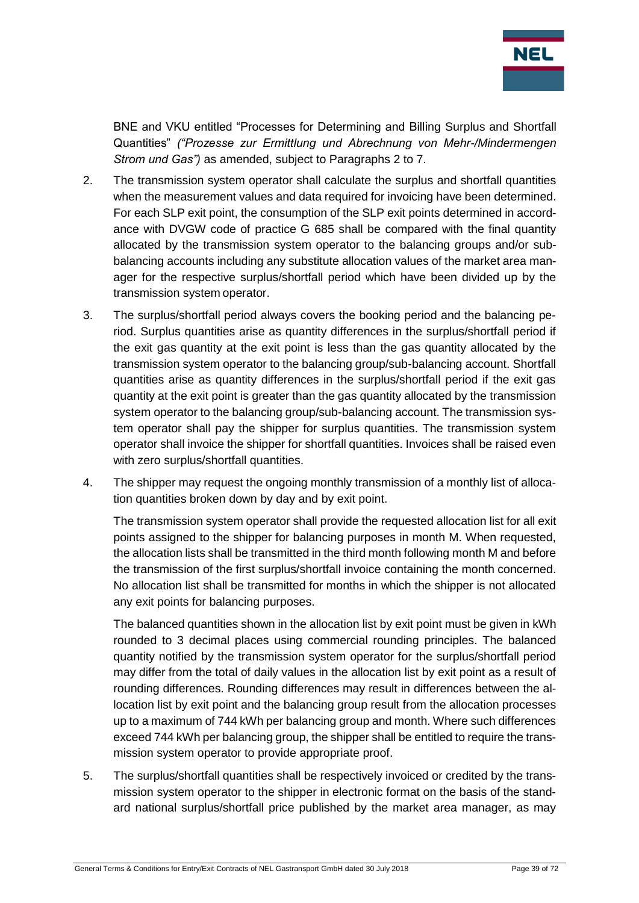BNE and VKU entitled "Processes for Determining and Billing Surplus and Shortfall Quantities" *("Prozesse zur Ermittlung und Abrechnung von Mehr-/Mindermengen Strom und Gas")* as amended, subject to Paragraphs 2 to 7.

2. The transmission system operator shall calculate the surplus and shortfall quantities when the measurement values and data required for invoicing have been determined. For each SLP exit point, the consumption of the SLP exit points determined in accordance with DVGW code of practice G 685 shall be compared with the final quantity allocated by the transmission system operator to the balancing groups and/or sub-balancing accounts including any substitute allocation values of the market area manager for the respective surplus/shortfall period which have been divided up by the transmission system operator.

3. The surplus/shortfall period always covers the booking period and the balancing period. Surplus quantities arise as quantity differences in the surplus/shortfall period if the exit gas quantity at the exit point is less than the gas quantity allocated by the transmission system operator to the balancing group/sub-balancing account. Shortfall quantities arise as quantity differences in the surplus/shortfall period if the exit gas quantity at the exit point is greater than the gas quantity allocated by the transmission system operator to the balancing group/sub-balancing account. The transmission system operator shall pay the shipper for surplus quantities. The transmission system operator shall invoice the shipper for shortfall quantities. Invoices shall be raised even with zero surplus/shortfall quantities.

4. The shipper may request the ongoing monthly transmission of a monthly list of allocation quantities broken down by day and by exit point.

   The transmission system operator shall provide the requested allocation list for all exit points assigned to the shipper for balancing purposes in month M. When requested, the allocation lists shall be transmitted in the third month following month M and before the transmission of the first surplus/shortfall invoice containing the month concerned. No allocation list shall be transmitted for months in which the shipper is not allocated any exit points for balancing purposes.

   The balanced quantities shown in the allocation list by exit point must be given in kWh rounded to 3 decimal places using commercial rounding principles. The balanced quantity notified by the transmission system operator for the surplus/shortfall period may differ from the total of daily values in the allocation list by exit point as a result of rounding differences. Rounding differences may result in differences between the allocation list by exit point and the balancing group result from the allocation processes up to a maximum of 744 kWh per balancing group and month. Where such differences exceed 744 kWh per balancing group, the shipper shall be entitled to require the transmission system operator to provide appropriate proof.

5. The surplus/shortfall quantities shall be respectively invoiced or credited by the transmission system operator to the shipper in electronic format on the basis of the standard national surplus/shortfall price published by the market area manager, as may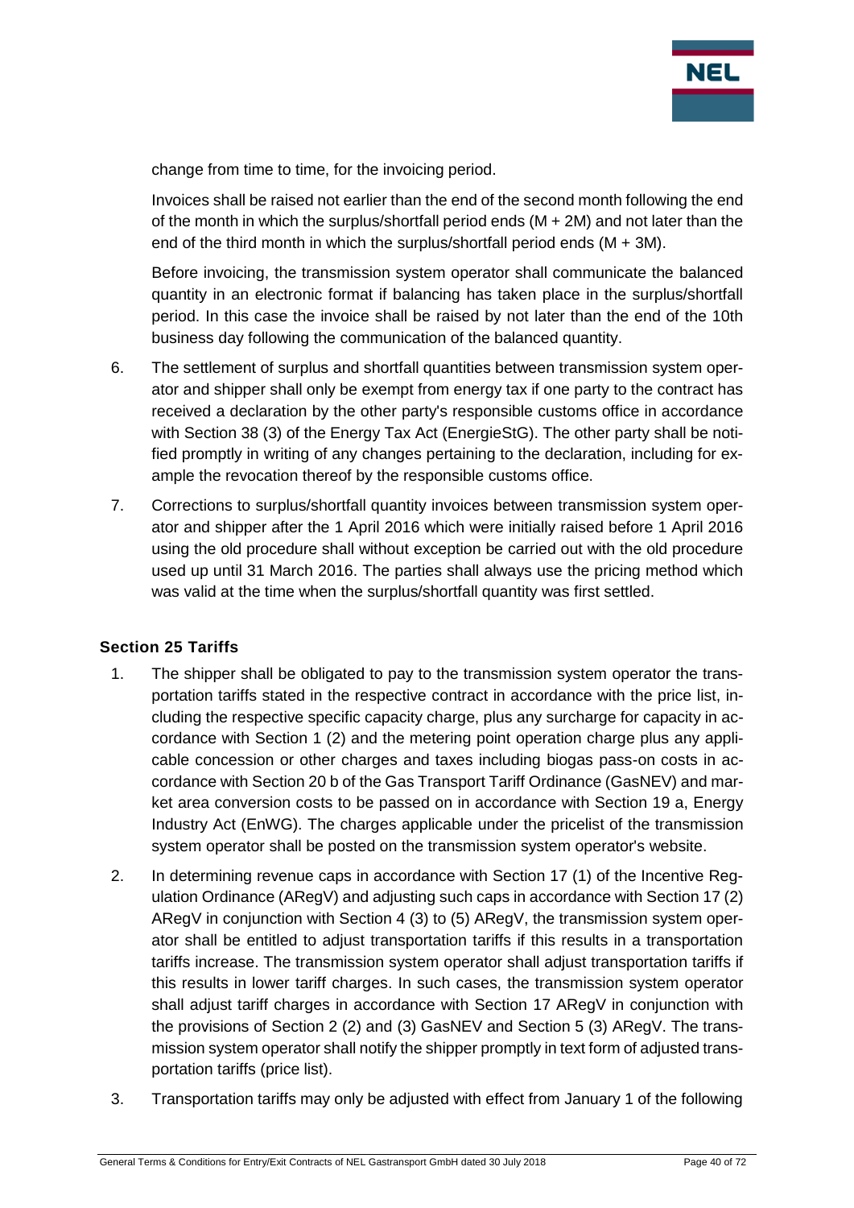change from time to time, for the invoicing period.

Invoices shall be raised not earlier than the end of the second month following the end of the month in which the surplus/shortfall period ends (M + 2M) and not later than the end of the third month in which the surplus/shortfall period ends (M + 3M).

Before invoicing, the transmission system operator shall communicate the balanced quantity in an electronic format if balancing has taken place in the surplus/shortfall period. In this case the invoice shall be raised by not later than the end of the 10th business day following the communication of the balanced quantity.

6. The settlement of surplus and shortfall quantities between transmission system operator and shipper shall only be exempt from energy tax if one party to the contract has received a declaration by the other party's responsible customs office in accordance with Section 38 (3) of the Energy Tax Act (EnergieStG). The other party shall be notified promptly in writing of any changes pertaining to the declaration, including for example the revocation thereof by the responsible customs office.
7. Corrections to surplus/shortfall quantity invoices between transmission system operator and shipper after the 1 April 2016 which were initially raised before 1 April 2016 using the old procedure shall without exception be carried out with the old procedure used up until 31 March 2016. The parties shall always use the pricing method which was valid at the time when the surplus/shortfall quantity was first settled.

## Section 25 Tariffs

1. The shipper shall be obligated to pay to the transmission system operator the transportation tariffs stated in the respective contract in accordance with the price list, including the respective specific capacity charge, plus any surcharge for capacity in accordance with Section 1 (2) and the metering point operation charge plus any applicable concession or other charges and taxes including biogas pass-on costs in accordance with Section 20 b of the Gas Transport Tariff Ordinance (GasNEV) and market area conversion costs to be passed on in accordance with Section 19 a, Energy Industry Act (EnWG). The charges applicable under the pricelist of the transmission system operator shall be posted on the transmission system operator's website.
2. In determining revenue caps in accordance with Section 17 (1) of the Incentive Regulation Ordinance (ARegV) and adjusting such caps in accordance with Section 17 (2) ARegV in conjunction with Section 4 (3) to (5) ARegV, the transmission system operator shall be entitled to adjust transportation tariffs if this results in a transportation tariffs increase. The transmission system operator shall adjust transportation tariffs if this results in lower tariff charges. In such cases, the transmission system operator shall adjust tariff charges in accordance with Section 17 ARegV in conjunction with the provisions of Section 2 (2) and (3) GasNEV and Section 5 (3) ARegV. The transmission system operator shall notify the shipper promptly in text form of adjusted transportation tariffs (price list).
3. Transportation tariffs may only be adjusted with effect from January 1 of the following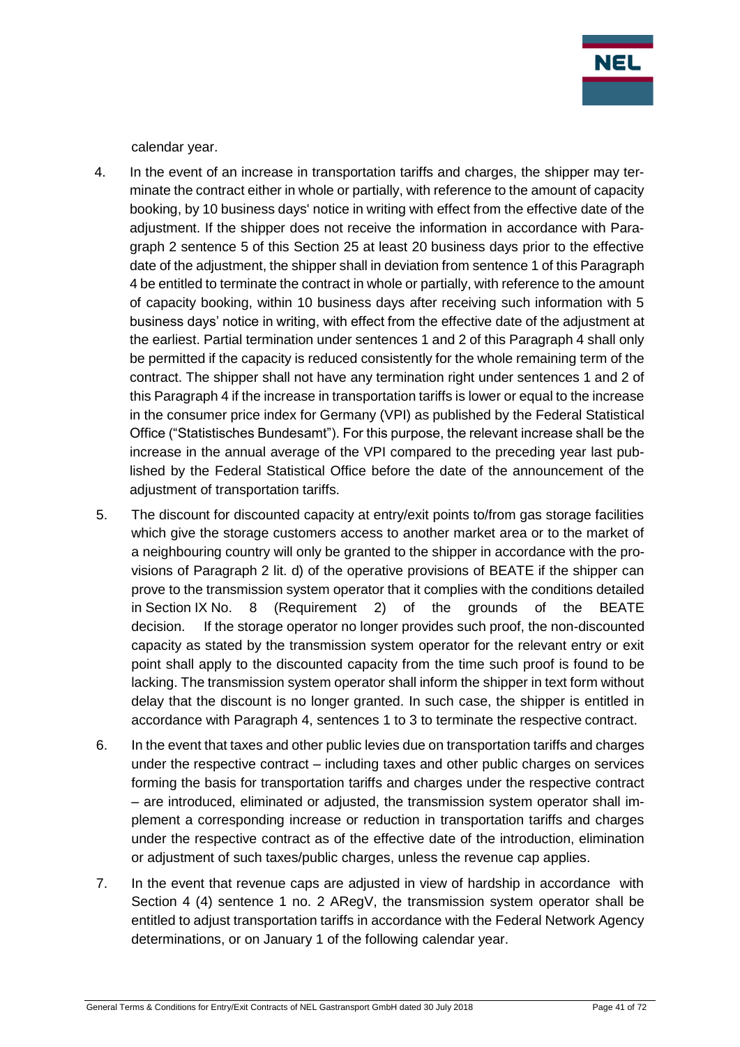calendar year.

4. In the event of an increase in transportation tariffs and charges, the shipper may terminate the contract either in whole or partially, with reference to the amount of capacity booking, by 10 business days' notice in writing with effect from the effective date of the adjustment. If the shipper does not receive the information in accordance with Paragraph 2 sentence 5 of this Section 25 at least 20 business days prior to the effective date of the adjustment, the shipper shall in deviation from sentence 1 of this Paragraph 4 be entitled to terminate the contract in whole or partially, with reference to the amount of capacity booking, within 10 business days after receiving such information with 5 business days' notice in writing, with effect from the effective date of the adjustment at the earliest. Partial termination under sentences 1 and 2 of this Paragraph 4 shall only be permitted if the capacity is reduced consistently for the whole remaining term of the contract. The shipper shall not have any termination right under sentences 1 and 2 of this Paragraph 4 if the increase in transportation tariffs is lower or equal to the increase in the consumer price index for Germany (VPI) as published by the Federal Statistical Office ("Statistisches Bundesamt"). For this purpose, the relevant increase shall be the increase in the annual average of the VPI compared to the preceding year last published by the Federal Statistical Office before the date of the announcement of the adjustment of transportation tariffs.

5. The discount for discounted capacity at entry/exit points to/from gas storage facilities which give the storage customers access to another market area or to the market of a neighbouring country will only be granted to the shipper in accordance with the provisions of Paragraph 2 lit. d) of the operative provisions of BEATE if the shipper can prove to the transmission system operator that it complies with the conditions detailed in Section IX No. 8 (Requirement 2) of the grounds of the BEATE decision. If the storage operator no longer provides such proof, the non-discounted capacity as stated by the transmission system operator for the relevant entry or exit point shall apply to the discounted capacity from the time such proof is found to be lacking. The transmission system operator shall inform the shipper in text form without delay that the discount is no longer granted. In such case, the shipper is entitled in accordance with Paragraph 4, sentences 1 to 3 to terminate the respective contract.

6. In the event that taxes and other public levies due on transportation tariffs and charges under the respective contract – including taxes and other public charges on services forming the basis for transportation tariffs and charges under the respective contract – are introduced, eliminated or adjusted, the transmission system operator shall implement a corresponding increase or reduction in transportation tariffs and charges under the respective contract as of the effective date of the introduction, elimination or adjustment of such taxes/public charges, unless the revenue cap applies.

7. In the event that revenue caps are adjusted in view of hardship in accordance with Section 4 (4) sentence 1 no. 2 ARegV, the transmission system operator shall be entitled to adjust transportation tariffs in accordance with the Federal Network Agency determinations, or on January 1 of the following calendar year.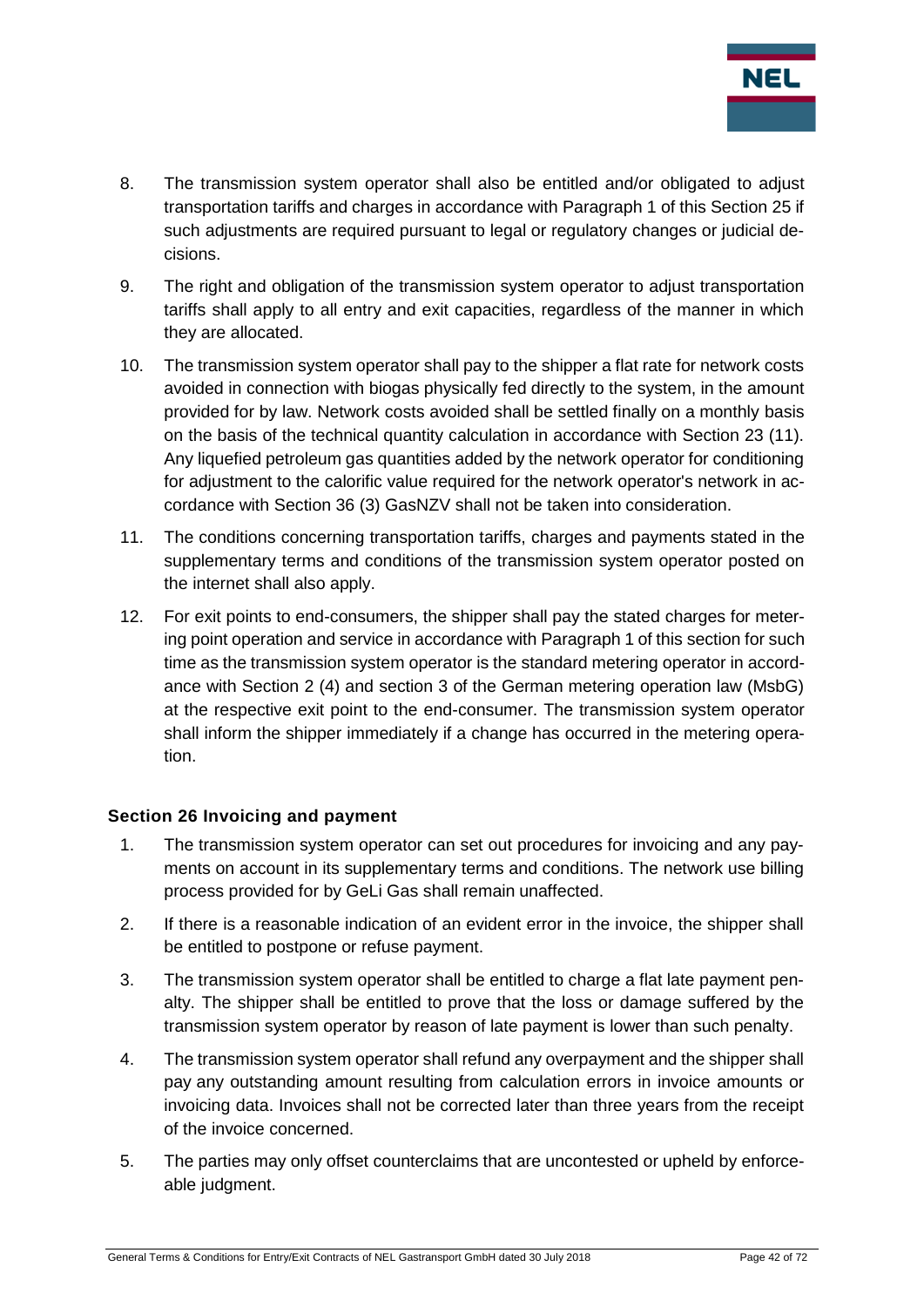8. The transmission system operator shall also be entitled and/or obligated to adjust transportation tariffs and charges in accordance with Paragraph 1 of this Section 25 if such adjustments are required pursuant to legal or regulatory changes or judicial decisions.
9. The right and obligation of the transmission system operator to adjust transportation tariffs shall apply to all entry and exit capacities, regardless of the manner in which they are allocated.
10. The transmission system operator shall pay to the shipper a flat rate for network costs avoided in connection with biogas physically fed directly to the system, in the amount provided for by law. Network costs avoided shall be settled finally on a monthly basis on the basis of the technical quantity calculation in accordance with Section 23 (11). Any liquefied petroleum gas quantities added by the network operator for conditioning for adjustment to the calorific value required for the network operator's network in accordance with Section 36 (3) GasNZV shall not be taken into consideration.
11. The conditions concerning transportation tariffs, charges and payments stated in the supplementary terms and conditions of the transmission system operator posted on the internet shall also apply.
12. For exit points to end-consumers, the shipper shall pay the stated charges for metering point operation and service in accordance with Paragraph 1 of this section for such time as the transmission system operator is the standard metering operator in accordance with Section 2 (4) and section 3 of the German metering operation law (MsbG) at the respective exit point to the end-consumer. The transmission system operator shall inform the shipper immediately if a change has occurred in the metering operation.

### Section 26 Invoicing and payment

1. The transmission system operator can set out procedures for invoicing and any payments on account in its supplementary terms and conditions. The network use billing process provided for by GeLi Gas shall remain unaffected.
2. If there is a reasonable indication of an evident error in the invoice, the shipper shall be entitled to postpone or refuse payment.
3. The transmission system operator shall be entitled to charge a flat late payment penalty. The shipper shall be entitled to prove that the loss or damage suffered by the transmission system operator by reason of late payment is lower than such penalty.
4. The transmission system operator shall refund any overpayment and the shipper shall pay any outstanding amount resulting from calculation errors in invoice amounts or invoicing data. Invoices shall not be corrected later than three years from the receipt of the invoice concerned.
5. The parties may only offset counterclaims that are uncontested or upheld by enforceable judgment.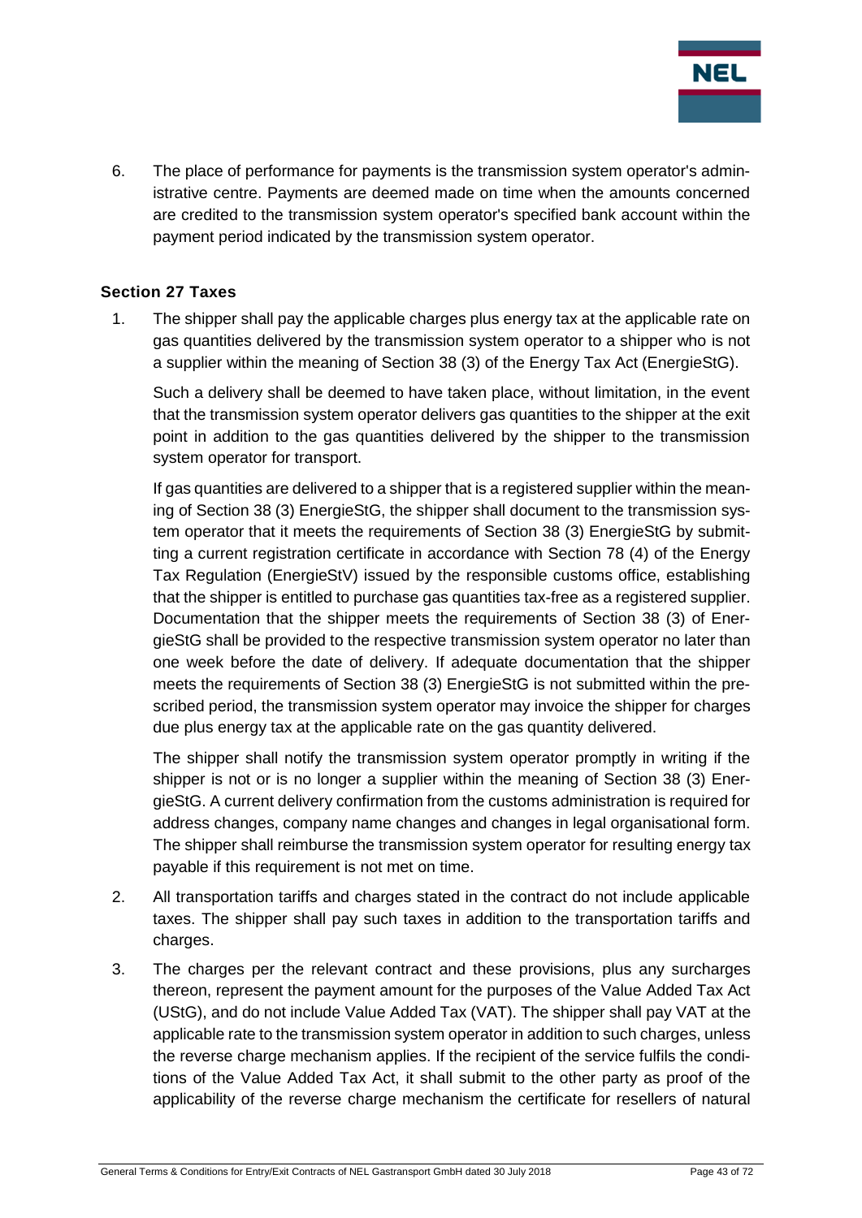6. The place of performance for payments is the transmission system operator's administrative centre. Payments are deemed made on time when the amounts concerned are credited to the transmission system operator's specified bank account within the payment period indicated by the transmission system operator.

## Section 27 Taxes

1. The shipper shall pay the applicable charges plus energy tax at the applicable rate on gas quantities delivered by the transmission system operator to a shipper who is not a supplier within the meaning of Section 38 (3) of the Energy Tax Act (EnergieStG).

   Such a delivery shall be deemed to have taken place, without limitation, in the event that the transmission system operator delivers gas quantities to the shipper at the exit point in addition to the gas quantities delivered by the shipper to the transmission system operator for transport.

   If gas quantities are delivered to a shipper that is a registered supplier within the meaning of Section 38 (3) EnergieStG, the shipper shall document to the transmission system operator that it meets the requirements of Section 38 (3) EnergieStG by submitting a current registration certificate in accordance with Section 78 (4) of the Energy Tax Regulation (EnergieStV) issued by the responsible customs office, establishing that the shipper is entitled to purchase gas quantities tax-free as a registered supplier. Documentation that the shipper meets the requirements of Section 38 (3) of EnergieStG shall be provided to the respective transmission system operator no later than one week before the date of delivery. If adequate documentation that the shipper meets the requirements of Section 38 (3) EnergieStG is not submitted within the prescribed period, the transmission system operator may invoice the shipper for charges due plus energy tax at the applicable rate on the gas quantity delivered.

   The shipper shall notify the transmission system operator promptly in writing if the shipper is not or is no longer a supplier within the meaning of Section 38 (3) EnergieStG. A current delivery confirmation from the customs administration is required for address changes, company name changes and changes in legal organisational form. The shipper shall reimburse the transmission system operator for resulting energy tax payable if this requirement is not met on time.

2. All transportation tariffs and charges stated in the contract do not include applicable taxes. The shipper shall pay such taxes in addition to the transportation tariffs and charges.

3. The charges per the relevant contract and these provisions, plus any surcharges thereon, represent the payment amount for the purposes of the Value Added Tax Act (UStG), and do not include Value Added Tax (VAT). The shipper shall pay VAT at the applicable rate to the transmission system operator in addition to such charges, unless the reverse charge mechanism applies. If the recipient of the service fulfils the conditions of the Value Added Tax Act, it shall submit to the other party as proof of the applicability of the reverse charge mechanism the certificate for resellers of natural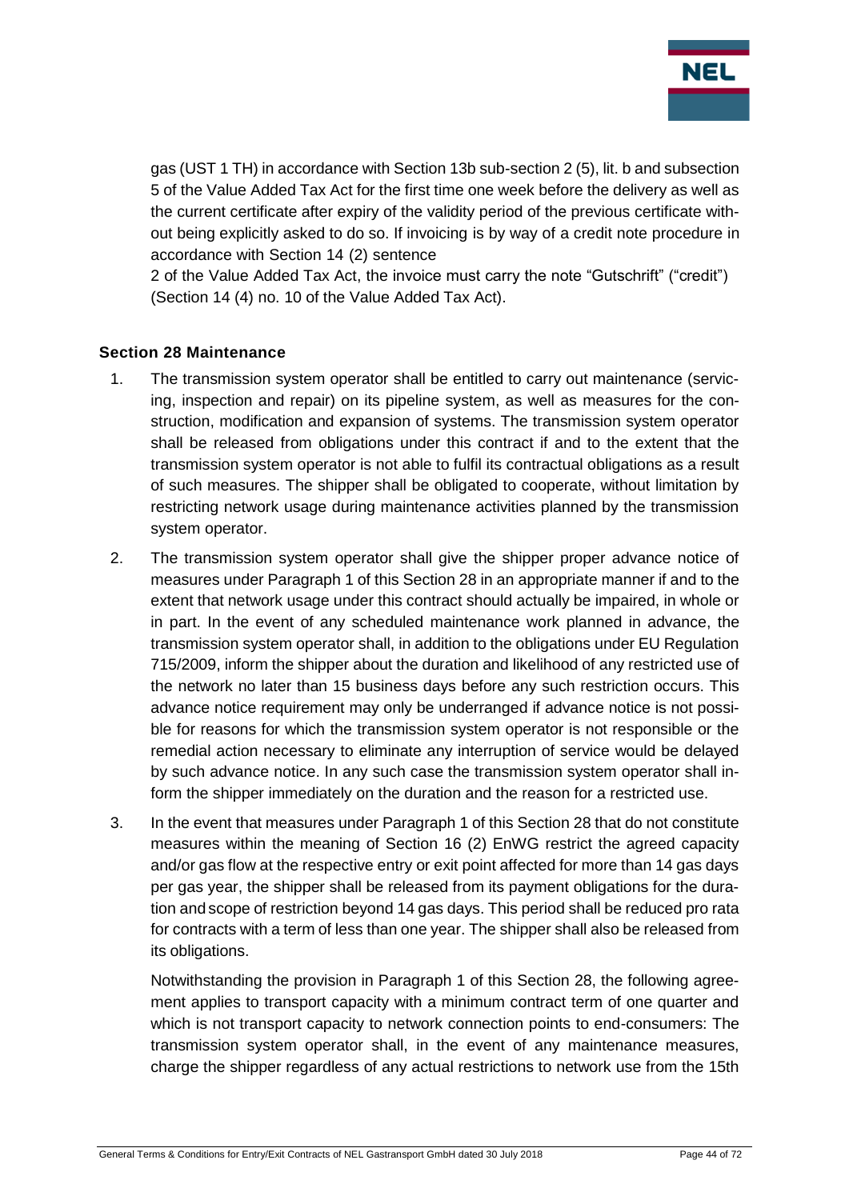gas (UST 1 TH) in accordance with Section 13b sub-section 2 (5), lit. b and subsection 5 of the Value Added Tax Act for the first time one week before the delivery as well as the current certificate after expiry of the validity period of the previous certificate without being explicitly asked to do so. If invoicing is by way of a credit note procedure in accordance with Section 14 (2) sentence
2 of the Value Added Tax Act, the invoice must carry the note "Gutschrift" ("credit") (Section 14 (4) no. 10 of the Value Added Tax Act).

### Section 28 Maintenance

1. The transmission system operator shall be entitled to carry out maintenance (servicing, inspection and repair) on its pipeline system, as well as measures for the construction, modification and expansion of systems. The transmission system operator shall be released from obligations under this contract if and to the extent that the transmission system operator is not able to fulfil its contractual obligations as a result of such measures. The shipper shall be obligated to cooperate, without limitation by restricting network usage during maintenance activities planned by the transmission system operator.

2. The transmission system operator shall give the shipper proper advance notice of measures under Paragraph 1 of this Section 28 in an appropriate manner if and to the extent that network usage under this contract should actually be impaired, in whole or in part. In the event of any scheduled maintenance work planned in advance, the transmission system operator shall, in addition to the obligations under EU Regulation 715/2009, inform the shipper about the duration and likelihood of any restricted use of the network no later than 15 business days before any such restriction occurs. This advance notice requirement may only be underranged if advance notice is not possible for reasons for which the transmission system operator is not responsible or the remedial action necessary to eliminate any interruption of service would be delayed by such advance notice. In any such case the transmission system operator shall inform the shipper immediately on the duration and the reason for a restricted use.

3. In the event that measures under Paragraph 1 of this Section 28 that do not constitute measures within the meaning of Section 16 (2) EnWG restrict the agreed capacity and/or gas flow at the respective entry or exit point affected for more than 14 gas days per gas year, the shipper shall be released from its payment obligations for the duration and scope of restriction beyond 14 gas days. This period shall be reduced pro rata for contracts with a term of less than one year. The shipper shall also be released from its obligations.

   Notwithstanding the provision in Paragraph 1 of this Section 28, the following agreement applies to transport capacity with a minimum contract term of one quarter and which is not transport capacity to network connection points to end-consumers: The transmission system operator shall, in the event of any maintenance measures, charge the shipper regardless of any actual restrictions to network use from the 15th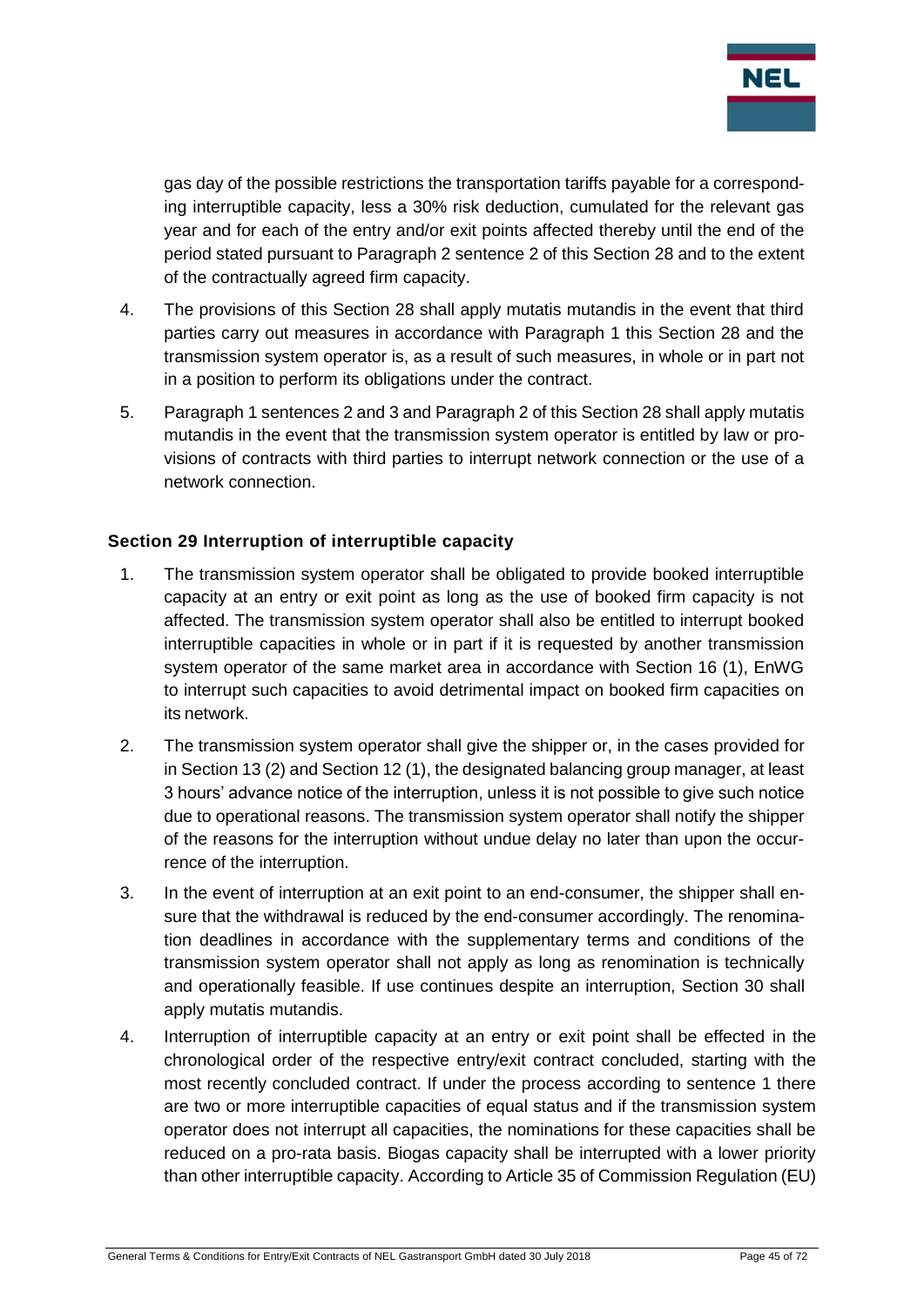gas day of the possible restrictions the transportation tariffs payable for a corresponding interruptible capacity, less a 30% risk deduction, cumulated for the relevant gas year and for each of the entry and/or exit points affected thereby until the end of the period stated pursuant to Paragraph 2 sentence 2 of this Section 28 and to the extent of the contractually agreed firm capacity.

4. The provisions of this Section 28 shall apply mutatis mutandis in the event that third parties carry out measures in accordance with Paragraph 1 this Section 28 and the transmission system operator is, as a result of such measures, in whole or in part not in a position to perform its obligations under the contract.

5. Paragraph 1 sentences 2 and 3 and Paragraph 2 of this Section 28 shall apply mutatis mutandis in the event that the transmission system operator is entitled by law or provisions of contracts with third parties to interrupt network connection or the use of a network connection.

### Section 29 Interruption of interruptible capacity

1. The transmission system operator shall be obligated to provide booked interruptible capacity at an entry or exit point as long as the use of booked firm capacity is not affected. The transmission system operator shall also be entitled to interrupt booked interruptible capacities in whole or in part if it is requested by another transmission system operator of the same market area in accordance with Section 16 (1), EnWG to interrupt such capacities to avoid detrimental impact on booked firm capacities on its network.

2. The transmission system operator shall give the shipper or, in the cases provided for in Section 13 (2) and Section 12 (1), the designated balancing group manager, at least 3 hours' advance notice of the interruption, unless it is not possible to give such notice due to operational reasons. The transmission system operator shall notify the shipper of the reasons for the interruption without undue delay no later than upon the occurrence of the interruption.

3. In the event of interruption at an exit point to an end-consumer, the shipper shall ensure that the withdrawal is reduced by the end-consumer accordingly. The renomination deadlines in accordance with the supplementary terms and conditions of the transmission system operator shall not apply as long as renomination is technically and operationally feasible. If use continues despite an interruption, Section 30 shall apply mutatis mutandis.

4. Interruption of interruptible capacity at an entry or exit point shall be effected in the chronological order of the respective entry/exit contract concluded, starting with the most recently concluded contract. If under the process according to sentence 1 there are two or more interruptible capacities of equal status and if the transmission system operator does not interrupt all capacities, the nominations for these capacities shall be reduced on a pro-rata basis. Biogas capacity shall be interrupted with a lower priority than other interruptible capacity. According to Article 35 of Commission Regulation (EU)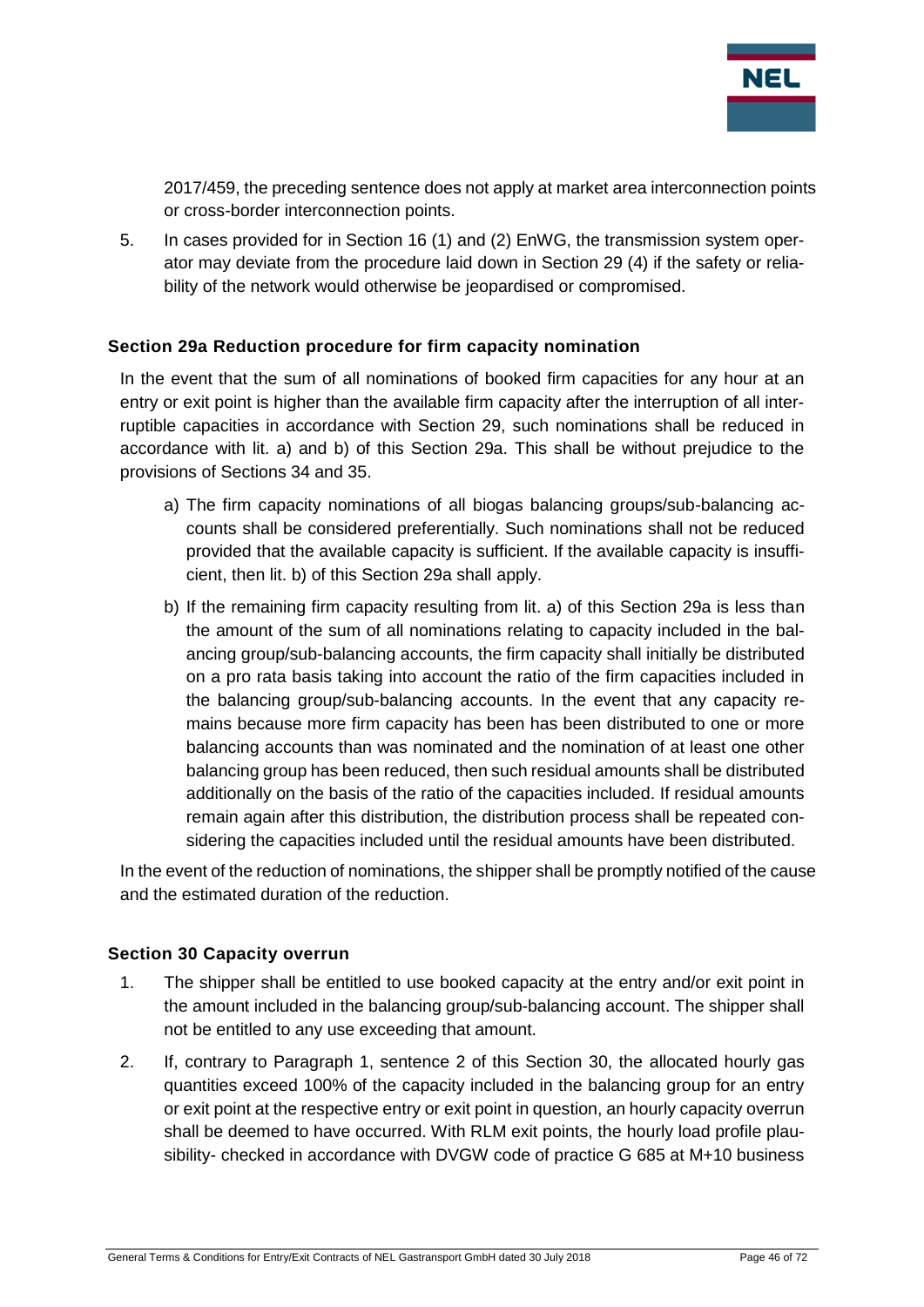2017/459, the preceding sentence does not apply at market area interconnection points or cross-border interconnection points.

5. In cases provided for in Section 16 (1) and (2) EnWG, the transmission system operator may deviate from the procedure laid down in Section 29 (4) if the safety or reliability of the network would otherwise be jeopardised or compromised.

### Section 29a Reduction procedure for firm capacity nomination

In the event that the sum of all nominations of booked firm capacities for any hour at an entry or exit point is higher than the available firm capacity after the interruption of all interruptible capacities in accordance with Section 29, such nominations shall be reduced in accordance with lit. a) and b) of this Section 29a. This shall be without prejudice to the provisions of Sections 34 and 35.

a) The firm capacity nominations of all biogas balancing groups/sub-balancing accounts shall be considered preferentially. Such nominations shall not be reduced provided that the available capacity is sufficient. If the available capacity is insufficient, then lit. b) of this Section 29a shall apply.

b) If the remaining firm capacity resulting from lit. a) of this Section 29a is less than the amount of the sum of all nominations relating to capacity included in the balancing group/sub-balancing accounts, the firm capacity shall initially be distributed on a pro rata basis taking into account the ratio of the firm capacities included in the balancing group/sub-balancing accounts. In the event that any capacity remains because more firm capacity has been has been distributed to one or more balancing accounts than was nominated and the nomination of at least one other balancing group has been reduced, then such residual amounts shall be distributed additionally on the basis of the ratio of the capacities included. If residual amounts remain again after this distribution, the distribution process shall be repeated considering the capacities included until the residual amounts have been distributed.

In the event of the reduction of nominations, the shipper shall be promptly notified of the cause and the estimated duration of the reduction.

### Section 30 Capacity overrun

1. The shipper shall be entitled to use booked capacity at the entry and/or exit point in the amount included in the balancing group/sub-balancing account. The shipper shall not be entitled to any use exceeding that amount.

2. If, contrary to Paragraph 1, sentence 2 of this Section 30, the allocated hourly gas quantities exceed 100% of the capacity included in the balancing group for an entry or exit point at the respective entry or exit point in question, an hourly capacity overrun shall be deemed to have occurred. With RLM exit points, the hourly load profile plausibility- checked in accordance with DVGW code of practice G 685 at M+10 business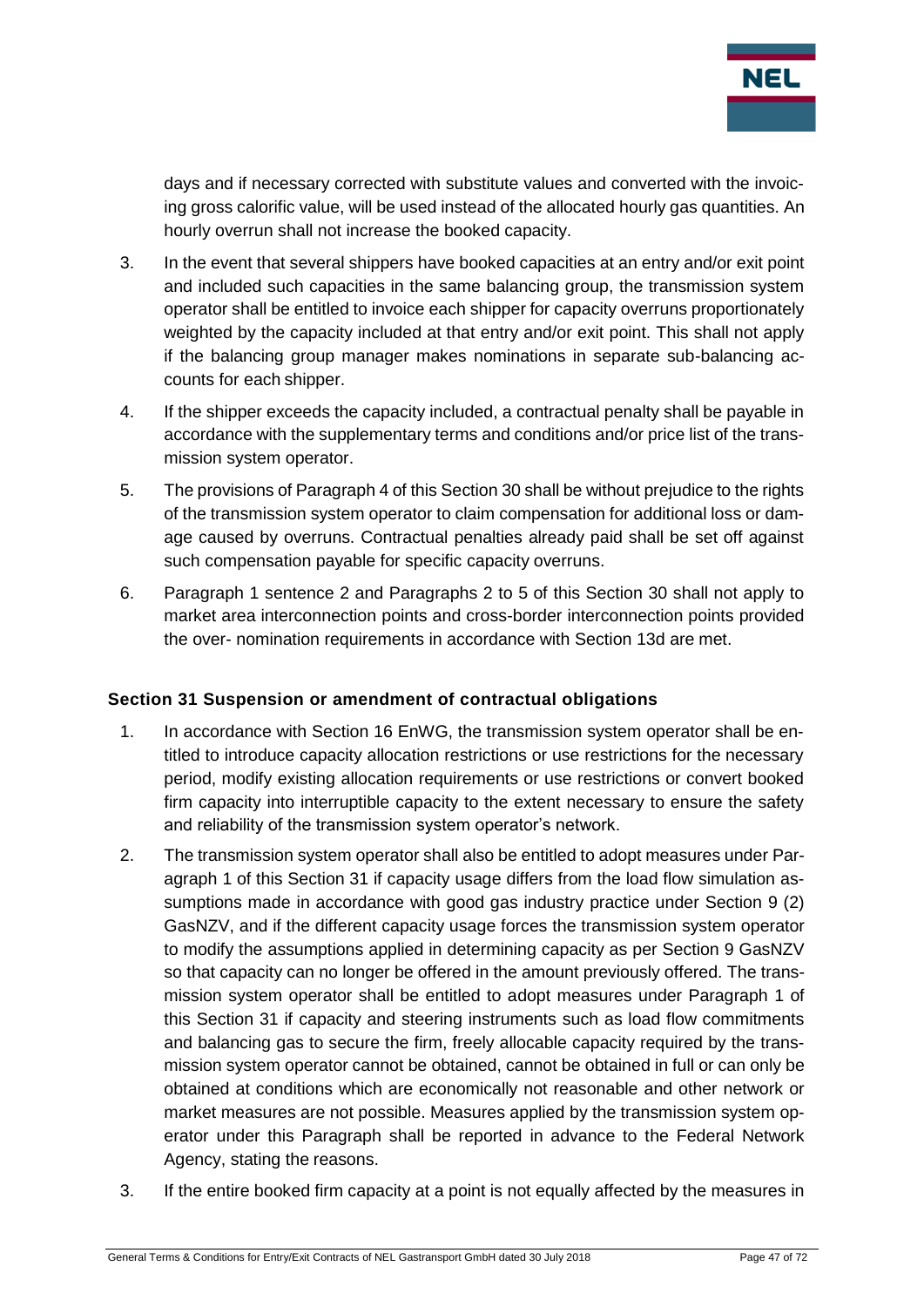days and if necessary corrected with substitute values and converted with the invoicing gross calorific value, will be used instead of the allocated hourly gas quantities. An hourly overrun shall not increase the booked capacity.

3. In the event that several shippers have booked capacities at an entry and/or exit point and included such capacities in the same balancing group, the transmission system operator shall be entitled to invoice each shipper for capacity overruns proportionately weighted by the capacity included at that entry and/or exit point. This shall not apply if the balancing group manager makes nominations in separate sub-balancing accounts for each shipper.

4. If the shipper exceeds the capacity included, a contractual penalty shall be payable in accordance with the supplementary terms and conditions and/or price list of the transmission system operator.

5. The provisions of Paragraph 4 of this Section 30 shall be without prejudice to the rights of the transmission system operator to claim compensation for additional loss or damage caused by overruns. Contractual penalties already paid shall be set off against such compensation payable for specific capacity overruns.

6. Paragraph 1 sentence 2 and Paragraphs 2 to 5 of this Section 30 shall not apply to market area interconnection points and cross-border interconnection points provided the over- nomination requirements in accordance with Section 13d are met.

## Section 31 Suspension or amendment of contractual obligations

1. In accordance with Section 16 EnWG, the transmission system operator shall be entitled to introduce capacity allocation restrictions or use restrictions for the necessary period, modify existing allocation requirements or use restrictions or convert booked firm capacity into interruptible capacity to the extent necessary to ensure the safety and reliability of the transmission system operator's network.

2. The transmission system operator shall also be entitled to adopt measures under Paragraph 1 of this Section 31 if capacity usage differs from the load flow simulation assumptions made in accordance with good gas industry practice under Section 9 (2) GasNZV, and if the different capacity usage forces the transmission system operator to modify the assumptions applied in determining capacity as per Section 9 GasNZV so that capacity can no longer be offered in the amount previously offered. The transmission system operator shall be entitled to adopt measures under Paragraph 1 of this Section 31 if capacity and steering instruments such as load flow commitments and balancing gas to secure the firm, freely allocable capacity required by the transmission system operator cannot be obtained, cannot be obtained in full or can only be obtained at conditions which are economically not reasonable and other network or market measures are not possible. Measures applied by the transmission system operator under this Paragraph shall be reported in advance to the Federal Network Agency, stating the reasons.

3. If the entire booked firm capacity at a point is not equally affected by the measures in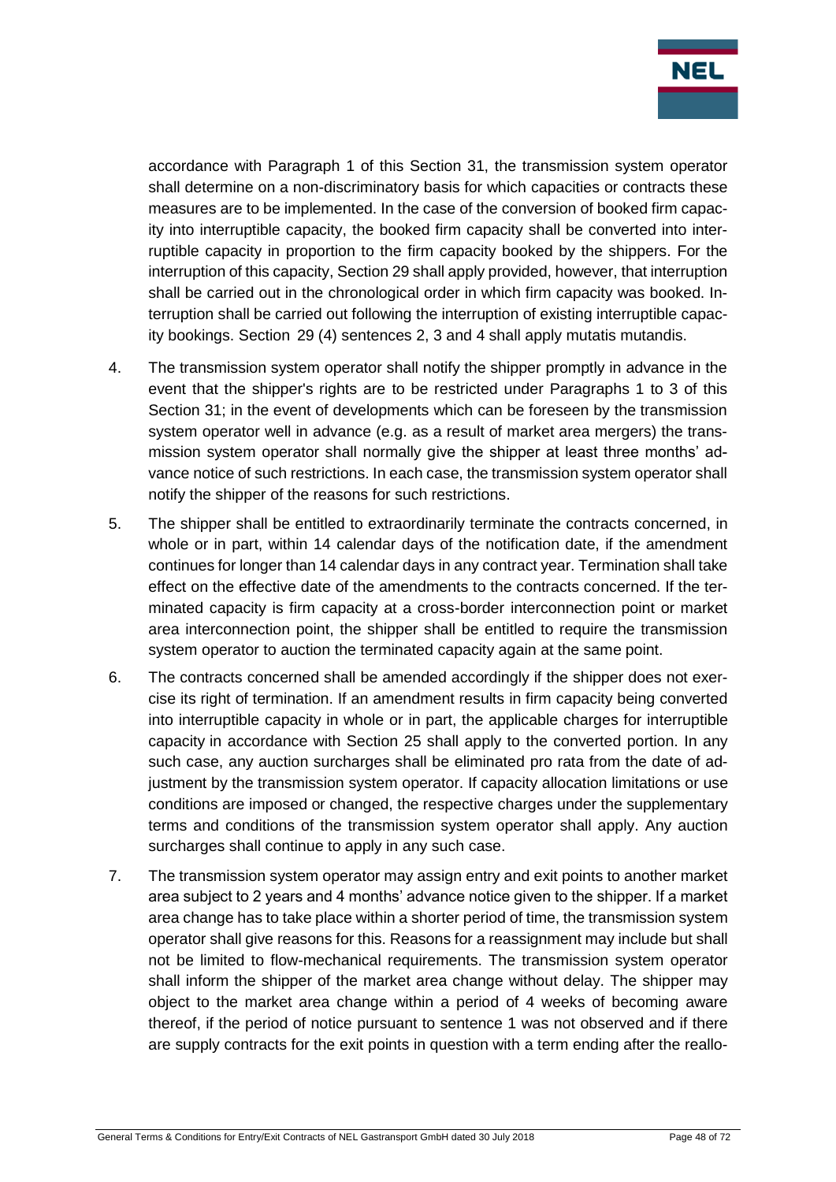accordance with Paragraph 1 of this Section 31, the transmission system operator shall determine on a non-discriminatory basis for which capacities or contracts these measures are to be implemented. In the case of the conversion of booked firm capacity into interruptible capacity, the booked firm capacity shall be converted into interruptible capacity in proportion to the firm capacity booked by the shippers. For the interruption of this capacity, Section 29 shall apply provided, however, that interruption shall be carried out in the chronological order in which firm capacity was booked. Interruption shall be carried out following the interruption of existing interruptible capacity bookings. Section 29 (4) sentences 2, 3 and 4 shall apply mutatis mutandis.

4. The transmission system operator shall notify the shipper promptly in advance in the event that the shipper's rights are to be restricted under Paragraphs 1 to 3 of this Section 31; in the event of developments which can be foreseen by the transmission system operator well in advance (e.g. as a result of market area mergers) the transmission system operator shall normally give the shipper at least three months' advance notice of such restrictions. In each case, the transmission system operator shall notify the shipper of the reasons for such restrictions.

5. The shipper shall be entitled to extraordinarily terminate the contracts concerned, in whole or in part, within 14 calendar days of the notification date, if the amendment continues for longer than 14 calendar days in any contract year. Termination shall take effect on the effective date of the amendments to the contracts concerned. If the terminated capacity is firm capacity at a cross-border interconnection point or market area interconnection point, the shipper shall be entitled to require the transmission system operator to auction the terminated capacity again at the same point.

6. The contracts concerned shall be amended accordingly if the shipper does not exercise its right of termination. If an amendment results in firm capacity being converted into interruptible capacity in whole or in part, the applicable charges for interruptible capacity in accordance with Section 25 shall apply to the converted portion. In any such case, any auction surcharges shall be eliminated pro rata from the date of adjustment by the transmission system operator. If capacity allocation limitations or use conditions are imposed or changed, the respective charges under the supplementary terms and conditions of the transmission system operator shall apply. Any auction surcharges shall continue to apply in any such case.

7. The transmission system operator may assign entry and exit points to another market area subject to 2 years and 4 months' advance notice given to the shipper. If a market area change has to take place within a shorter period of time, the transmission system operator shall give reasons for this. Reasons for a reassignment may include but shall not be limited to flow-mechanical requirements. The transmission system operator shall inform the shipper of the market area change without delay. The shipper may object to the market area change within a period of 4 weeks of becoming aware thereof, if the period of notice pursuant to sentence 1 was not observed and if there are supply contracts for the exit points in question with a term ending after the reallo-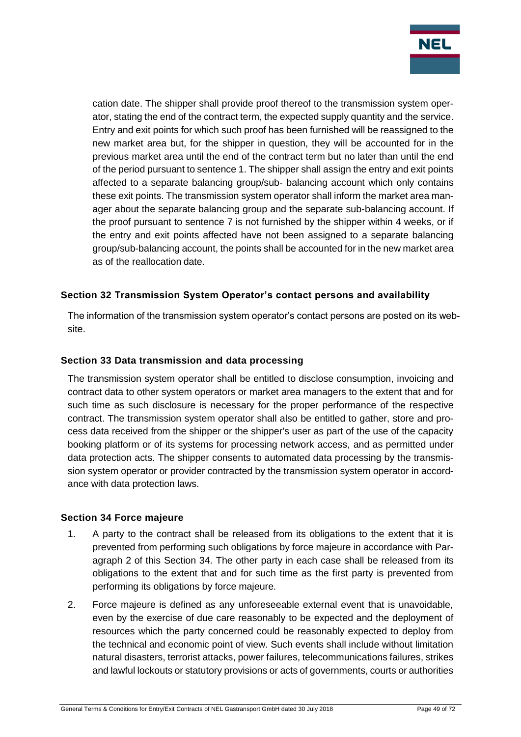cation date. The shipper shall provide proof thereof to the transmission system operator, stating the end of the contract term, the expected supply quantity and the service. Entry and exit points for which such proof has been furnished will be reassigned to the new market area but, for the shipper in question, they will be accounted for in the previous market area until the end of the contract term but no later than until the end of the period pursuant to sentence 1. The shipper shall assign the entry and exit points affected to a separate balancing group/sub- balancing account which only contains these exit points. The transmission system operator shall inform the market area manager about the separate balancing group and the separate sub-balancing account. If the proof pursuant to sentence 7 is not furnished by the shipper within 4 weeks, or if the entry and exit points affected have not been assigned to a separate balancing group/sub-balancing account, the points shall be accounted for in the new market area as of the reallocation date.

## Section 32 Transmission System Operator's contact persons and availability

The information of the transmission system operator's contact persons are posted on its website.

## Section 33 Data transmission and data processing

The transmission system operator shall be entitled to disclose consumption, invoicing and contract data to other system operators or market area managers to the extent that and for such time as such disclosure is necessary for the proper performance of the respective contract. The transmission system operator shall also be entitled to gather, store and process data received from the shipper or the shipper's user as part of the use of the capacity booking platform or of its systems for processing network access, and as permitted under data protection acts. The shipper consents to automated data processing by the transmission system operator or provider contracted by the transmission system operator in accordance with data protection laws.

## Section 34 Force majeure

1. A party to the contract shall be released from its obligations to the extent that it is prevented from performing such obligations by force majeure in accordance with Paragraph 2 of this Section 34. The other party in each case shall be released from its obligations to the extent that and for such time as the first party is prevented from performing its obligations by force majeure.
2. Force majeure is defined as any unforeseeable external event that is unavoidable, even by the exercise of due care reasonably to be expected and the deployment of resources which the party concerned could be reasonably expected to deploy from the technical and economic point of view. Such events shall include without limitation natural disasters, terrorist attacks, power failures, telecommunications failures, strikes and lawful lockouts or statutory provisions or acts of governments, courts or authorities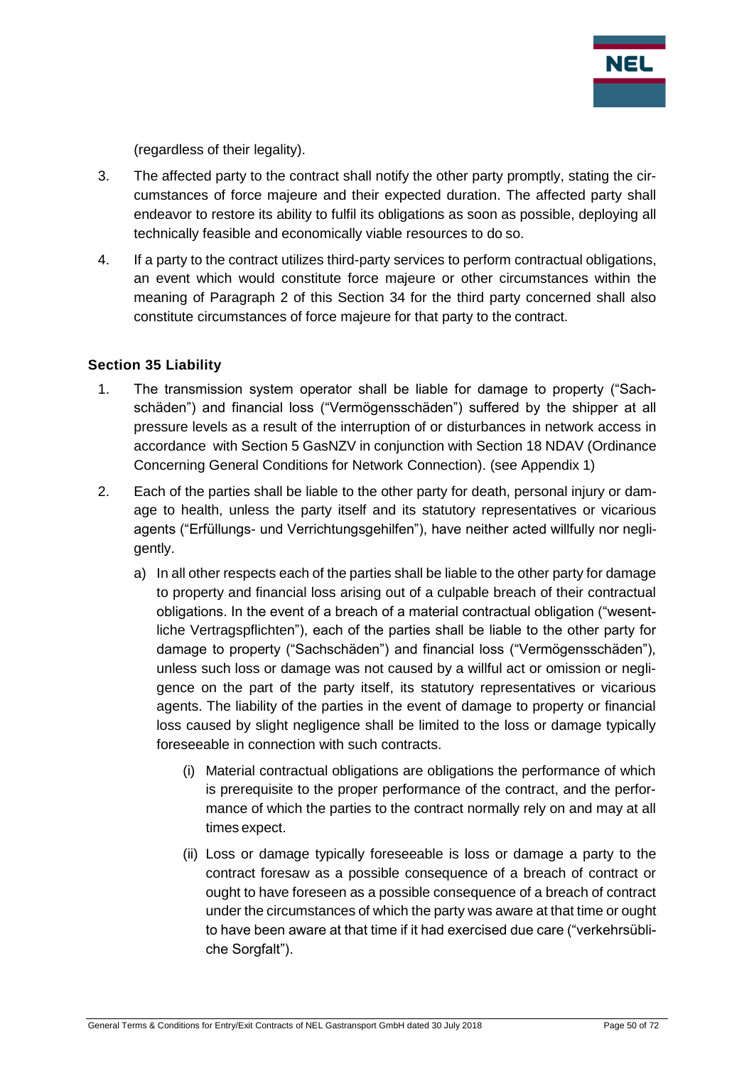(regardless of their legality).

3. The affected party to the contract shall notify the other party promptly, stating the circumstances of force majeure and their expected duration. The affected party shall endeavor to restore its ability to fulfil its obligations as soon as possible, deploying all technically feasible and economically viable resources to do so.

4. If a party to the contract utilizes third-party services to perform contractual obligations, an event which would constitute force majeure or other circumstances within the meaning of Paragraph 2 of this Section 34 for the third party concerned shall also constitute circumstances of force majeure for that party to the contract.

## Section 35 Liability

1. The transmission system operator shall be liable for damage to property ("Sachschäden") and financial loss ("Vermögensschäden") suffered by the shipper at all pressure levels as a result of the interruption of or disturbances in network access in accordance with Section 5 GasNZV in conjunction with Section 18 NDAV (Ordinance Concerning General Conditions for Network Connection). (see Appendix 1)

2. Each of the parties shall be liable to the other party for death, personal injury or damage to health, unless the party itself and its statutory representatives or vicarious agents ("Erfüllungs- und Verrichtungsgehilfen"), have neither acted willfully nor negligently.

   a) In all other respects each of the parties shall be liable to the other party for damage to property and financial loss arising out of a culpable breach of their contractual obligations. In the event of a breach of a material contractual obligation ("wesentliche Vertragspflichten"), each of the parties shall be liable to the other party for damage to property ("Sachschäden") and financial loss ("Vermögensschäden"), unless such loss or damage was not caused by a willful act or omission or negligence on the part of the party itself, its statutory representatives or vicarious agents. The liability of the parties in the event of damage to property or financial loss caused by slight negligence shall be limited to the loss or damage typically foreseeable in connection with such contracts.

      (i) Material contractual obligations are obligations the performance of which is prerequisite to the proper performance of the contract, and the performance of which the parties to the contract normally rely on and may at all times expect.

      (ii) Loss or damage typically foreseeable is loss or damage a party to the contract foresaw as a possible consequence of a breach of contract or ought to have foreseen as a possible consequence of a breach of contract under the circumstances of which the party was aware at that time or ought to have been aware at that time if it had exercised due care ("verkehrsübliche Sorgfalt").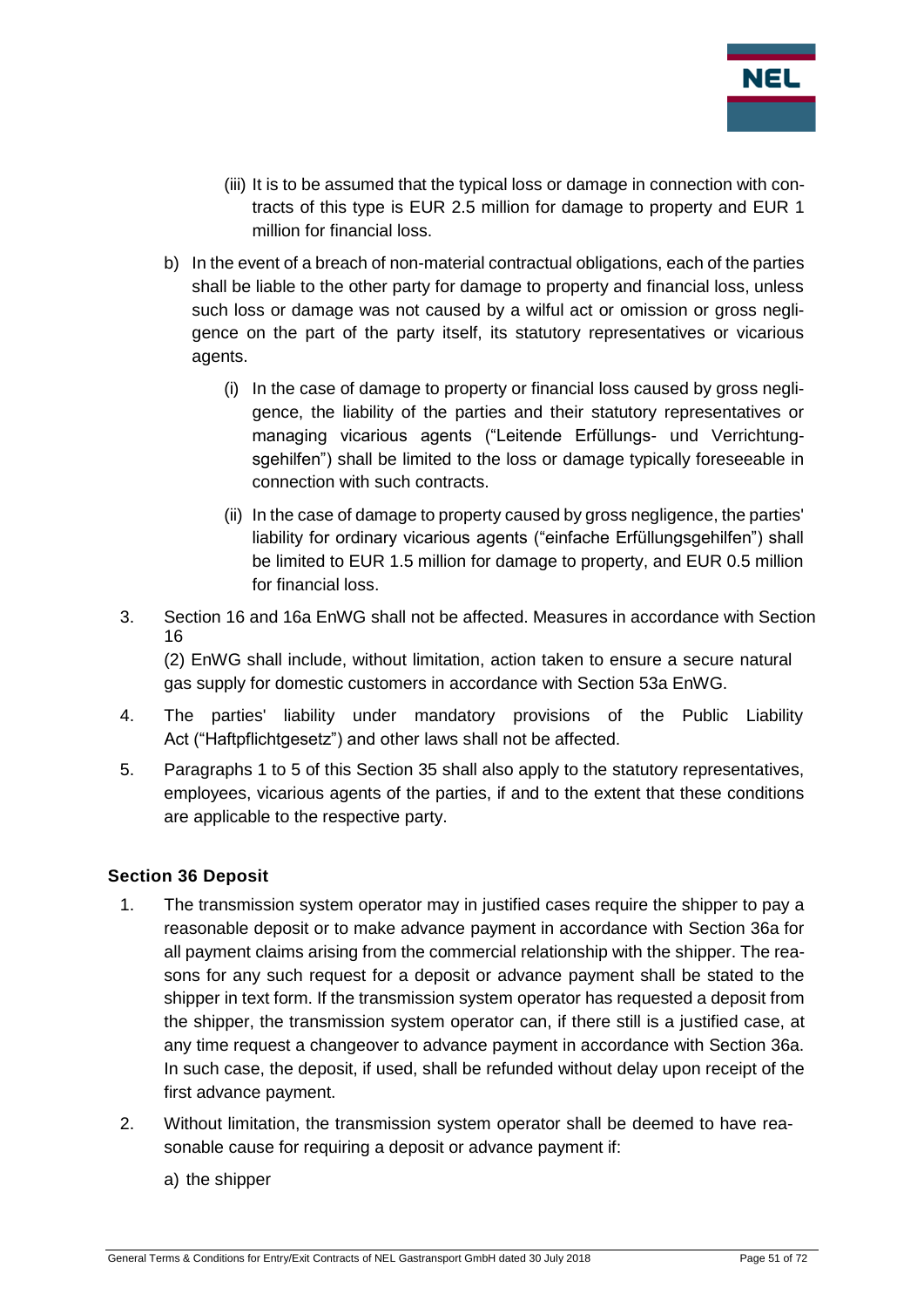(iii) It is to be assumed that the typical loss or damage in connection with contracts of this type is EUR 2.5 million for damage to property and EUR 1 million for financial loss.

b) In the event of a breach of non-material contractual obligations, each of the parties shall be liable to the other party for damage to property and financial loss, unless such loss or damage was not caused by a wilful act or omission or gross negligence on the part of the party itself, its statutory representatives or vicarious agents.

   (i) In the case of damage to property or financial loss caused by gross negligence, the liability of the parties and their statutory representatives or managing vicarious agents ("Leitende Erfüllungs- und Verrichtungsgehilfen") shall be limited to the loss or damage typically foreseeable in connection with such contracts.

   (ii) In the case of damage to property caused by gross negligence, the parties' liability for ordinary vicarious agents ("einfache Erfüllungsgehilfen") shall be limited to EUR 1.5 million for damage to property, and EUR 0.5 million for financial loss.

3. Section 16 and 16a EnWG shall not be affected. Measures in accordance with Section 16 (2) EnWG shall include, without limitation, action taken to ensure a secure natural gas supply for domestic customers in accordance with Section 53a EnWG.

4. The parties' liability under mandatory provisions of the Public Liability Act ("Haftpflichtgesetz") and other laws shall not be affected.

5. Paragraphs 1 to 5 of this Section 35 shall also apply to the statutory representatives, employees, vicarious agents of the parties, if and to the extent that these conditions are applicable to the respective party.

### Section 36 Deposit

1. The transmission system operator may in justified cases require the shipper to pay a reasonable deposit or to make advance payment in accordance with Section 36a for all payment claims arising from the commercial relationship with the shipper. The reasons for any such request for a deposit or advance payment shall be stated to the shipper in text form. If the transmission system operator has requested a deposit from the shipper, the transmission system operator can, if there still is a justified case, at any time request a changeover to advance payment in accordance with Section 36a. In such case, the deposit, if used, shall be refunded without delay upon receipt of the first advance payment.

2. Without limitation, the transmission system operator shall be deemed to have reasonable cause for requiring a deposit or advance payment if:

   a) the shipper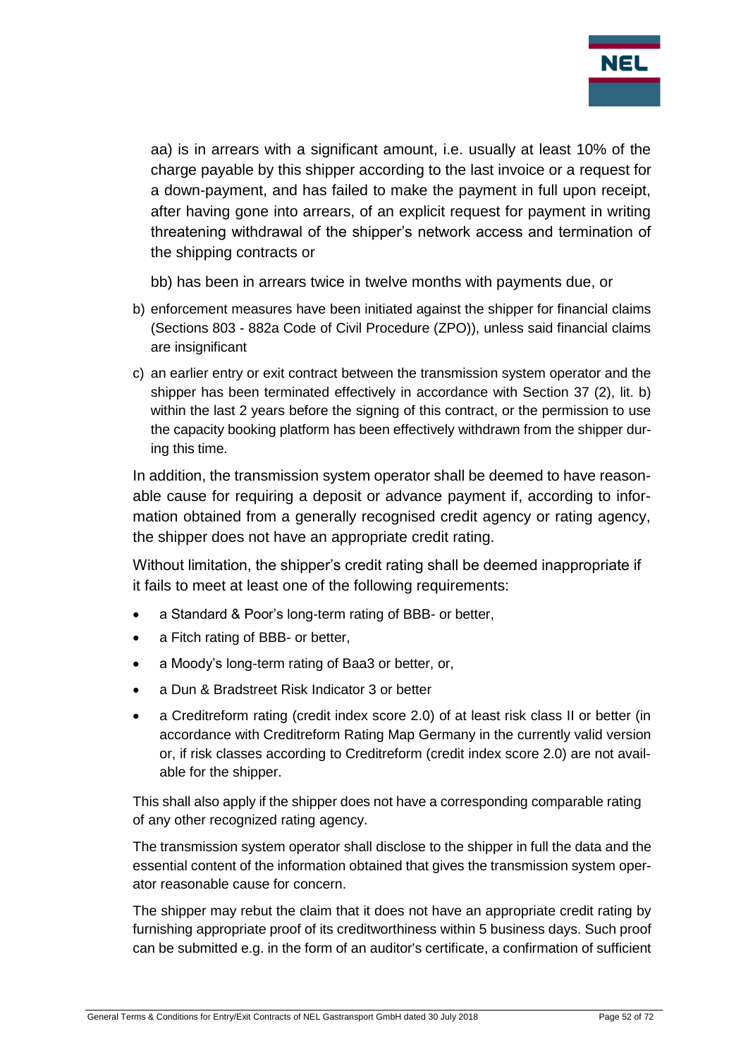aa) is in arrears with a significant amount, i.e. usually at least 10% of the charge payable by this shipper according to the last invoice or a request for a down-payment, and has failed to make the payment in full upon receipt, after having gone into arrears, of an explicit request for payment in writing threatening withdrawal of the shipper's network access and termination of the shipping contracts or

bb) has been in arrears twice in twelve months with payments due, or

b) enforcement measures have been initiated against the shipper for financial claims (Sections 803 - 882a Code of Civil Procedure (ZPO)), unless said financial claims are insignificant

c) an earlier entry or exit contract between the transmission system operator and the shipper has been terminated effectively in accordance with Section 37 (2), lit. b) within the last 2 years before the signing of this contract, or the permission to use the capacity booking platform has been effectively withdrawn from the shipper during this time.

In addition, the transmission system operator shall be deemed to have reasonable cause for requiring a deposit or advance payment if, according to information obtained from a generally recognised credit agency or rating agency, the shipper does not have an appropriate credit rating.

Without limitation, the shipper's credit rating shall be deemed inappropriate if it fails to meet at least one of the following requirements:

- a Standard & Poor's long-term rating of BBB- or better,
- a Fitch rating of BBB- or better,
- a Moody's long-term rating of Baa3 or better, or,
- a Dun & Bradstreet Risk Indicator 3 or better
- a Creditreform rating (credit index score 2.0) of at least risk class II or better (in accordance with Creditreform Rating Map Germany in the currently valid version or, if risk classes according to Creditreform (credit index score 2.0) are not available for the shipper.

This shall also apply if the shipper does not have a corresponding comparable rating of any other recognized rating agency.

The transmission system operator shall disclose to the shipper in full the data and the essential content of the information obtained that gives the transmission system operator reasonable cause for concern.

The shipper may rebut the claim that it does not have an appropriate credit rating by furnishing appropriate proof of its creditworthiness within 5 business days. Such proof can be submitted e.g. in the form of an auditor's certificate, a confirmation of sufficient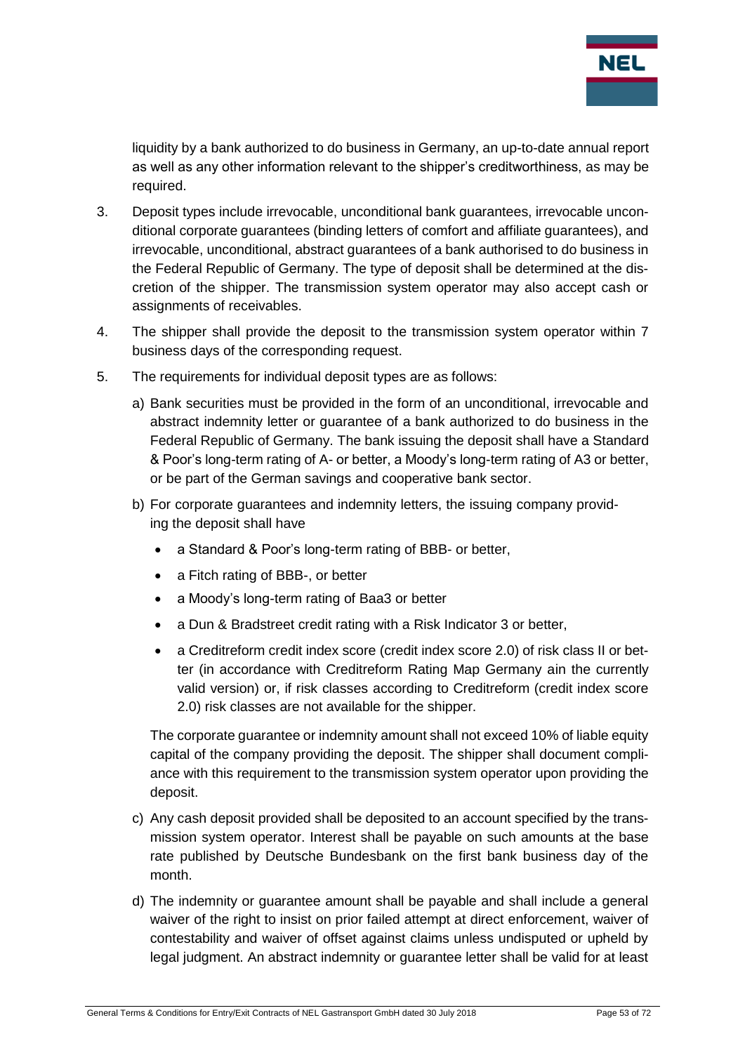liquidity by a bank authorized to do business in Germany, an up-to-date annual report as well as any other information relevant to the shipper's creditworthiness, as may be required.

3. Deposit types include irrevocable, unconditional bank guarantees, irrevocable unconditional corporate guarantees (binding letters of comfort and affiliate guarantees), and irrevocable, unconditional, abstract guarantees of a bank authorised to do business in the Federal Republic of Germany. The type of deposit shall be determined at the discretion of the shipper. The transmission system operator may also accept cash or assignments of receivables.

4. The shipper shall provide the deposit to the transmission system operator within 7 business days of the corresponding request.

5. The requirements for individual deposit types are as follows:

   a) Bank securities must be provided in the form of an unconditional, irrevocable and abstract indemnity letter or guarantee of a bank authorized to do business in the Federal Republic of Germany. The bank issuing the deposit shall have a Standard & Poor's long-term rating of A- or better, a Moody's long-term rating of A3 or better, or be part of the German savings and cooperative bank sector.

   b) For corporate guarantees and indemnity letters, the issuing company providing the deposit shall have

      - a Standard & Poor's long-term rating of BBB- or better,
      - a Fitch rating of BBB-, or better
      - a Moody's long-term rating of Baa3 or better
      - a Dun & Bradstreet credit rating with a Risk Indicator 3 or better,
      - a Creditreform credit index score (credit index score 2.0) of risk class II or better (in accordance with Creditreform Rating Map Germany ain the currently valid version) or, if risk classes according to Creditreform (credit index score 2.0) risk classes are not available for the shipper.

   The corporate guarantee or indemnity amount shall not exceed 10% of liable equity capital of the company providing the deposit. The shipper shall document compliance with this requirement to the transmission system operator upon providing the deposit.

   c) Any cash deposit provided shall be deposited to an account specified by the transmission system operator. Interest shall be payable on such amounts at the base rate published by Deutsche Bundesbank on the first bank business day of the month.

   d) The indemnity or guarantee amount shall be payable and shall include a general waiver of the right to insist on prior failed attempt at direct enforcement, waiver of contestability and waiver of offset against claims unless undisputed or upheld by legal judgment. An abstract indemnity or guarantee letter shall be valid for at least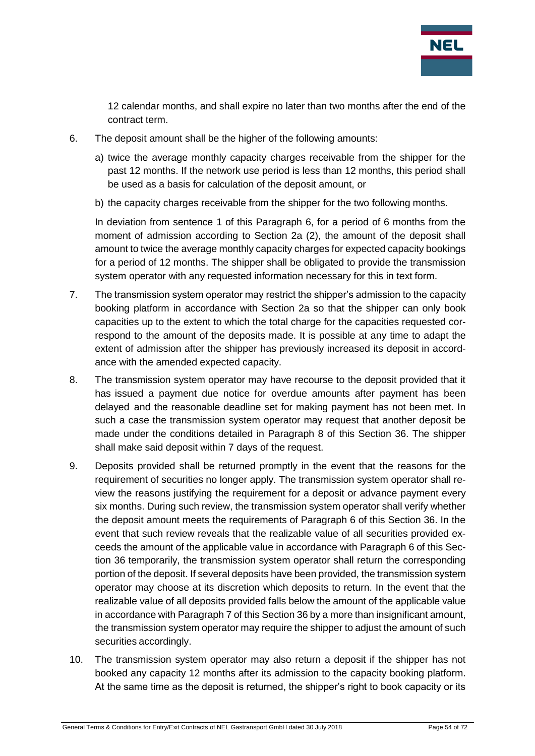12 calendar months, and shall expire no later than two months after the end of the contract term.

6. The deposit amount shall be the higher of the following amounts:

   a) twice the average monthly capacity charges receivable from the shipper for the past 12 months. If the network use period is less than 12 months, this period shall be used as a basis for calculation of the deposit amount, or

   b) the capacity charges receivable from the shipper for the two following months.

   In deviation from sentence 1 of this Paragraph 6, for a period of 6 months from the moment of admission according to Section 2a (2), the amount of the deposit shall amount to twice the average monthly capacity charges for expected capacity bookings for a period of 12 months. The shipper shall be obligated to provide the transmission system operator with any requested information necessary for this in text form.

7. The transmission system operator may restrict the shipper's admission to the capacity booking platform in accordance with Section 2a so that the shipper can only book capacities up to the extent to which the total charge for the capacities requested correspond to the amount of the deposits made. It is possible at any time to adapt the extent of admission after the shipper has previously increased its deposit in accordance with the amended expected capacity.

8. The transmission system operator may have recourse to the deposit provided that it has issued a payment due notice for overdue amounts after payment has been delayed and the reasonable deadline set for making payment has not been met. In such a case the transmission system operator may request that another deposit be made under the conditions detailed in Paragraph 8 of this Section 36. The shipper shall make said deposit within 7 days of the request.

9. Deposits provided shall be returned promptly in the event that the reasons for the requirement of securities no longer apply. The transmission system operator shall review the reasons justifying the requirement for a deposit or advance payment every six months. During such review, the transmission system operator shall verify whether the deposit amount meets the requirements of Paragraph 6 of this Section 36. In the event that such review reveals that the realizable value of all securities provided exceeds the amount of the applicable value in accordance with Paragraph 6 of this Section 36 temporarily, the transmission system operator shall return the corresponding portion of the deposit. If several deposits have been provided, the transmission system operator may choose at its discretion which deposits to return. In the event that the realizable value of all deposits provided falls below the amount of the applicable value in accordance with Paragraph 7 of this Section 36 by a more than insignificant amount, the transmission system operator may require the shipper to adjust the amount of such securities accordingly.

10. The transmission system operator may also return a deposit if the shipper has not booked any capacity 12 months after its admission to the capacity booking platform. At the same time as the deposit is returned, the shipper's right to book capacity or its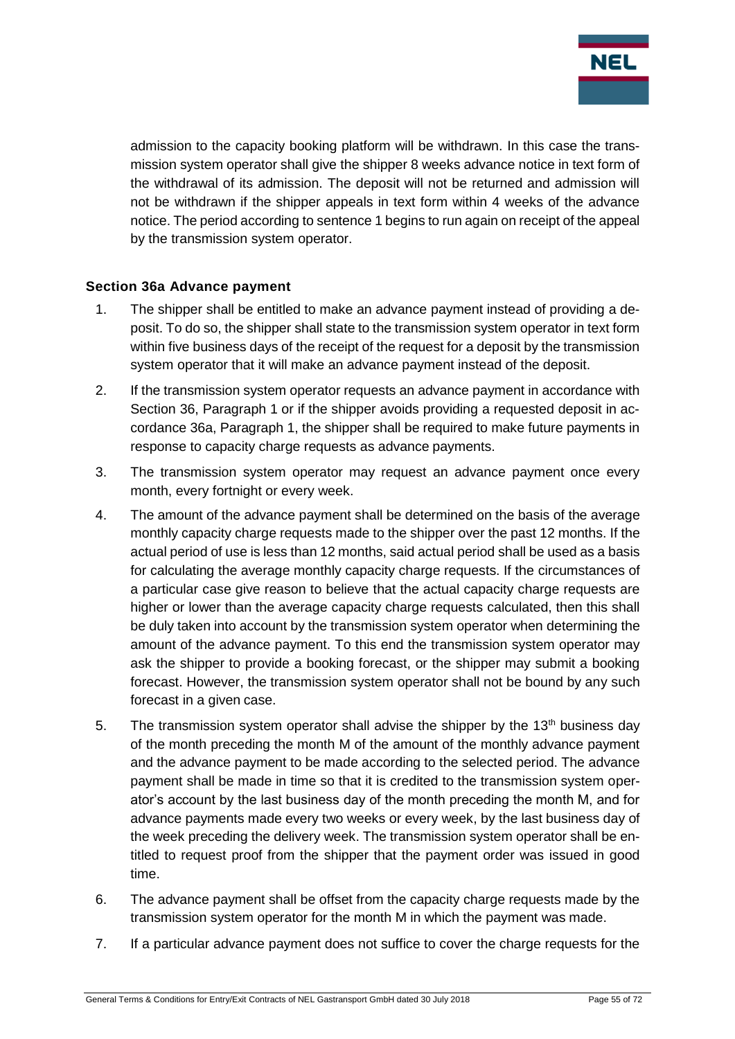admission to the capacity booking platform will be withdrawn. In this case the transmission system operator shall give the shipper 8 weeks advance notice in text form of the withdrawal of its admission. The deposit will not be returned and admission will not be withdrawn if the shipper appeals in text form within 4 weeks of the advance notice. The period according to sentence 1 begins to run again on receipt of the appeal by the transmission system operator.

### Section 36a Advance payment

1. The shipper shall be entitled to make an advance payment instead of providing a deposit. To do so, the shipper shall state to the transmission system operator in text form within five business days of the receipt of the request for a deposit by the transmission system operator that it will make an advance payment instead of the deposit.
2. If the transmission system operator requests an advance payment in accordance with Section 36, Paragraph 1 or if the shipper avoids providing a requested deposit in accordance 36a, Paragraph 1, the shipper shall be required to make future payments in response to capacity charge requests as advance payments.
3. The transmission system operator may request an advance payment once every month, every fortnight or every week.
4. The amount of the advance payment shall be determined on the basis of the average monthly capacity charge requests made to the shipper over the past 12 months. If the actual period of use is less than 12 months, said actual period shall be used as a basis for calculating the average monthly capacity charge requests. If the circumstances of a particular case give reason to believe that the actual capacity charge requests are higher or lower than the average capacity charge requests calculated, then this shall be duly taken into account by the transmission system operator when determining the amount of the advance payment. To this end the transmission system operator may ask the shipper to provide a booking forecast, or the shipper may submit a booking forecast. However, the transmission system operator shall not be bound by any such forecast in a given case.
5. The transmission system operator shall advise the shipper by the 13th business day of the month preceding the month M of the amount of the monthly advance payment and the advance payment to be made according to the selected period. The advance payment shall be made in time so that it is credited to the transmission system operator's account by the last business day of the month preceding the month M, and for advance payments made every two weeks or every week, by the last business day of the week preceding the delivery week. The transmission system operator shall be entitled to request proof from the shipper that the payment order was issued in good time.
6. The advance payment shall be offset from the capacity charge requests made by the transmission system operator for the month M in which the payment was made.
7. If a particular advance payment does not suffice to cover the charge requests for the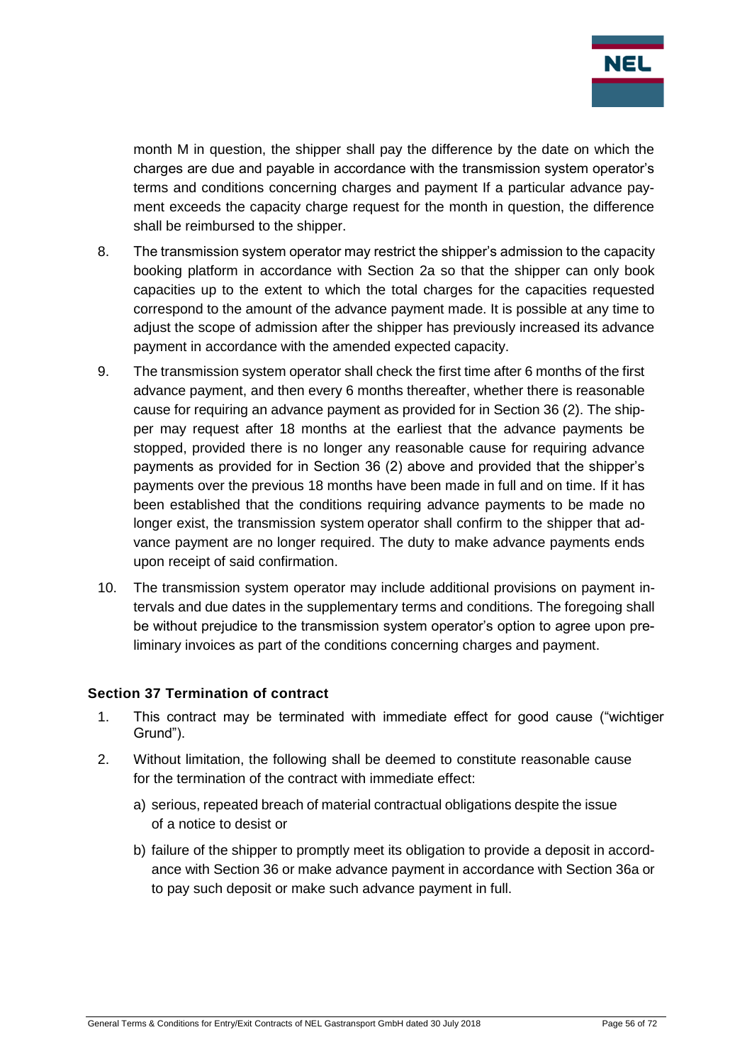month M in question, the shipper shall pay the difference by the date on which the charges are due and payable in accordance with the transmission system operator's terms and conditions concerning charges and payment If a particular advance payment exceeds the capacity charge request for the month in question, the difference shall be reimbursed to the shipper.

8. The transmission system operator may restrict the shipper's admission to the capacity booking platform in accordance with Section 2a so that the shipper can only book capacities up to the extent to which the total charges for the capacities requested correspond to the amount of the advance payment made. It is possible at any time to adjust the scope of admission after the shipper has previously increased its advance payment in accordance with the amended expected capacity.

9. The transmission system operator shall check the first time after 6 months of the first advance payment, and then every 6 months thereafter, whether there is reasonable cause for requiring an advance payment as provided for in Section 36 (2). The shipper may request after 18 months at the earliest that the advance payments be stopped, provided there is no longer any reasonable cause for requiring advance payments as provided for in Section 36 (2) above and provided that the shipper's payments over the previous 18 months have been made in full and on time. If it has been established that the conditions requiring advance payments to be made no longer exist, the transmission system operator shall confirm to the shipper that advance payment are no longer required. The duty to make advance payments ends upon receipt of said confirmation.

10. The transmission system operator may include additional provisions on payment intervals and due dates in the supplementary terms and conditions. The foregoing shall be without prejudice to the transmission system operator's option to agree upon preliminary invoices as part of the conditions concerning charges and payment.

### Section 37 Termination of contract

1. This contract may be terminated with immediate effect for good cause ("wichtiger Grund").

2. Without limitation, the following shall be deemed to constitute reasonable cause for the termination of the contract with immediate effect:

   a) serious, repeated breach of material contractual obligations despite the issue of a notice to desist or

   b) failure of the shipper to promptly meet its obligation to provide a deposit in accordance with Section 36 or make advance payment in accordance with Section 36a or to pay such deposit or make such advance payment in full.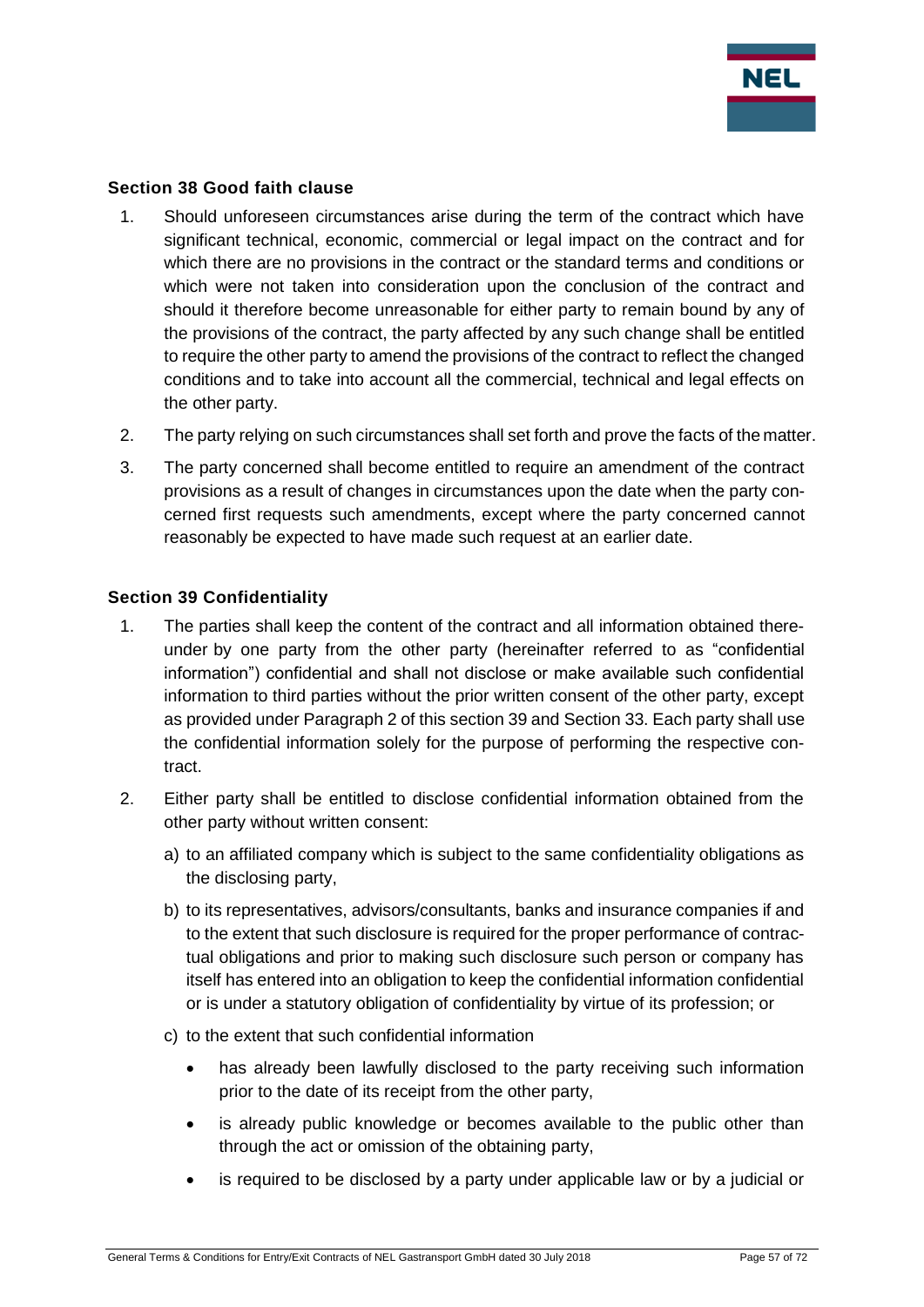### Section 38 Good faith clause

1. Should unforeseen circumstances arise during the term of the contract which have significant technical, economic, commercial or legal impact on the contract and for which there are no provisions in the contract or the standard terms and conditions or which were not taken into consideration upon the conclusion of the contract and should it therefore become unreasonable for either party to remain bound by any of the provisions of the contract, the party affected by any such change shall be entitled to require the other party to amend the provisions of the contract to reflect the changed conditions and to take into account all the commercial, technical and legal effects on the other party.
2. The party relying on such circumstances shall set forth and prove the facts of the matter.
3. The party concerned shall become entitled to require an amendment of the contract provisions as a result of changes in circumstances upon the date when the party concerned first requests such amendments, except where the party concerned cannot reasonably be expected to have made such request at an earlier date.

### Section 39 Confidentiality

1. The parties shall keep the content of the contract and all information obtained thereunder by one party from the other party (hereinafter referred to as "confidential information") confidential and shall not disclose or make available such confidential information to third parties without the prior written consent of the other party, except as provided under Paragraph 2 of this section 39 and Section 33. Each party shall use the confidential information solely for the purpose of performing the respective contract.
2. Either party shall be entitled to disclose confidential information obtained from the other party without written consent:

   a) to an affiliated company which is subject to the same confidentiality obligations as the disclosing party,

   b) to its representatives, advisors/consultants, banks and insurance companies if and to the extent that such disclosure is required for the proper performance of contractual obligations and prior to making such disclosure such person or company has itself has entered into an obligation to keep the confidential information confidential or is under a statutory obligation of confidentiality by virtue of its profession; or

   c) to the extent that such confidential information

   - has already been lawfully disclosed to the party receiving such information prior to the date of its receipt from the other party,
   - is already public knowledge or becomes available to the public other than through the act or omission of the obtaining party,
   - is required to be disclosed by a party under applicable law or by a judicial or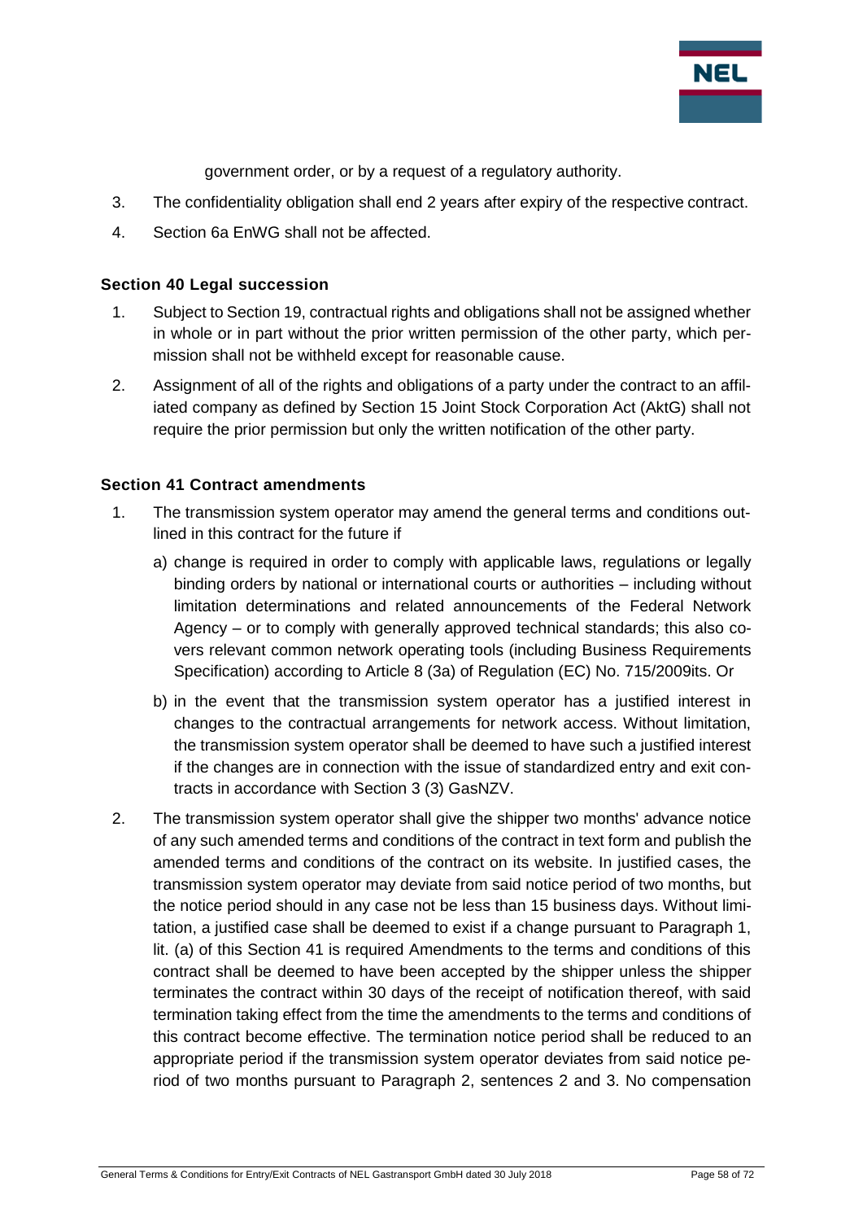government order, or by a request of a regulatory authority.

3. The confidentiality obligation shall end 2 years after expiry of the respective contract.
4. Section 6a EnWG shall not be affected.

### Section 40 Legal succession

1. Subject to Section 19, contractual rights and obligations shall not be assigned whether in whole or in part without the prior written permission of the other party, which permission shall not be withheld except for reasonable cause.
2. Assignment of all of the rights and obligations of a party under the contract to an affiliated company as defined by Section 15 Joint Stock Corporation Act (AktG) shall not require the prior permission but only the written notification of the other party.

### Section 41 Contract amendments

1. The transmission system operator may amend the general terms and conditions outlined in this contract for the future if
   a) change is required in order to comply with applicable laws, regulations or legally binding orders by national or international courts or authorities – including without limitation determinations and related announcements of the Federal Network Agency – or to comply with generally approved technical standards; this also covers relevant common network operating tools (including Business Requirements Specification) according to Article 8 (3a) of Regulation (EC) No. 715/2009its. Or
   b) in the event that the transmission system operator has a justified interest in changes to the contractual arrangements for network access. Without limitation, the transmission system operator shall be deemed to have such a justified interest if the changes are in connection with the issue of standardized entry and exit contracts in accordance with Section 3 (3) GasNZV.
2. The transmission system operator shall give the shipper two months' advance notice of any such amended terms and conditions of the contract in text form and publish the amended terms and conditions of the contract on its website. In justified cases, the transmission system operator may deviate from said notice period of two months, but the notice period should in any case not be less than 15 business days. Without limitation, a justified case shall be deemed to exist if a change pursuant to Paragraph 1, lit. (a) of this Section 41 is required Amendments to the terms and conditions of this contract shall be deemed to have been accepted by the shipper unless the shipper terminates the contract within 30 days of the receipt of notification thereof, with said termination taking effect from the time the amendments to the terms and conditions of this contract become effective. The termination notice period shall be reduced to an appropriate period if the transmission system operator deviates from said notice period of two months pursuant to Paragraph 2, sentences 2 and 3. No compensation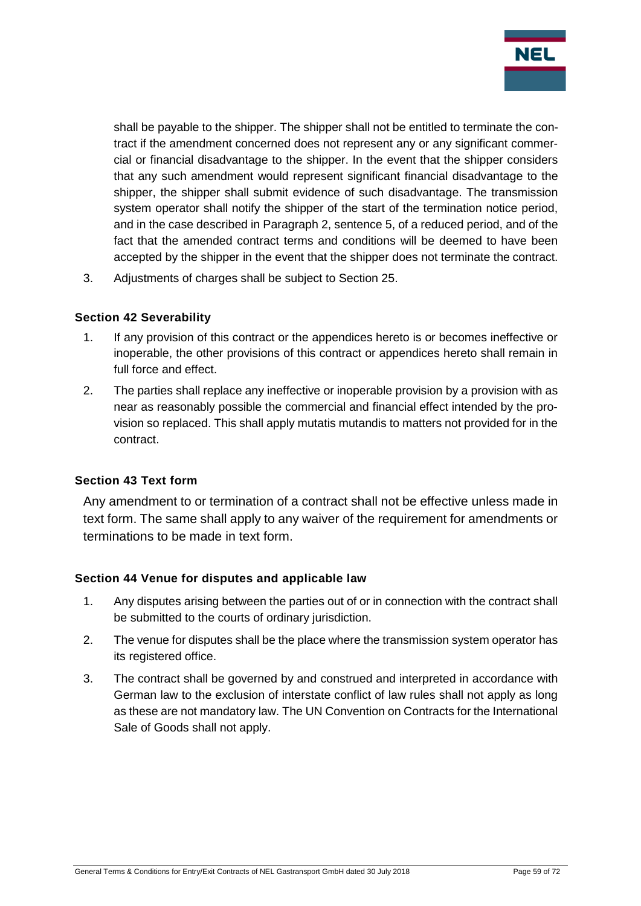shall be payable to the shipper. The shipper shall not be entitled to terminate the contract if the amendment concerned does not represent any or any significant commercial or financial disadvantage to the shipper. In the event that the shipper considers that any such amendment would represent significant financial disadvantage to the shipper, the shipper shall submit evidence of such disadvantage. The transmission system operator shall notify the shipper of the start of the termination notice period, and in the case described in Paragraph 2, sentence 5, of a reduced period, and of the fact that the amended contract terms and conditions will be deemed to have been accepted by the shipper in the event that the shipper does not terminate the contract.

3. Adjustments of charges shall be subject to Section 25.

### Section 42 Severability

1. If any provision of this contract or the appendices hereto is or becomes ineffective or inoperable, the other provisions of this contract or appendices hereto shall remain in full force and effect.
2. The parties shall replace any ineffective or inoperable provision by a provision with as near as reasonably possible the commercial and financial effect intended by the provision so replaced. This shall apply mutatis mutandis to matters not provided for in the contract.

### Section 43 Text form

Any amendment to or termination of a contract shall not be effective unless made in text form. The same shall apply to any waiver of the requirement for amendments or terminations to be made in text form.

### Section 44 Venue for disputes and applicable law

1. Any disputes arising between the parties out of or in connection with the contract shall be submitted to the courts of ordinary jurisdiction.
2. The venue for disputes shall be the place where the transmission system operator has its registered office.
3. The contract shall be governed by and construed and interpreted in accordance with German law to the exclusion of interstate conflict of law rules shall not apply as long as these are not mandatory law. The UN Convention on Contracts for the International Sale of Goods shall not apply.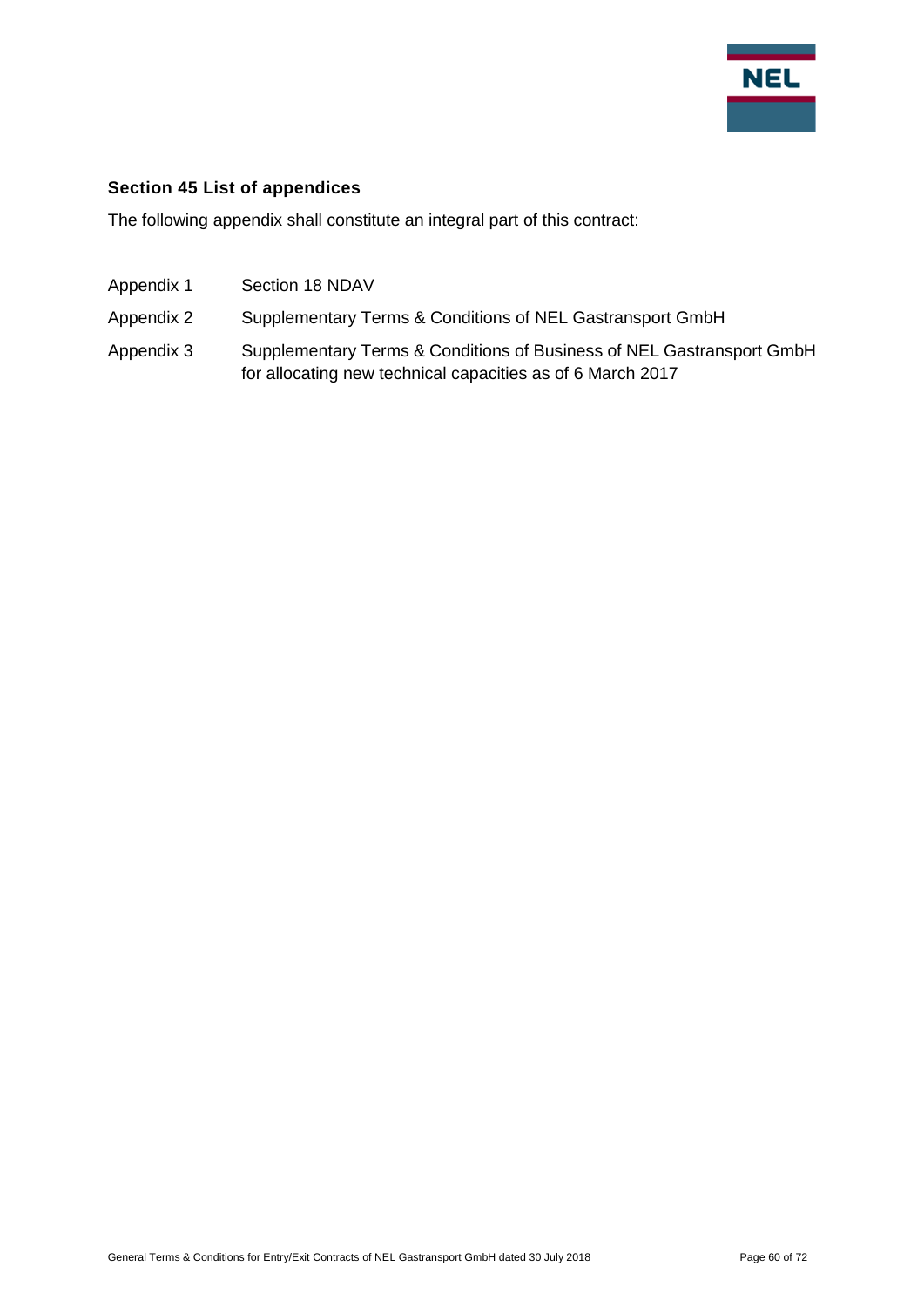## Section 45 List of appendices

The following appendix shall constitute an integral part of this contract:

| | |
|---|---|
| Appendix 1 | Section 18 NDAV |
| Appendix 2 | Supplementary Terms & Conditions of NEL Gastransport GmbH |
| Appendix 3 | Supplementary Terms & Conditions of Business of NEL Gastransport GmbH for allocating new technical capacities as of 6 March 2017 |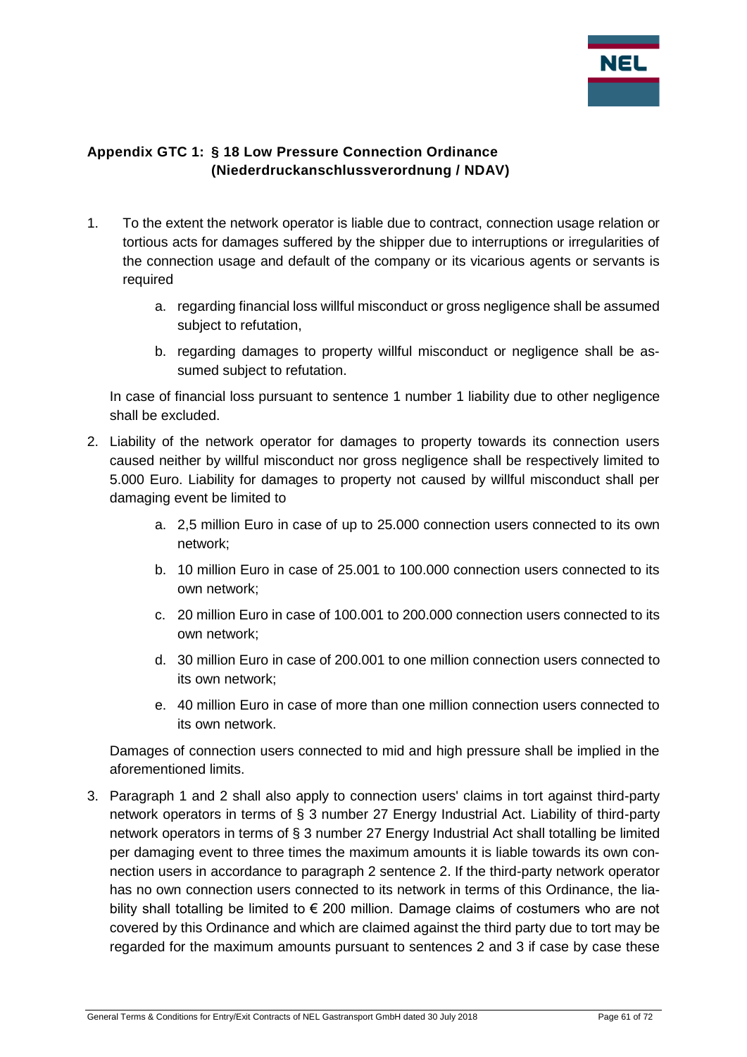## Appendix GTC 1: § 18 Low Pressure Connection Ordinance (Niederdruckanschlussverordnung / NDAV)

1. To the extent the network operator is liable due to contract, connection usage relation or tortious acts for damages suffered by the shipper due to interruptions or irregularities of the connection usage and default of the company or its vicarious agents or servants is required

   a. regarding financial loss willful misconduct or gross negligence shall be assumed subject to refutation,

   b. regarding damages to property willful misconduct or negligence shall be assumed subject to refutation.

   In case of financial loss pursuant to sentence 1 number 1 liability due to other negligence shall be excluded.

2. Liability of the network operator for damages to property towards its connection users caused neither by willful misconduct nor gross negligence shall be respectively limited to 5.000 Euro. Liability for damages to property not caused by willful misconduct shall per damaging event be limited to

   a. 2,5 million Euro in case of up to 25.000 connection users connected to its own network;

   b. 10 million Euro in case of 25.001 to 100.000 connection users connected to its own network;

   c. 20 million Euro in case of 100.001 to 200.000 connection users connected to its own network;

   d. 30 million Euro in case of 200.001 to one million connection users connected to its own network;

   e. 40 million Euro in case of more than one million connection users connected to its own network.

   Damages of connection users connected to mid and high pressure shall be implied in the aforementioned limits.

3. Paragraph 1 and 2 shall also apply to connection users' claims in tort against third-party network operators in terms of § 3 number 27 Energy Industrial Act. Liability of third-party network operators in terms of § 3 number 27 Energy Industrial Act shall totalling be limited per damaging event to three times the maximum amounts it is liable towards its own connection users in accordance to paragraph 2 sentence 2. If the third-party network operator has no own connection users connected to its network in terms of this Ordinance, the liability shall totalling be limited to € 200 million. Damage claims of costumers who are not covered by this Ordinance and which are claimed against the third party due to tort may be regarded for the maximum amounts pursuant to sentences 2 and 3 if case by case these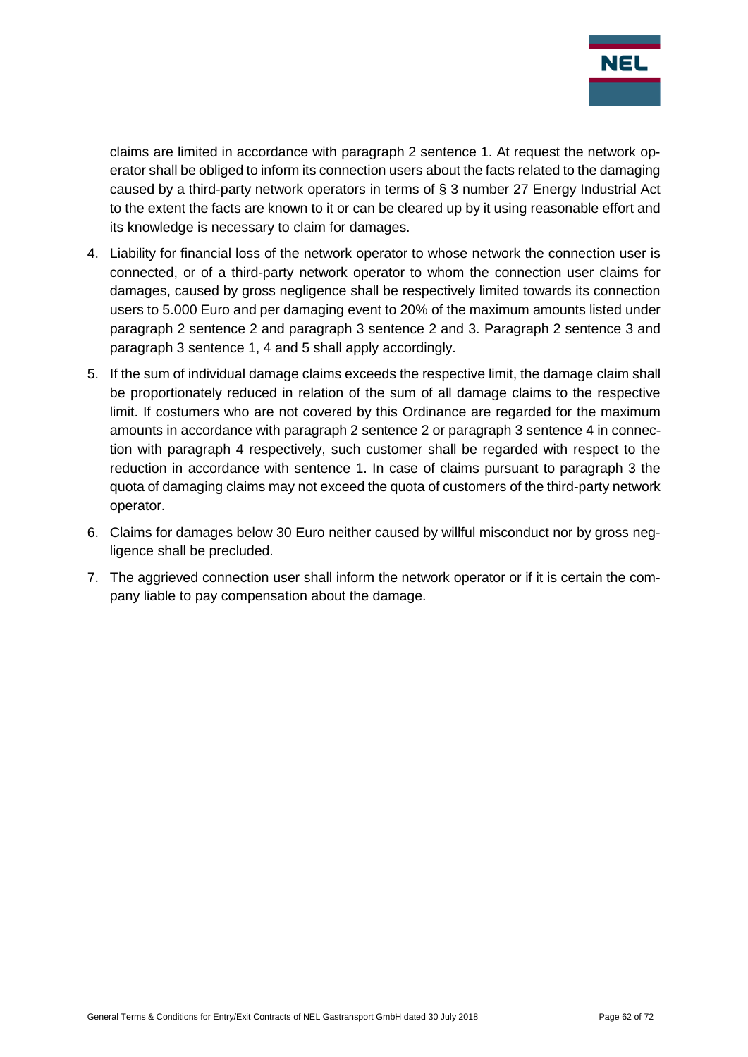claims are limited in accordance with paragraph 2 sentence 1. At request the network operator shall be obliged to inform its connection users about the facts related to the damaging caused by a third-party network operators in terms of § 3 number 27 Energy Industrial Act to the extent the facts are known to it or can be cleared up by it using reasonable effort and its knowledge is necessary to claim for damages.

4. Liability for financial loss of the network operator to whose network the connection user is connected, or of a third-party network operator to whom the connection user claims for damages, caused by gross negligence shall be respectively limited towards its connection users to 5.000 Euro and per damaging event to 20% of the maximum amounts listed under paragraph 2 sentence 2 and paragraph 3 sentence 2 and 3. Paragraph 2 sentence 3 and paragraph 3 sentence 1, 4 and 5 shall apply accordingly.
5. If the sum of individual damage claims exceeds the respective limit, the damage claim shall be proportionately reduced in relation of the sum of all damage claims to the respective limit. If costumers who are not covered by this Ordinance are regarded for the maximum amounts in accordance with paragraph 2 sentence 2 or paragraph 3 sentence 4 in connection with paragraph 4 respectively, such customer shall be regarded with respect to the reduction in accordance with sentence 1. In case of claims pursuant to paragraph 3 the quota of damaging claims may not exceed the quota of customers of the third-party network operator.
6. Claims for damages below 30 Euro neither caused by willful misconduct nor by gross negligence shall be precluded.
7. The aggrieved connection user shall inform the network operator or if it is certain the company liable to pay compensation about the damage.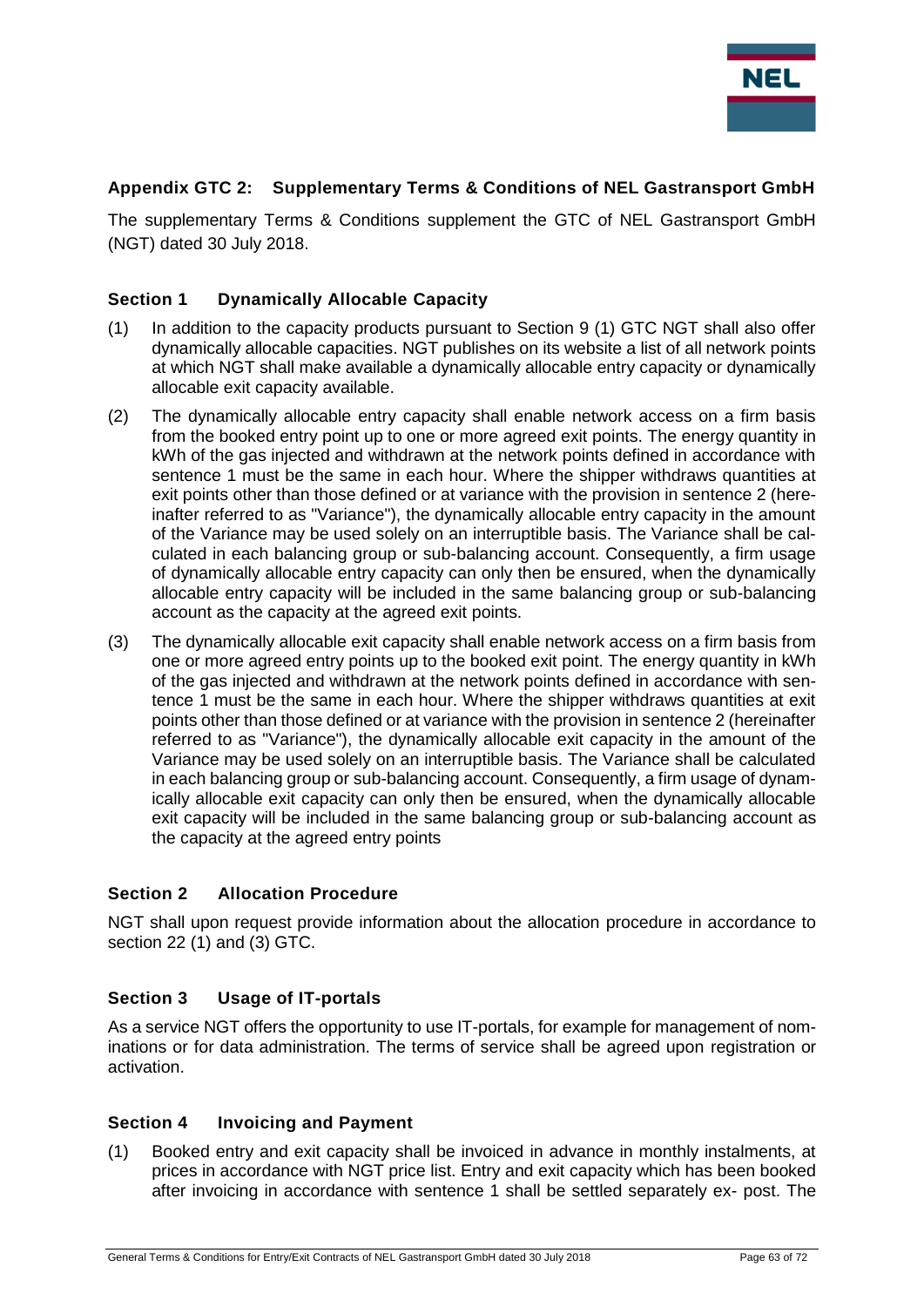## Appendix GTC 2: Supplementary Terms & Conditions of NEL Gastransport GmbH

The supplementary Terms & Conditions supplement the GTC of NEL Gastransport GmbH (NGT) dated 30 July 2018.

### Section 1 Dynamically Allocable Capacity

(1) In addition to the capacity products pursuant to Section 9 (1) GTC NGT shall also offer dynamically allocable capacities. NGT publishes on its website a list of all network points at which NGT shall make available a dynamically allocable entry capacity or dynamically allocable exit capacity available.

(2) The dynamically allocable entry capacity shall enable network access on a firm basis from the booked entry point up to one or more agreed exit points. The energy quantity in kWh of the gas injected and withdrawn at the network points defined in accordance with sentence 1 must be the same in each hour. Where the shipper withdraws quantities at exit points other than those defined or at variance with the provision in sentence 2 (hereinafter referred to as "Variance"), the dynamically allocable entry capacity in the amount of the Variance may be used solely on an interruptible basis. The Variance shall be calculated in each balancing group or sub-balancing account. Consequently, a firm usage of dynamically allocable entry capacity can only then be ensured, when the dynamically allocable entry capacity will be included in the same balancing group or sub-balancing account as the capacity at the agreed exit points.

(3) The dynamically allocable exit capacity shall enable network access on a firm basis from one or more agreed entry points up to the booked exit point. The energy quantity in kWh of the gas injected and withdrawn at the network points defined in accordance with sentence 1 must be the same in each hour. Where the shipper withdraws quantities at exit points other than those defined or at variance with the provision in sentence 2 (hereinafter referred to as "Variance"), the dynamically allocable exit capacity in the amount of the Variance may be used solely on an interruptible basis. The Variance shall be calculated in each balancing group or sub-balancing account. Consequently, a firm usage of dynamically allocable exit capacity can only then be ensured, when the dynamically allocable exit capacity will be included in the same balancing group or sub-balancing account as the capacity at the agreed entry points

### Section 2 Allocation Procedure

NGT shall upon request provide information about the allocation procedure in accordance to section 22 (1) and (3) GTC.

### Section 3 Usage of IT-portals

As a service NGT offers the opportunity to use IT-portals, for example for management of nominations or for data administration. The terms of service shall be agreed upon registration or activation.

### Section 4 Invoicing and Payment

(1) Booked entry and exit capacity shall be invoiced in advance in monthly instalments, at prices in accordance with NGT price list. Entry and exit capacity which has been booked after invoicing in accordance with sentence 1 shall be settled separately ex- post. The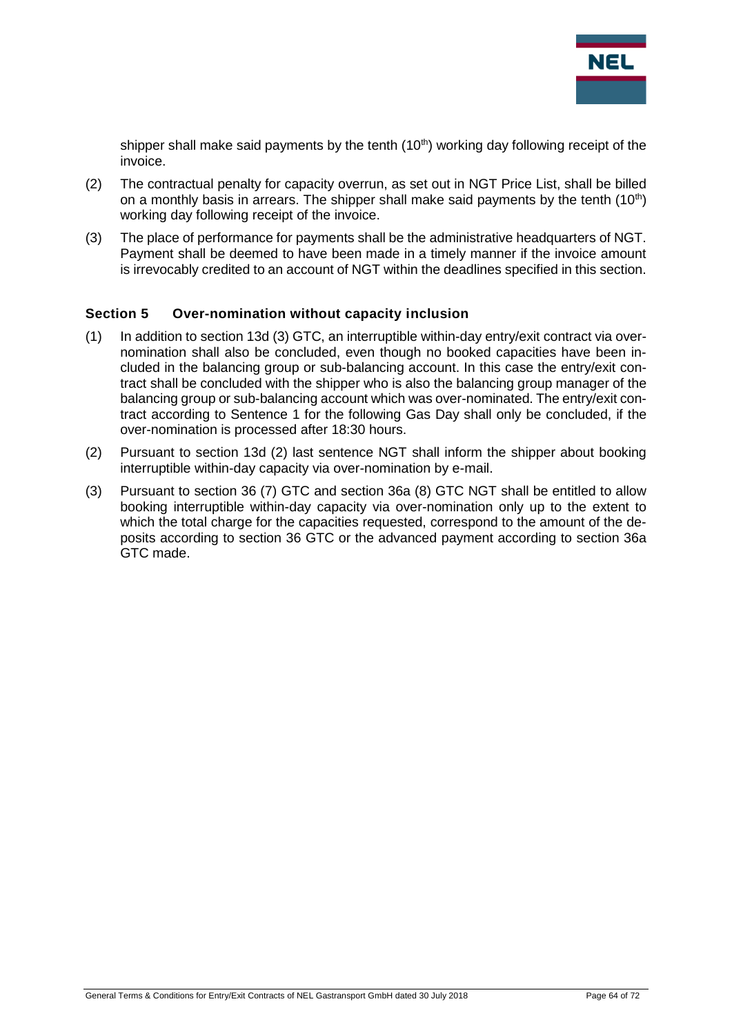shipper shall make said payments by the tenth (10th) working day following receipt of the invoice.

(2) The contractual penalty for capacity overrun, as set out in NGT Price List, shall be billed on a monthly basis in arrears. The shipper shall make said payments by the tenth (10th) working day following receipt of the invoice.

(3) The place of performance for payments shall be the administrative headquarters of NGT. Payment shall be deemed to have been made in a timely manner if the invoice amount is irrevocably credited to an account of NGT within the deadlines specified in this section.

### Section 5 Over-nomination without capacity inclusion

(1) In addition to section 13d (3) GTC, an interruptible within-day entry/exit contract via over-nomination shall also be concluded, even though no booked capacities have been included in the balancing group or sub-balancing account. In this case the entry/exit contract shall be concluded with the shipper who is also the balancing group manager of the balancing group or sub-balancing account which was over-nominated. The entry/exit contract according to Sentence 1 for the following Gas Day shall only be concluded, if the over-nomination is processed after 18:30 hours.

(2) Pursuant to section 13d (2) last sentence NGT shall inform the shipper about booking interruptible within-day capacity via over-nomination by e-mail.

(3) Pursuant to section 36 (7) GTC and section 36a (8) GTC NGT shall be entitled to allow booking interruptible within-day capacity via over-nomination only up to the extent to which the total charge for the capacities requested, correspond to the amount of the deposits according to section 36 GTC or the advanced payment according to section 36a GTC made.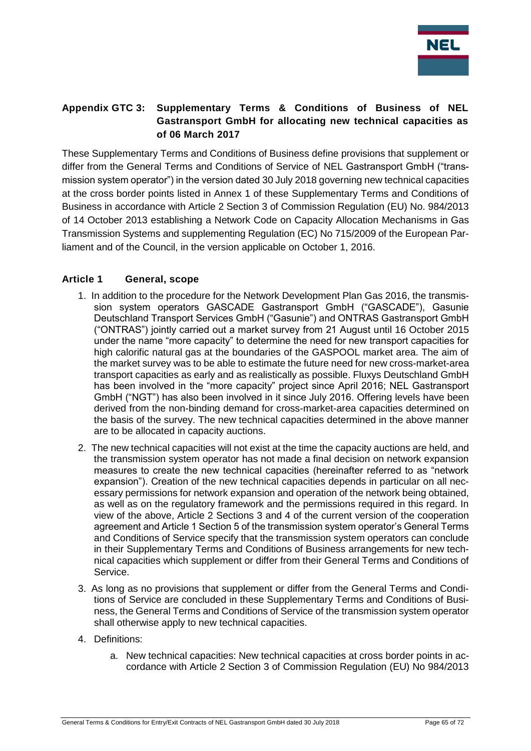## Appendix GTC 3: Supplementary Terms & Conditions of Business of NEL Gastransport GmbH for allocating new technical capacities as of 06 March 2017

These Supplementary Terms and Conditions of Business define provisions that supplement or differ from the General Terms and Conditions of Service of NEL Gastransport GmbH ("transmission system operator") in the version dated 30 July 2018 governing new technical capacities at the cross border points listed in Annex 1 of these Supplementary Terms and Conditions of Business in accordance with Article 2 Section 3 of Commission Regulation (EU) No. 984/2013 of 14 October 2013 establishing a Network Code on Capacity Allocation Mechanisms in Gas Transmission Systems and supplementing Regulation (EC) No 715/2009 of the European Parliament and of the Council, in the version applicable on October 1, 2016.

### Article 1 General, scope

1. In addition to the procedure for the Network Development Plan Gas 2016, the transmission system operators GASCADE Gastransport GmbH ("GASCADE"), Gasunie Deutschland Transport Services GmbH ("Gasunie") and ONTRAS Gastransport GmbH ("ONTRAS") jointly carried out a market survey from 21 August until 16 October 2015 under the name "more capacity" to determine the need for new transport capacities for high calorific natural gas at the boundaries of the GASPOOL market area. The aim of the market survey was to be able to estimate the future need for new cross-market-area transport capacities as early and as realistically as possible. Fluxys Deutschland GmbH has been involved in the "more capacity" project since April 2016; NEL Gastransport GmbH ("NGT") has also been involved in it since July 2016. Offering levels have been derived from the non-binding demand for cross-market-area capacities determined on the basis of the survey. The new technical capacities determined in the above manner are to be allocated in capacity auctions.
2. The new technical capacities will not exist at the time the capacity auctions are held, and the transmission system operator has not made a final decision on network expansion measures to create the new technical capacities (hereinafter referred to as "network expansion"). Creation of the new technical capacities depends in particular on all necessary permissions for network expansion and operation of the network being obtained, as well as on the regulatory framework and the permissions required in this regard. In view of the above, Article 2 Sections 3 and 4 of the current version of the cooperation agreement and Article 1 Section 5 of the transmission system operator's General Terms and Conditions of Service specify that the transmission system operators can conclude in their Supplementary Terms and Conditions of Business arrangements for new technical capacities which supplement or differ from their General Terms and Conditions of Service.
3. As long as no provisions that supplement or differ from the General Terms and Conditions of Service are concluded in these Supplementary Terms and Conditions of Business, the General Terms and Conditions of Service of the transmission system operator shall otherwise apply to new technical capacities.
4. Definitions:
    a. New technical capacities: New technical capacities at cross border points in accordance with Article 2 Section 3 of Commission Regulation (EU) No 984/2013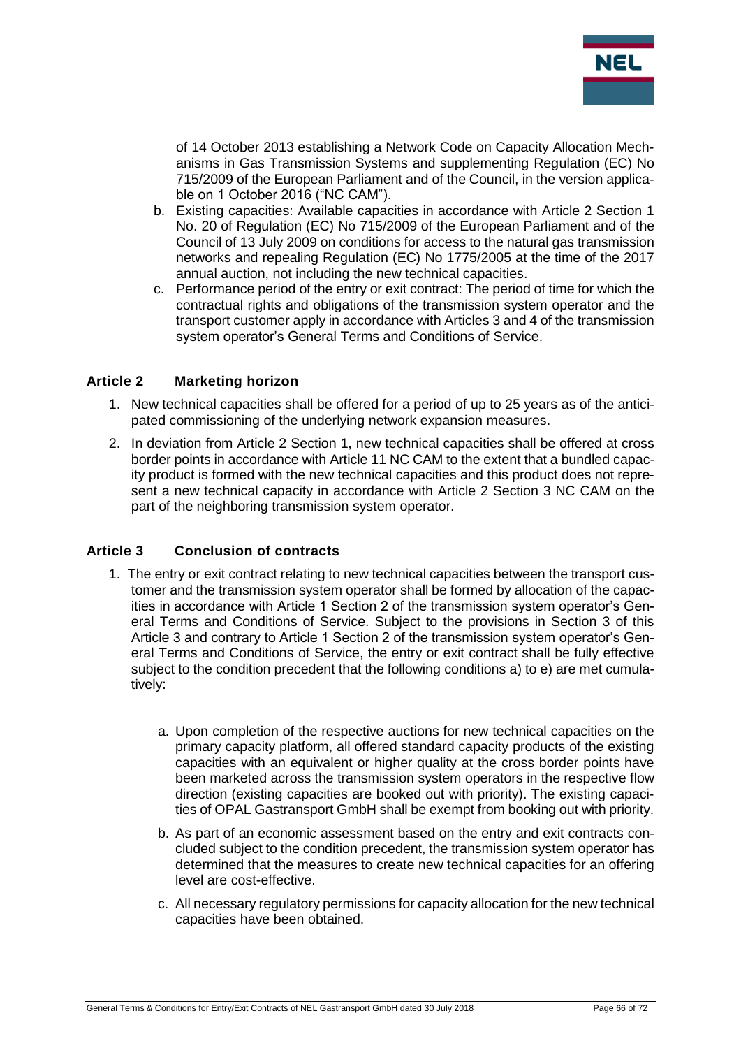of 14 October 2013 establishing a Network Code on Capacity Allocation Mechanisms in Gas Transmission Systems and supplementing Regulation (EC) No 715/2009 of the European Parliament and of the Council, in the version applicable on 1 October 2016 ("NC CAM").

b. Existing capacities: Available capacities in accordance with Article 2 Section 1 No. 20 of Regulation (EC) No 715/2009 of the European Parliament and of the Council of 13 July 2009 on conditions for access to the natural gas transmission networks and repealing Regulation (EC) No 1775/2005 at the time of the 2017 annual auction, not including the new technical capacities.

c. Performance period of the entry or exit contract: The period of time for which the contractual rights and obligations of the transmission system operator and the transport customer apply in accordance with Articles 3 and 4 of the transmission system operator's General Terms and Conditions of Service.

## Article 2 Marketing horizon

1. New technical capacities shall be offered for a period of up to 25 years as of the anticipated commissioning of the underlying network expansion measures.

2. In deviation from Article 2 Section 1, new technical capacities shall be offered at cross border points in accordance with Article 11 NC CAM to the extent that a bundled capacity product is formed with the new technical capacities and this product does not represent a new technical capacity in accordance with Article 2 Section 3 NC CAM on the part of the neighboring transmission system operator.

## Article 3 Conclusion of contracts

1. The entry or exit contract relating to new technical capacities between the transport customer and the transmission system operator shall be formed by allocation of the capacities in accordance with Article 1 Section 2 of the transmission system operator's General Terms and Conditions of Service. Subject to the provisions in Section 3 of this Article 3 and contrary to Article 1 Section 2 of the transmission system operator's General Terms and Conditions of Service, the entry or exit contract shall be fully effective subject to the condition precedent that the following conditions a) to e) are met cumulatively:

   a. Upon completion of the respective auctions for new technical capacities on the primary capacity platform, all offered standard capacity products of the existing capacities with an equivalent or higher quality at the cross border points have been marketed across the transmission system operators in the respective flow direction (existing capacities are booked out with priority). The existing capacities of OPAL Gastransport GmbH shall be exempt from booking out with priority.

   b. As part of an economic assessment based on the entry and exit contracts concluded subject to the condition precedent, the transmission system operator has determined that the measures to create new technical capacities for an offering level are cost-effective.

   c. All necessary regulatory permissions for capacity allocation for the new technical capacities have been obtained.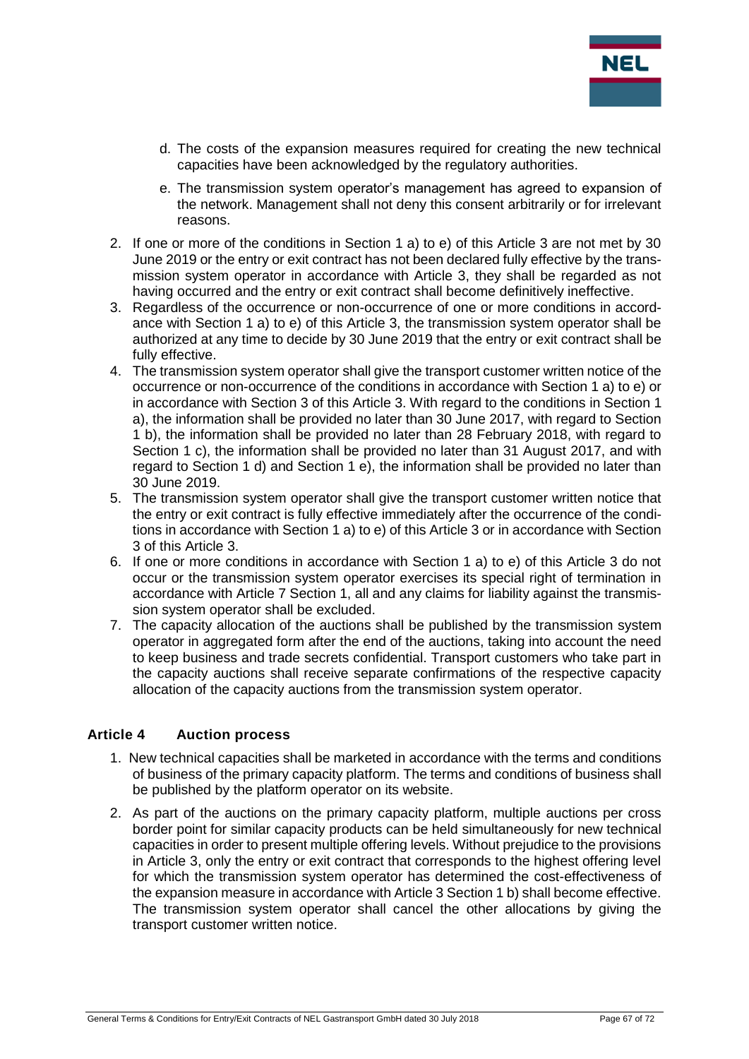d. The costs of the expansion measures required for creating the new technical capacities have been acknowledged by the regulatory authorities.

e. The transmission system operator's management has agreed to expansion of the network. Management shall not deny this consent arbitrarily or for irrelevant reasons.

2. If one or more of the conditions in Section 1 a) to e) of this Article 3 are not met by 30 June 2019 or the entry or exit contract has not been declared fully effective by the transmission system operator in accordance with Article 3, they shall be regarded as not having occurred and the entry or exit contract shall become definitively ineffective.
3. Regardless of the occurrence or non-occurrence of one or more conditions in accordance with Section 1 a) to e) of this Article 3, the transmission system operator shall be authorized at any time to decide by 30 June 2019 that the entry or exit contract shall be fully effective.
4. The transmission system operator shall give the transport customer written notice of the occurrence or non-occurrence of the conditions in accordance with Section 1 a) to e) or in accordance with Section 3 of this Article 3. With regard to the conditions in Section 1 a), the information shall be provided no later than 30 June 2017, with regard to Section 1 b), the information shall be provided no later than 28 February 2018, with regard to Section 1 c), the information shall be provided no later than 31 August 2017, and with regard to Section 1 d) and Section 1 e), the information shall be provided no later than 30 June 2019.
5. The transmission system operator shall give the transport customer written notice that the entry or exit contract is fully effective immediately after the occurrence of the conditions in accordance with Section 1 a) to e) of this Article 3 or in accordance with Section 3 of this Article 3.
6. If one or more conditions in accordance with Section 1 a) to e) of this Article 3 do not occur or the transmission system operator exercises its special right of termination in accordance with Article 7 Section 1, all and any claims for liability against the transmission system operator shall be excluded.
7. The capacity allocation of the auctions shall be published by the transmission system operator in aggregated form after the end of the auctions, taking into account the need to keep business and trade secrets confidential. Transport customers who take part in the capacity auctions shall receive separate confirmations of the respective capacity allocation of the capacity auctions from the transmission system operator.

## Article 4 Auction process

1. New technical capacities shall be marketed in accordance with the terms and conditions of business of the primary capacity platform. The terms and conditions of business shall be published by the platform operator on its website.
2. As part of the auctions on the primary capacity platform, multiple auctions per cross border point for similar capacity products can be held simultaneously for new technical capacities in order to present multiple offering levels. Without prejudice to the provisions in Article 3, only the entry or exit contract that corresponds to the highest offering level for which the transmission system operator has determined the cost-effectiveness of the expansion measure in accordance with Article 3 Section 1 b) shall become effective. The transmission system operator shall cancel the other allocations by giving the transport customer written notice.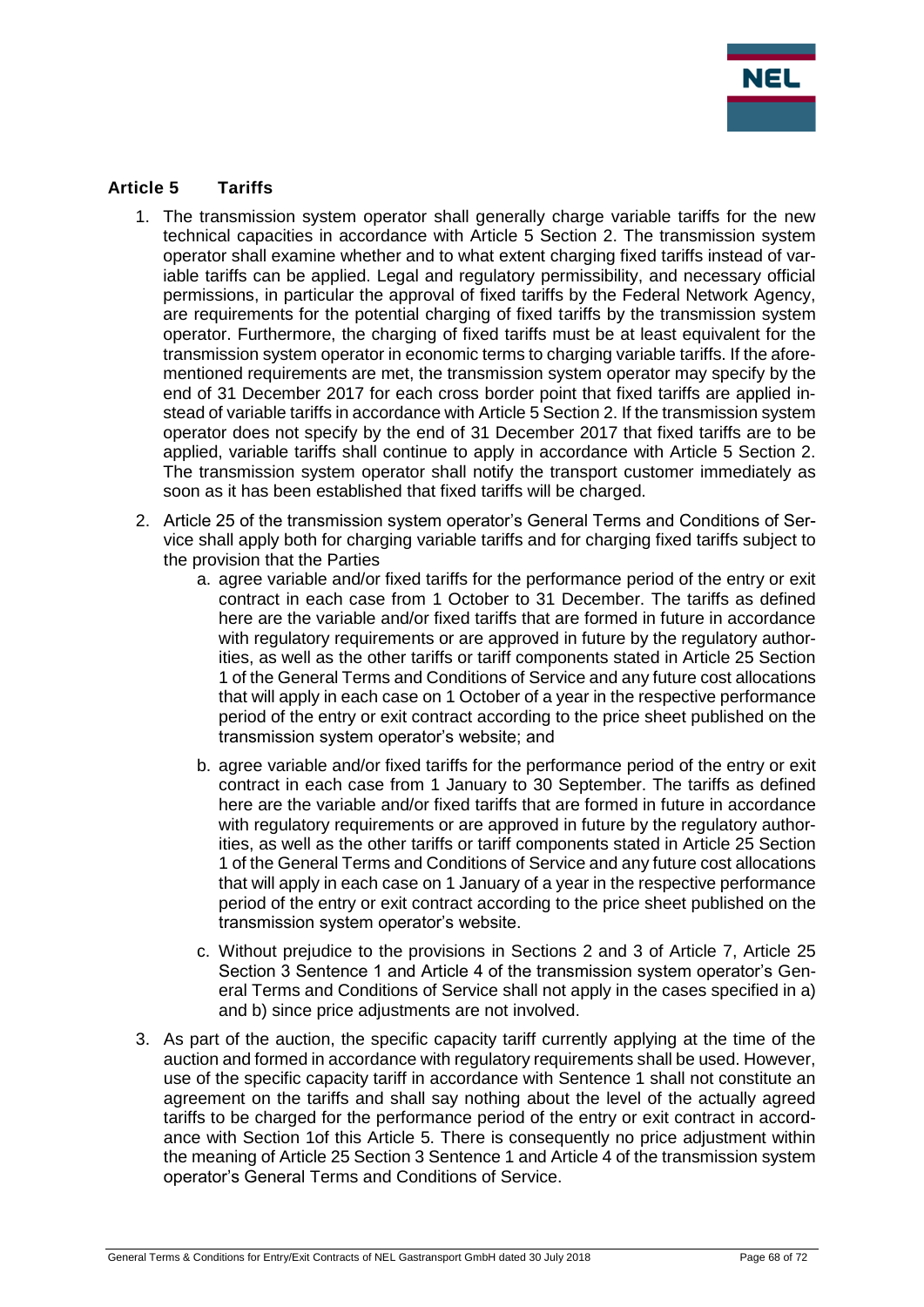## Article 5 Tariffs

1. The transmission system operator shall generally charge variable tariffs for the new technical capacities in accordance with Article 5 Section 2. The transmission system operator shall examine whether and to what extent charging fixed tariffs instead of variable tariffs can be applied. Legal and regulatory permissibility, and necessary official permissions, in particular the approval of fixed tariffs by the Federal Network Agency, are requirements for the potential charging of fixed tariffs by the transmission system operator. Furthermore, the charging of fixed tariffs must be at least equivalent for the transmission system operator in economic terms to charging variable tariffs. If the aforementioned requirements are met, the transmission system operator may specify by the end of 31 December 2017 for each cross border point that fixed tariffs are applied instead of variable tariffs in accordance with Article 5 Section 2. If the transmission system operator does not specify by the end of 31 December 2017 that fixed tariffs are to be applied, variable tariffs shall continue to apply in accordance with Article 5 Section 2. The transmission system operator shall notify the transport customer immediately as soon as it has been established that fixed tariffs will be charged.

2. Article 25 of the transmission system operator's General Terms and Conditions of Service shall apply both for charging variable tariffs and for charging fixed tariffs subject to the provision that the Parties

   a. agree variable and/or fixed tariffs for the performance period of the entry or exit contract in each case from 1 October to 31 December. The tariffs as defined here are the variable and/or fixed tariffs that are formed in future in accordance with regulatory requirements or are approved in future by the regulatory authorities, as well as the other tariffs or tariff components stated in Article 25 Section 1 of the General Terms and Conditions of Service and any future cost allocations that will apply in each case on 1 October of a year in the respective performance period of the entry or exit contract according to the price sheet published on the transmission system operator's website; and

   b. agree variable and/or fixed tariffs for the performance period of the entry or exit contract in each case from 1 January to 30 September. The tariffs as defined here are the variable and/or fixed tariffs that are formed in future in accordance with regulatory requirements or are approved in future by the regulatory authorities, as well as the other tariffs or tariff components stated in Article 25 Section 1 of the General Terms and Conditions of Service and any future cost allocations that will apply in each case on 1 January of a year in the respective performance period of the entry or exit contract according to the price sheet published on the transmission system operator's website.

   c. Without prejudice to the provisions in Sections 2 and 3 of Article 7, Article 25 Section 3 Sentence 1 and Article 4 of the transmission system operator's General Terms and Conditions of Service shall not apply in the cases specified in a) and b) since price adjustments are not involved.

3. As part of the auction, the specific capacity tariff currently applying at the time of the auction and formed in accordance with regulatory requirements shall be used. However, use of the specific capacity tariff in accordance with Sentence 1 shall not constitute an agreement on the tariffs and shall say nothing about the level of the actually agreed tariffs to be charged for the performance period of the entry or exit contract in accordance with Section 1of this Article 5. There is consequently no price adjustment within the meaning of Article 25 Section 3 Sentence 1 and Article 4 of the transmission system operator's General Terms and Conditions of Service.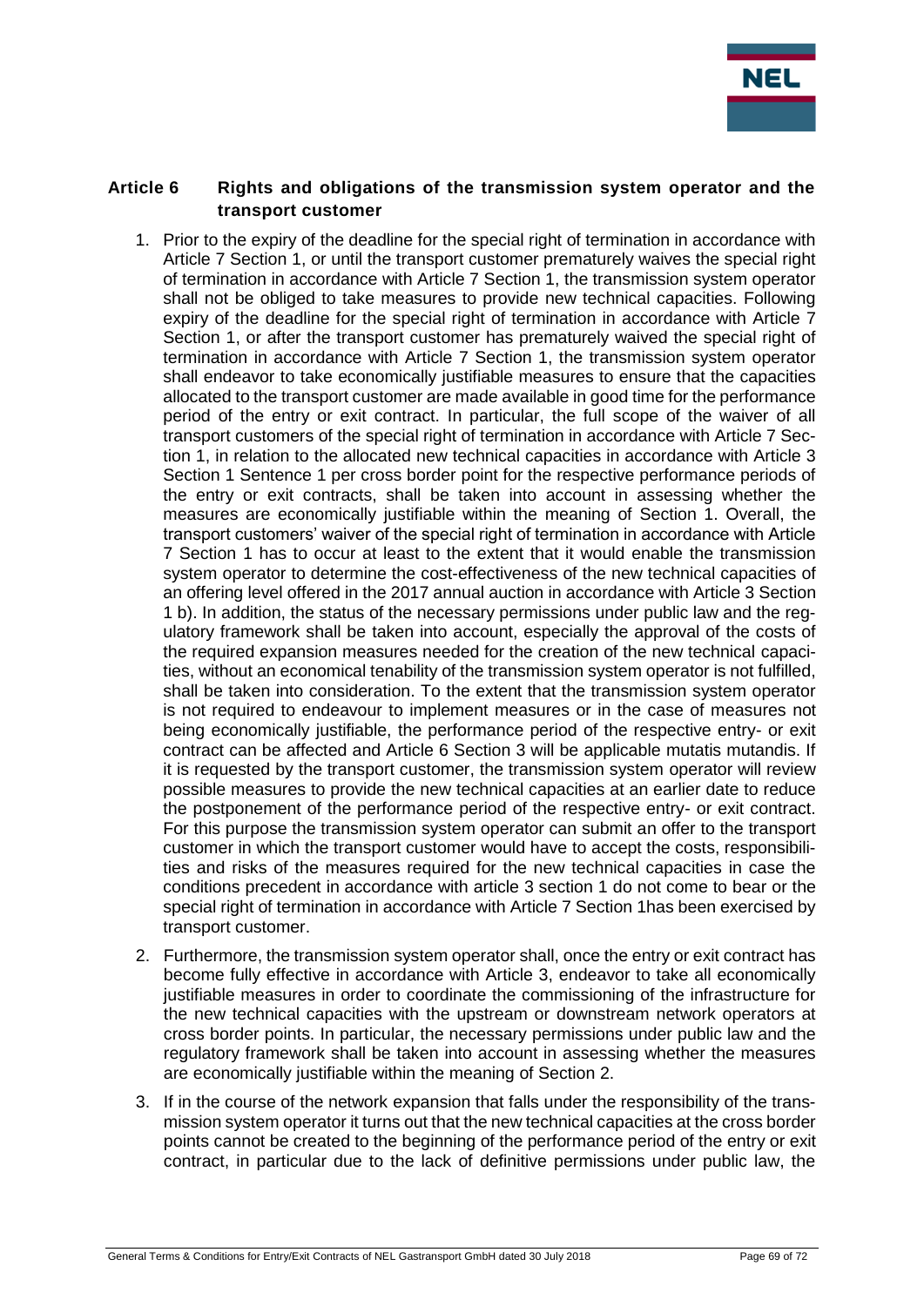## Article 6 Rights and obligations of the transmission system operator and the transport customer

1. Prior to the expiry of the deadline for the special right of termination in accordance with Article 7 Section 1, or until the transport customer prematurely waives the special right of termination in accordance with Article 7 Section 1, the transmission system operator shall not be obliged to take measures to provide new technical capacities. Following expiry of the deadline for the special right of termination in accordance with Article 7 Section 1, or after the transport customer has prematurely waived the special right of termination in accordance with Article 7 Section 1, the transmission system operator shall endeavor to take economically justifiable measures to ensure that the capacities allocated to the transport customer are made available in good time for the performance period of the entry or exit contract. In particular, the full scope of the waiver of all transport customers of the special right of termination in accordance with Article 7 Section 1, in relation to the allocated new technical capacities in accordance with Article 3 Section 1 Sentence 1 per cross border point for the respective performance periods of the entry or exit contracts, shall be taken into account in assessing whether the measures are economically justifiable within the meaning of Section 1. Overall, the transport customers' waiver of the special right of termination in accordance with Article 7 Section 1 has to occur at least to the extent that it would enable the transmission system operator to determine the cost-effectiveness of the new technical capacities of an offering level offered in the 2017 annual auction in accordance with Article 3 Section 1 b). In addition, the status of the necessary permissions under public law and the regulatory framework shall be taken into account, especially the approval of the costs of the required expansion measures needed for the creation of the new technical capacities, without an economical tenability of the transmission system operator is not fulfilled, shall be taken into consideration. To the extent that the transmission system operator is not required to endeavour to implement measures or in the case of measures not being economically justifiable, the performance period of the respective entry- or exit contract can be affected and Article 6 Section 3 will be applicable mutatis mutandis. If it is requested by the transport customer, the transmission system operator will review possible measures to provide the new technical capacities at an earlier date to reduce the postponement of the performance period of the respective entry- or exit contract. For this purpose the transmission system operator can submit an offer to the transport customer in which the transport customer would have to accept the costs, responsibilities and risks of the measures required for the new technical capacities in case the conditions precedent in accordance with article 3 section 1 do not come to bear or the special right of termination in accordance with Article 7 Section 1has been exercised by transport customer.

2. Furthermore, the transmission system operator shall, once the entry or exit contract has become fully effective in accordance with Article 3, endeavor to take all economically justifiable measures in order to coordinate the commissioning of the infrastructure for the new technical capacities with the upstream or downstream network operators at cross border points. In particular, the necessary permissions under public law and the regulatory framework shall be taken into account in assessing whether the measures are economically justifiable within the meaning of Section 2.

3. If in the course of the network expansion that falls under the responsibility of the transmission system operator it turns out that the new technical capacities at the cross border points cannot be created to the beginning of the performance period of the entry or exit contract, in particular due to the lack of definitive permissions under public law, the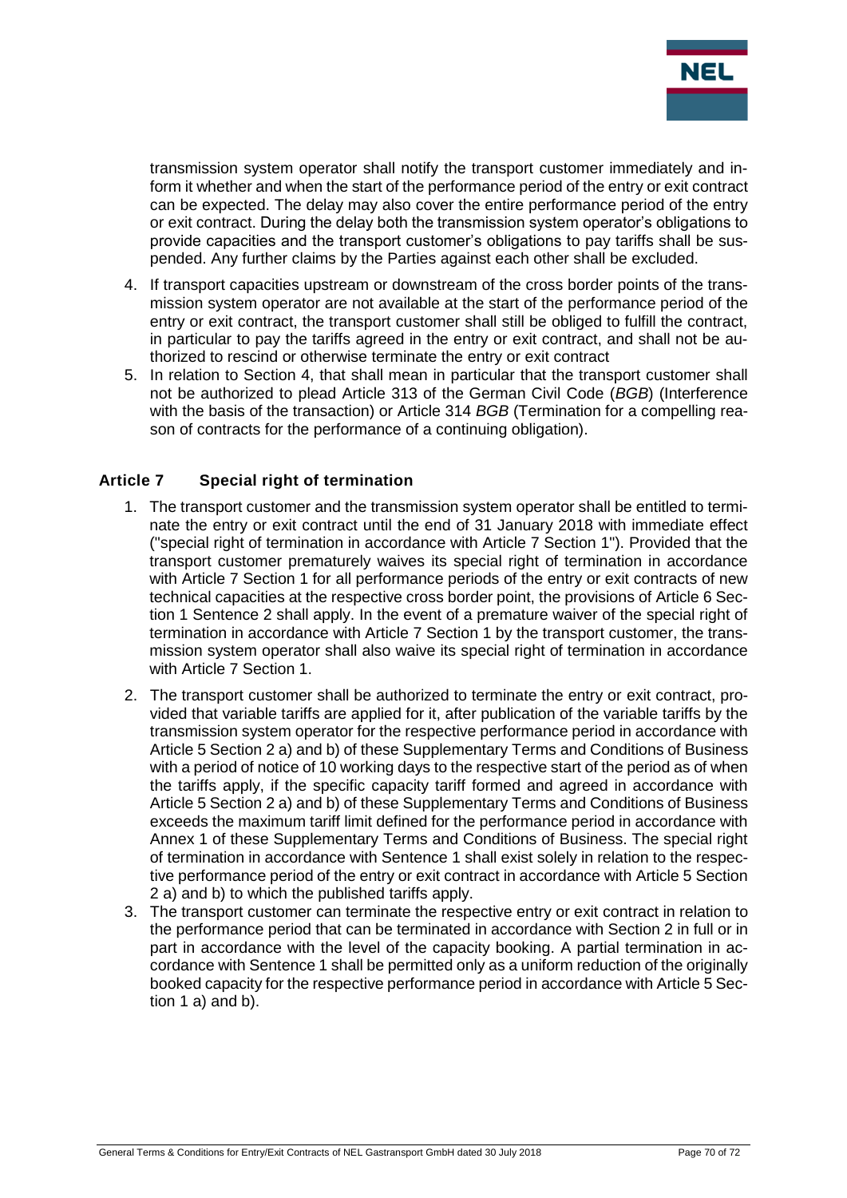transmission system operator shall notify the transport customer immediately and inform it whether and when the start of the performance period of the entry or exit contract can be expected. The delay may also cover the entire performance period of the entry or exit contract. During the delay both the transmission system operator's obligations to provide capacities and the transport customer's obligations to pay tariffs shall be suspended. Any further claims by the Parties against each other shall be excluded.

4. If transport capacities upstream or downstream of the cross border points of the transmission system operator are not available at the start of the performance period of the entry or exit contract, the transport customer shall still be obliged to fulfill the contract, in particular to pay the tariffs agreed in the entry or exit contract, and shall not be authorized to rescind or otherwise terminate the entry or exit contract
5. In relation to Section 4, that shall mean in particular that the transport customer shall not be authorized to plead Article 313 of the German Civil Code (*BGB*) (Interference with the basis of the transaction) or Article 314 *BGB* (Termination for a compelling reason of contracts for the performance of a continuing obligation).

## Article 7 Special right of termination

1. The transport customer and the transmission system operator shall be entitled to terminate the entry or exit contract until the end of 31 January 2018 with immediate effect ("special right of termination in accordance with Article 7 Section 1"). Provided that the transport customer prematurely waives its special right of termination in accordance with Article 7 Section 1 for all performance periods of the entry or exit contracts of new technical capacities at the respective cross border point, the provisions of Article 6 Section 1 Sentence 2 shall apply. In the event of a premature waiver of the special right of termination in accordance with Article 7 Section 1 by the transport customer, the transmission system operator shall also waive its special right of termination in accordance with Article 7 Section 1.
2. The transport customer shall be authorized to terminate the entry or exit contract, provided that variable tariffs are applied for it, after publication of the variable tariffs by the transmission system operator for the respective performance period in accordance with Article 5 Section 2 a) and b) of these Supplementary Terms and Conditions of Business with a period of notice of 10 working days to the respective start of the period as of when the tariffs apply, if the specific capacity tariff formed and agreed in accordance with Article 5 Section 2 a) and b) of these Supplementary Terms and Conditions of Business exceeds the maximum tariff limit defined for the performance period in accordance with Annex 1 of these Supplementary Terms and Conditions of Business. The special right of termination in accordance with Sentence 1 shall exist solely in relation to the respective performance period of the entry or exit contract in accordance with Article 5 Section 2 a) and b) to which the published tariffs apply.
3. The transport customer can terminate the respective entry or exit contract in relation to the performance period that can be terminated in accordance with Section 2 in full or in part in accordance with the level of the capacity booking. A partial termination in accordance with Sentence 1 shall be permitted only as a uniform reduction of the originally booked capacity for the respective performance period in accordance with Article 5 Section 1 a) and b).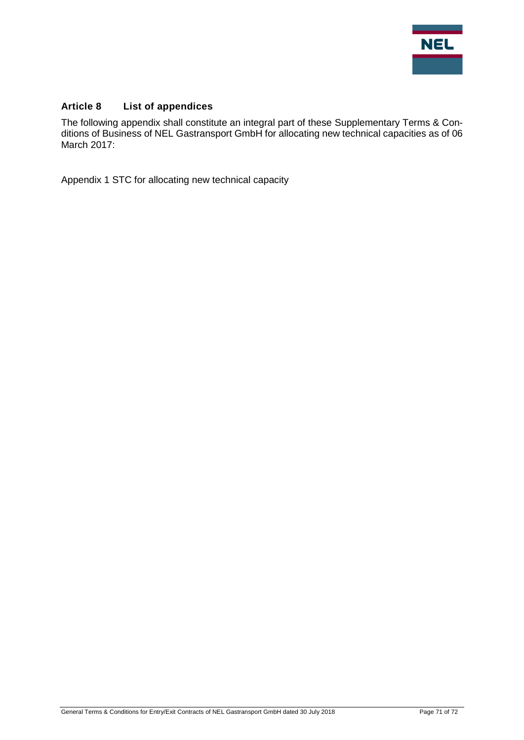## Article 8 List of appendices

The following appendix shall constitute an integral part of these Supplementary Terms & Conditions of Business of NEL Gastransport GmbH for allocating new technical capacities as of 06 March 2017:

Appendix 1 STC for allocating new technical capacity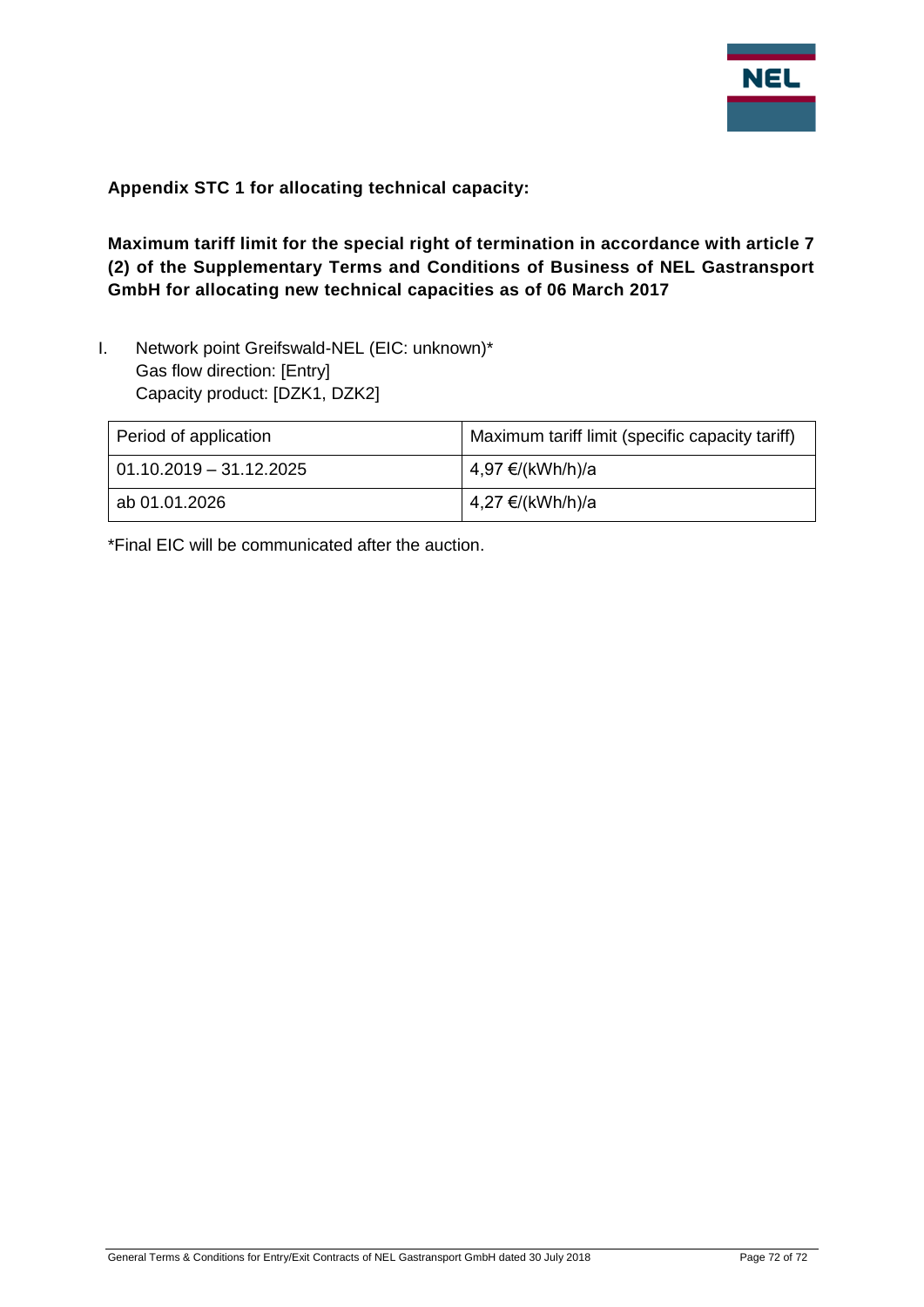**Appendix STC 1 for allocating technical capacity:**

**Maximum tariff limit for the special right of termination in accordance with article 7 (2) of the Supplementary Terms and Conditions of Business of NEL Gastransport GmbH for allocating new technical capacities as of 06 March 2017**

I. Network point Greifswald-NEL (EIC: unknown)*
   Gas flow direction: [Entry]
   Capacity product: [DZK1, DZK2]

| Period of application | Maximum tariff limit (specific capacity tariff) |
| --- | --- |
| 01.10.2019 – 31.12.2025 | 4,97 €/(kWh/h)/a |
| ab 01.01.2026 | 4,27 €/(kWh/h)/a |

*Final EIC will be communicated after the auction.